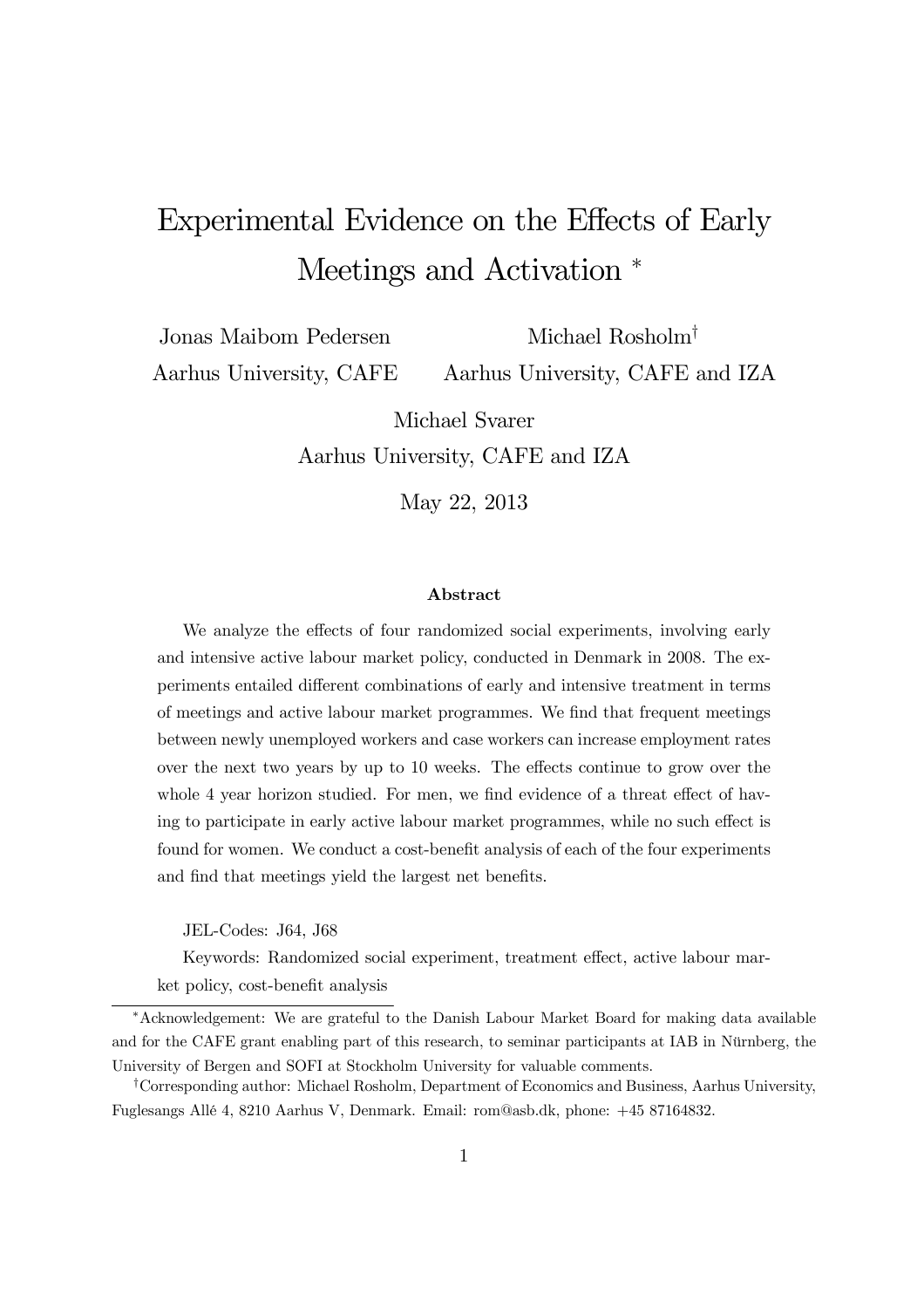# Experimental Evidence on the Effects of Early Meetings and Activation [*]

Jonas Maibom Pedersen
Aarhus University, CAFE

Michael Rosholm[†]
Aarhus University, CAFE and IZA

Michael Svarer
Aarhus University, CAFE and IZA

May 22, 2013

### Abstract

We analyze the effects of four randomized social experiments, involving early and intensive active labour market policy, conducted in Denmark in 2008. The experiments entailed different combinations of early and intensive treatment in terms of meetings and active labour market programmes. We find that frequent meetings between newly unemployed workers and case workers can increase employment rates over the next two years by up to 10 weeks. The effects continue to grow over the whole 4 year horizon studied. For men, we find evidence of a threat effect of having to participate in early active labour market programmes, while no such effect is found for women. We conduct a cost-benefit analysis of each of the four experiments and find that meetings yield the largest net benefits.

JEL-Codes: J64, J68

Keywords: Randomized social experiment, treatment effect, active labour market policy, cost-benefit analysis

---

[*] Acknowledgement: We are grateful to the Danish Labour Market Board for making data available and for the CAFE grant enabling part of this research, to seminar participants at IAB in Nürnberg, the University of Bergen and SOFI at Stockholm University for valuable comments.

[†] Corresponding author: Michael Rosholm, Department of Economics and Business, Aarhus University, Fuglesangs Allé 4, 8210 Aarhus V, Denmark. Email: rom@asb.dk, phone: +45 87164832.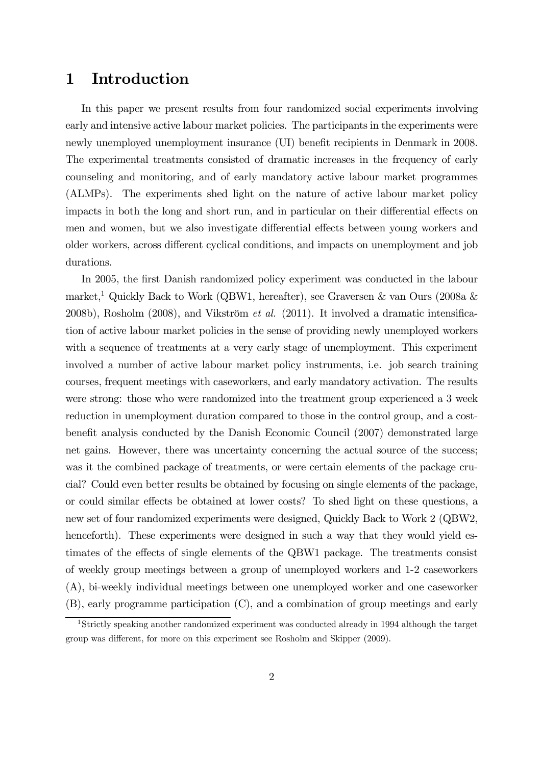# 1 Introduction

In this paper we present results from four randomized social experiments involving early and intensive active labour market policies. The participants in the experiments were newly unemployed unemployment insurance (UI) benefit recipients in Denmark in 2008. The experimental treatments consisted of dramatic increases in the frequency of early counseling and monitoring, and of early mandatory active labour market programmes (ALMPs). The experiments shed light on the nature of active labour market policy impacts in both the long and short run, and in particular on their differential effects on men and women, but we also investigate differential effects between young workers and older workers, across different cyclical conditions, and impacts on unemployment and job durations.

In 2005, the first Danish randomized policy experiment was conducted in the labour market,[1] Quickly Back to Work (QBW1, hereafter), see Graversen & van Ours (2008a & 2008b), Rosholm (2008), and Vikström *et al.* (2011). It involved a dramatic intensification of active labour market policies in the sense of providing newly unemployed workers with a sequence of treatments at a very early stage of unemployment. This experiment involved a number of active labour market policy instruments, i.e. job search training courses, frequent meetings with caseworkers, and early mandatory activation. The results were strong: those who were randomized into the treatment group experienced a 3 week reduction in unemployment duration compared to those in the control group, and a cost-benefit analysis conducted by the Danish Economic Council (2007) demonstrated large net gains. However, there was uncertainty concerning the actual source of the success; was it the combined package of treatments, or were certain elements of the package crucial? Could even better results be obtained by focusing on single elements of the package, or could similar effects be obtained at lower costs? To shed light on these questions, a new set of four randomized experiments were designed, Quickly Back to Work 2 (QBW2, henceforth). These experiments were designed in such a way that they would yield estimates of the effects of single elements of the QBW1 package. The treatments consist of weekly group meetings between a group of unemployed workers and 1-2 caseworkers (A), bi-weekly individual meetings between one unemployed worker and one caseworker (B), early programme participation (C), and a combination of group meetings and early

[1] Strictly speaking another randomized experiment was conducted already in 1994 although the target group was different, for more on this experiment see Rosholm and Skipper (2009).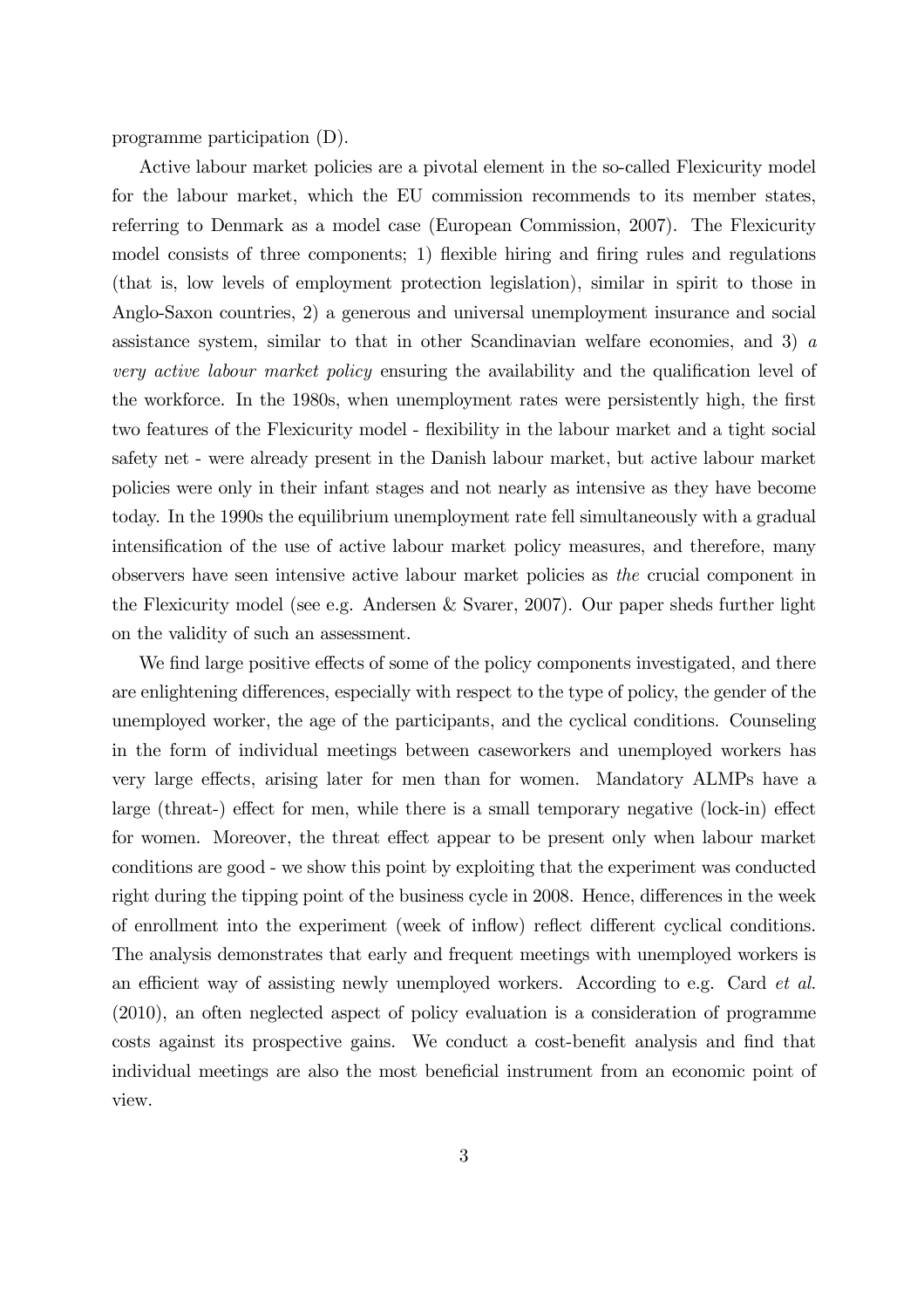programme participation (D).

Active labour market policies are a pivotal element in the so-called Flexicurity model for the labour market, which the EU commission recommends to its member states, referring to Denmark as a model case (European Commission, 2007). The Flexicurity model consists of three components; 1) flexible hiring and firing rules and regulations (that is, low levels of employment protection legislation), similar in spirit to those in Anglo-Saxon countries, 2) a generous and universal unemployment insurance and social assistance system, similar to that in other Scandinavian welfare economies, and 3) *a very active labour market policy* ensuring the availability and the qualification level of the workforce. In the 1980s, when unemployment rates were persistently high, the first two features of the Flexicurity model - flexibility in the labour market and a tight social safety net - were already present in the Danish labour market, but active labour market policies were only in their infant stages and not nearly as intensive as they have become today. In the 1990s the equilibrium unemployment rate fell simultaneously with a gradual intensification of the use of active labour market policy measures, and therefore, many observers have seen intensive active labour market policies as *the* crucial component in the Flexicurity model (see e.g. Andersen & Svarer, 2007). Our paper sheds further light on the validity of such an assessment.

We find large positive effects of some of the policy components investigated, and there are enlightening differences, especially with respect to the type of policy, the gender of the unemployed worker, the age of the participants, and the cyclical conditions. Counseling in the form of individual meetings between caseworkers and unemployed workers has very large effects, arising later for men than for women. Mandatory ALMPs have a large (threat-) effect for men, while there is a small temporary negative (lock-in) effect for women. Moreover, the threat effect appear to be present only when labour market conditions are good - we show this point by exploiting that the experiment was conducted right during the tipping point of the business cycle in 2008. Hence, differences in the week of enrollment into the experiment (week of inflow) reflect different cyclical conditions. The analysis demonstrates that early and frequent meetings with unemployed workers is an efficient way of assisting newly unemployed workers. According to e.g. Card *et al.* (2010), an often neglected aspect of policy evaluation is a consideration of programme costs against its prospective gains. We conduct a cost-benefit analysis and find that individual meetings are also the most beneficial instrument from an economic point of view.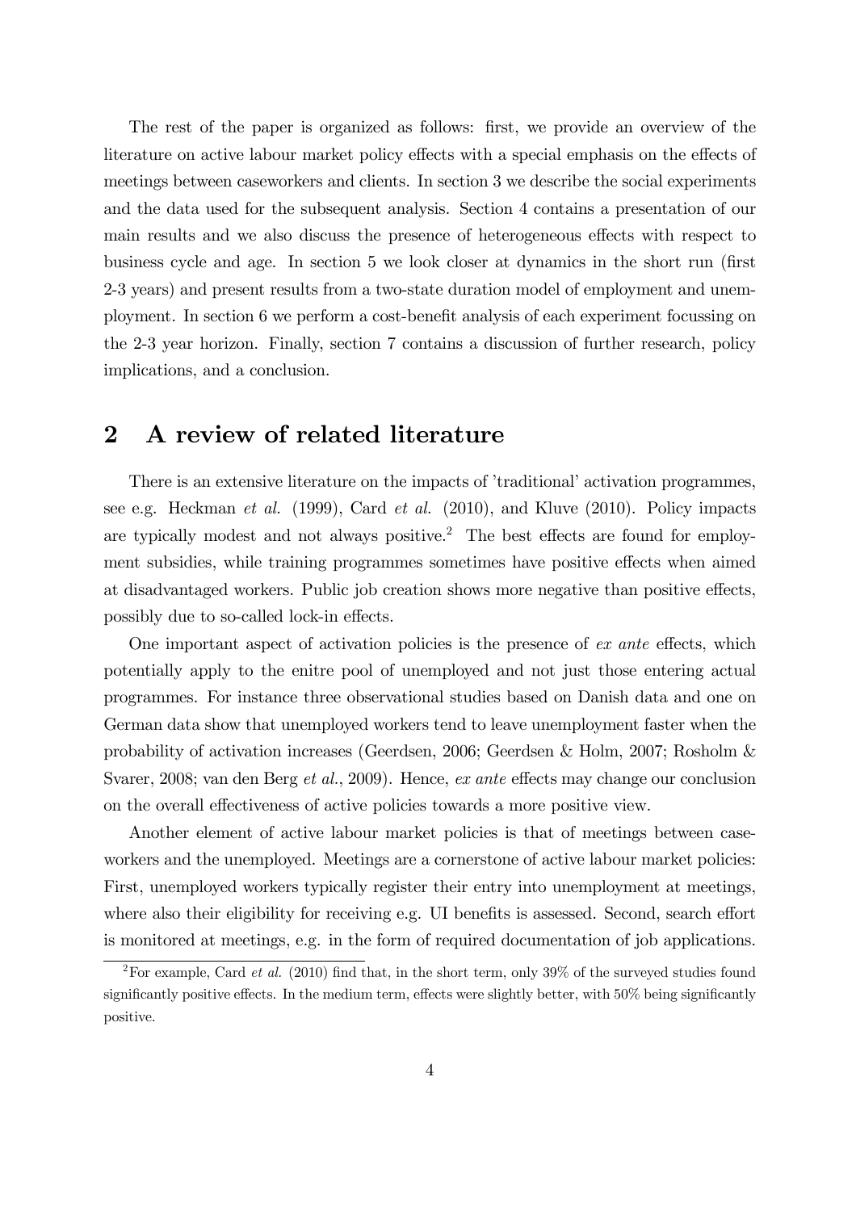The rest of the paper is organized as follows: first, we provide an overview of the literature on active labour market policy effects with a special emphasis on the effects of meetings between caseworkers and clients. In section 3 we describe the social experiments and the data used for the subsequent analysis. Section 4 contains a presentation of our main results and we also discuss the presence of heterogeneous effects with respect to business cycle and age. In section 5 we look closer at dynamics in the short run (first 2-3 years) and present results from a two-state duration model of employment and unemployment. In section 6 we perform a cost-benefit analysis of each experiment focussing on the 2-3 year horizon. Finally, section 7 contains a discussion of further research, policy implications, and a conclusion.

## 2 A review of related literature

There is an extensive literature on the impacts of 'traditional' activation programmes, see e.g. Heckman *et al.* (1999), Card *et al.* (2010), and Kluve (2010). Policy impacts are typically modest and not always positive.[2] The best effects are found for employment subsidies, while training programmes sometimes have positive effects when aimed at disadvantaged workers. Public job creation shows more negative than positive effects, possibly due to so-called lock-in effects.

One important aspect of activation policies is the presence of *ex ante* effects, which potentially apply to the enitre pool of unemployed and not just those entering actual programmes. For instance three observational studies based on Danish data and one on German data show that unemployed workers tend to leave unemployment faster when the probability of activation increases (Geerdsen, 2006; Geerdsen & Holm, 2007; Rosholm & Svarer, 2008; van den Berg *et al.*, 2009). Hence, *ex ante* effects may change our conclusion on the overall effectiveness of active policies towards a more positive view.

Another element of active labour market policies is that of meetings between caseworkers and the unemployed. Meetings are a cornerstone of active labour market policies: First, unemployed workers typically register their entry into unemployment at meetings, where also their eligibility for receiving e.g. UI benefits is assessed. Second, search effort is monitored at meetings, e.g. in the form of required documentation of job applications.

[2] For example, Card *et al.* (2010) find that, in the short term, only 39% of the surveyed studies found significantly positive effects. In the medium term, effects were slightly better, with 50% being significantly positive.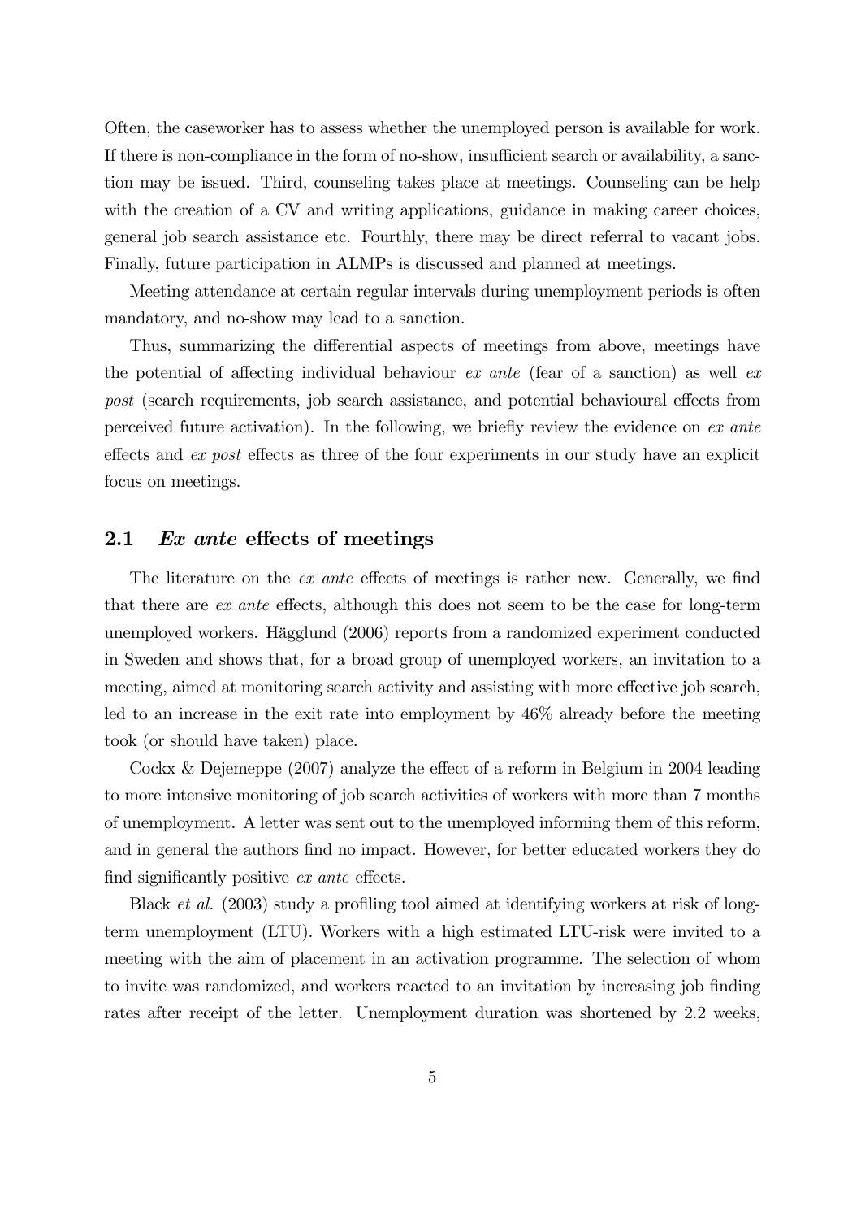Often, the caseworker has to assess whether the unemployed person is available for work. If there is non-compliance in the form of no-show, insufficient search or availability, a sanction may be issued. Third, counseling takes place at meetings. Counseling can be help with the creation of a CV and writing applications, guidance in making career choices, general job search assistance etc. Fourthly, there may be direct referral to vacant jobs. Finally, future participation in ALMPs is discussed and planned at meetings.

Meeting attendance at certain regular intervals during unemployment periods is often mandatory, and no-show may lead to a sanction.

Thus, summarizing the differential aspects of meetings from above, meetings have the potential of affecting individual behaviour *ex ante* (fear of a sanction) as well *ex post* (search requirements, job search assistance, and potential behavioural effects from perceived future activation). In the following, we briefly review the evidence on *ex ante* effects and *ex post* effects as three of the four experiments in our study have an explicit focus on meetings.

## 2.1 *Ex ante* effects of meetings

The literature on the *ex ante* effects of meetings is rather new. Generally, we find that there are *ex ante* effects, although this does not seem to be the case for long-term unemployed workers. Hägglund (2006) reports from a randomized experiment conducted in Sweden and shows that, for a broad group of unemployed workers, an invitation to a meeting, aimed at monitoring search activity and assisting with more effective job search, led to an increase in the exit rate into employment by 46% already before the meeting took (or should have taken) place.

Cockx & Dejemeppe (2007) analyze the effect of a reform in Belgium in 2004 leading to more intensive monitoring of job search activities of workers with more than 7 months of unemployment. A letter was sent out to the unemployed informing them of this reform, and in general the authors find no impact. However, for better educated workers they do find significantly positive *ex ante* effects.

Black *et al.* (2003) study a profiling tool aimed at identifying workers at risk of long-term unemployment (LTU). Workers with a high estimated LTU-risk were invited to a meeting with the aim of placement in an activation programme. The selection of whom to invite was randomized, and workers reacted to an invitation by increasing job finding rates after receipt of the letter. Unemployment duration was shortened by 2.2 weeks,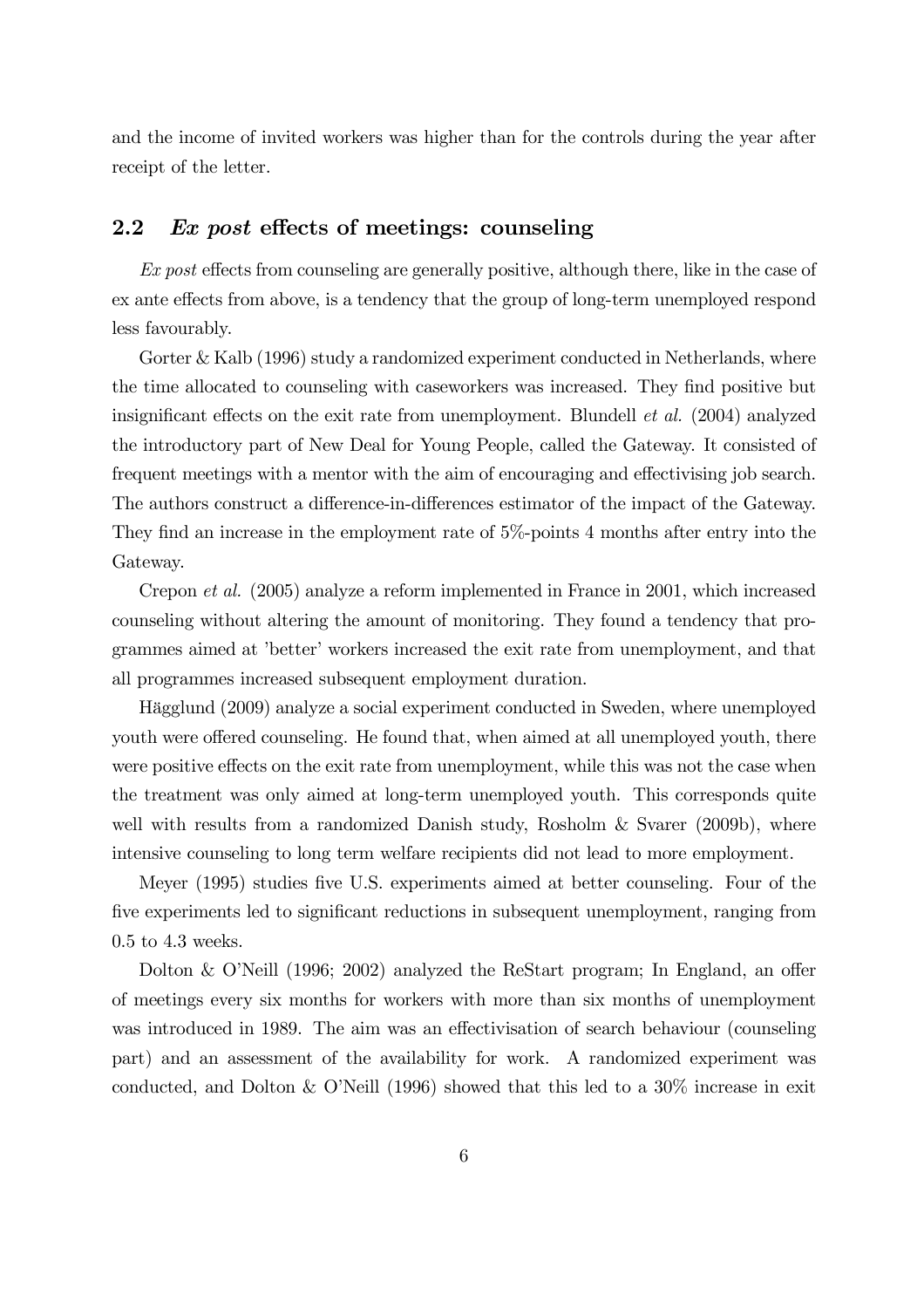and the income of invited workers was higher than for the controls during the year after receipt of the letter.

## 2.2 *Ex post* effects of meetings: counseling

*Ex post* effects from counseling are generally positive, although there, like in the case of ex ante effects from above, is a tendency that the group of long-term unemployed respond less favourably.

Gorter & Kalb (1996) study a randomized experiment conducted in Netherlands, where the time allocated to counseling with caseworkers was increased. They find positive but insignificant effects on the exit rate from unemployment. Blundell *et al.* (2004) analyzed the introductory part of New Deal for Young People, called the Gateway. It consisted of frequent meetings with a mentor with the aim of encouraging and effectivising job search. The authors construct a difference-in-differences estimator of the impact of the Gateway. They find an increase in the employment rate of 5%-points 4 months after entry into the Gateway.

Crepon *et al.* (2005) analyze a reform implemented in France in 2001, which increased counseling without altering the amount of monitoring. They found a tendency that programmes aimed at 'better' workers increased the exit rate from unemployment, and that all programmes increased subsequent employment duration.

Hägglund (2009) analyze a social experiment conducted in Sweden, where unemployed youth were offered counseling. He found that, when aimed at all unemployed youth, there were positive effects on the exit rate from unemployment, while this was not the case when the treatment was only aimed at long-term unemployed youth. This corresponds quite well with results from a randomized Danish study, Rosholm & Svarer (2009b), where intensive counseling to long term welfare recipients did not lead to more employment.

Meyer (1995) studies five U.S. experiments aimed at better counseling. Four of the five experiments led to significant reductions in subsequent unemployment, ranging from 0.5 to 4.3 weeks.

Dolton & O'Neill (1996; 2002) analyzed the ReStart program; In England, an offer of meetings every six months for workers with more than six months of unemployment was introduced in 1989. The aim was an effectivisation of search behaviour (counseling part) and an assessment of the availability for work. A randomized experiment was conducted, and Dolton & O'Neill (1996) showed that this led to a 30% increase in exit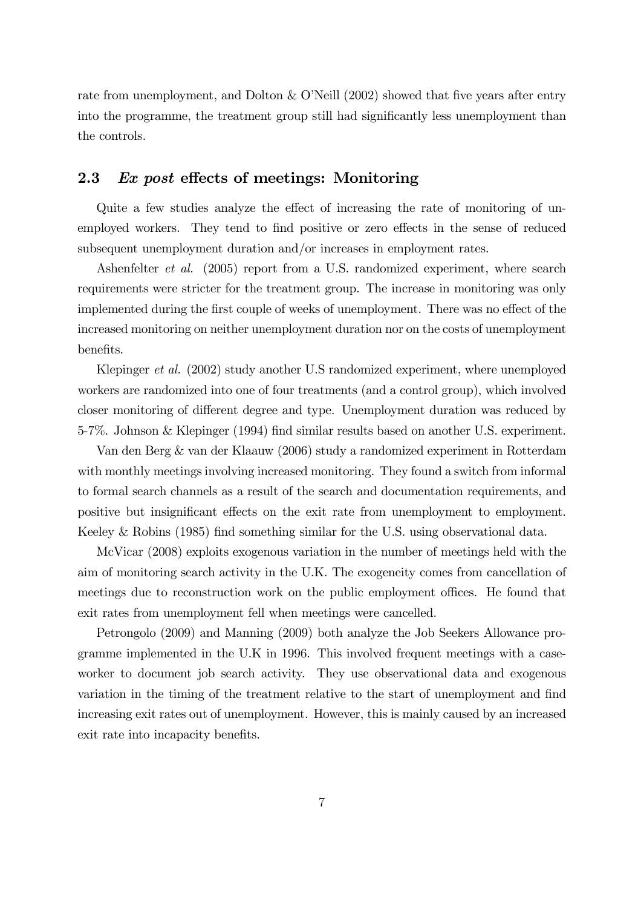rate from unemployment, and Dolton & O'Neill (2002) showed that five years after entry into the programme, the treatment group still had significantly less unemployment than the controls.

## 2.3 *Ex post* effects of meetings: Monitoring

Quite a few studies analyze the effect of increasing the rate of monitoring of unemployed workers. They tend to find positive or zero effects in the sense of reduced subsequent unemployment duration and/or increases in employment rates.

Ashenfelter *et al.* (2005) report from a U.S. randomized experiment, where search requirements were stricter for the treatment group. The increase in monitoring was only implemented during the first couple of weeks of unemployment. There was no effect of the increased monitoring on neither unemployment duration nor on the costs of unemployment benefits.

Klepinger *et al.* (2002) study another U.S randomized experiment, where unemployed workers are randomized into one of four treatments (and a control group), which involved closer monitoring of different degree and type. Unemployment duration was reduced by 5-7%. Johnson & Klepinger (1994) find similar results based on another U.S. experiment.

Van den Berg & van der Klaauw (2006) study a randomized experiment in Rotterdam with monthly meetings involving increased monitoring. They found a switch from informal to formal search channels as a result of the search and documentation requirements, and positive but insignificant effects on the exit rate from unemployment to employment. Keeley & Robins (1985) find something similar for the U.S. using observational data.

McVicar (2008) exploits exogenous variation in the number of meetings held with the aim of monitoring search activity in the U.K. The exogeneity comes from cancellation of meetings due to reconstruction work on the public employment offices. He found that exit rates from unemployment fell when meetings were cancelled.

Petrongolo (2009) and Manning (2009) both analyze the Job Seekers Allowance programme implemented in the U.K in 1996. This involved frequent meetings with a caseworker to document job search activity. They use observational data and exogenous variation in the timing of the treatment relative to the start of unemployment and find increasing exit rates out of unemployment. However, this is mainly caused by an increased exit rate into incapacity benefits.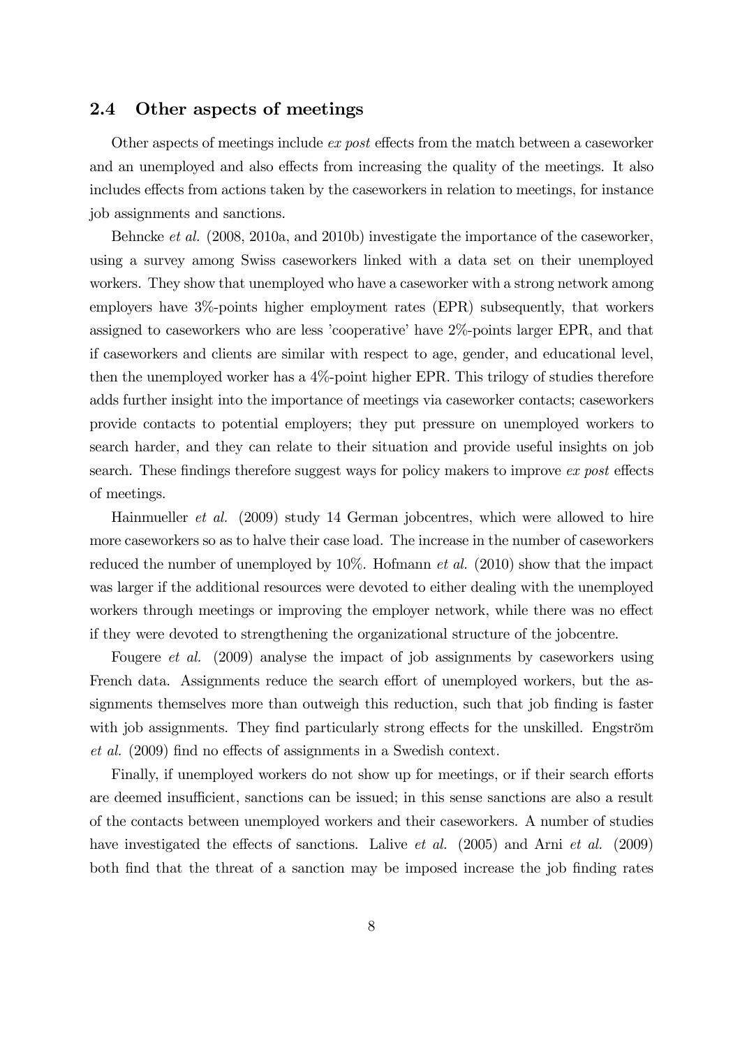## 2.4 Other aspects of meetings

Other aspects of meetings include *ex post* effects from the match between a caseworker and an unemployed and also effects from increasing the quality of the meetings. It also includes effects from actions taken by the caseworkers in relation to meetings, for instance job assignments and sanctions.

Behncke *et al.* (2008, 2010a, and 2010b) investigate the importance of the caseworker, using a survey among Swiss caseworkers linked with a data set on their unemployed workers. They show that unemployed who have a caseworker with a strong network among employers have 3%-points higher employment rates (EPR) subsequently, that workers assigned to caseworkers who are less 'cooperative' have 2%-points larger EPR, and that if caseworkers and clients are similar with respect to age, gender, and educational level, then the unemployed worker has a 4%-point higher EPR. This trilogy of studies therefore adds further insight into the importance of meetings via caseworker contacts; caseworkers provide contacts to potential employers; they put pressure on unemployed workers to search harder, and they can relate to their situation and provide useful insights on job search. These findings therefore suggest ways for policy makers to improve *ex post* effects of meetings.

Hainmueller *et al.* (2009) study 14 German jobcentres, which were allowed to hire more caseworkers so as to halve their case load. The increase in the number of caseworkers reduced the number of unemployed by 10%. Hofmann *et al.* (2010) show that the impact was larger if the additional resources were devoted to either dealing with the unemployed workers through meetings or improving the employer network, while there was no effect if they were devoted to strengthening the organizational structure of the jobcentre.

Fougere *et al.* (2009) analyse the impact of job assignments by caseworkers using French data. Assignments reduce the search effort of unemployed workers, but the assignments themselves more than outweigh this reduction, such that job finding is faster with job assignments. They find particularly strong effects for the unskilled. Engström *et al.* (2009) find no effects of assignments in a Swedish context.

Finally, if unemployed workers do not show up for meetings, or if their search efforts are deemed insufficient, sanctions can be issued; in this sense sanctions are also a result of the contacts between unemployed workers and their caseworkers. A number of studies have investigated the effects of sanctions. Lalive *et al.* (2005) and Arni *et al.* (2009) both find that the threat of a sanction may be imposed increase the job finding rates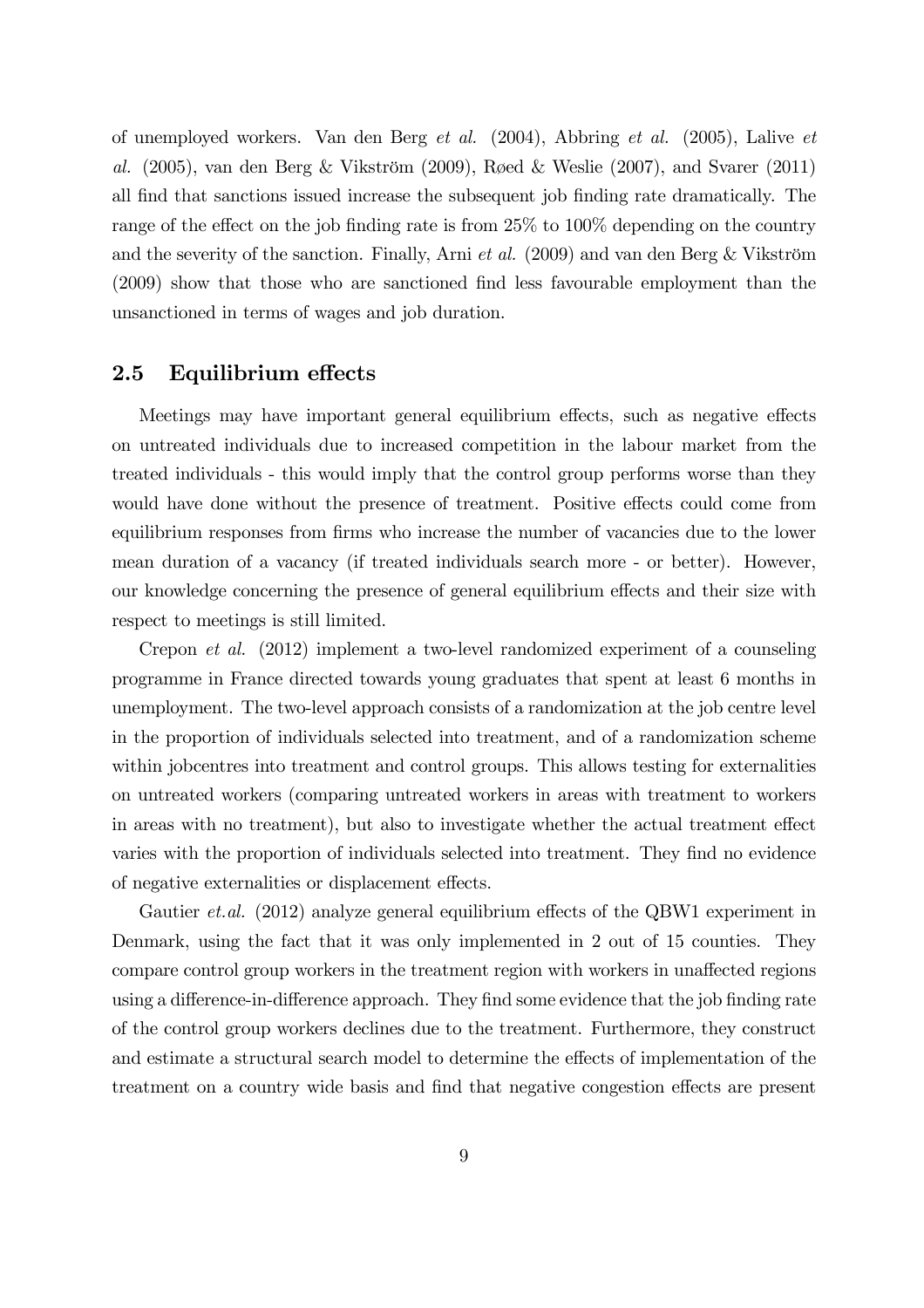of unemployed workers. Van den Berg *et al.* (2004), Abbring *et al.* (2005), Lalive *et al.* (2005), van den Berg & Vikström (2009), Røed & Weslie (2007), and Svarer (2011) all find that sanctions issued increase the subsequent job finding rate dramatically. The range of the effect on the job finding rate is from 25% to 100% depending on the country and the severity of the sanction. Finally, Arni *et al.* (2009) and van den Berg & Vikström (2009) show that those who are sanctioned find less favourable employment than the unsanctioned in terms of wages and job duration.

## 2.5 Equilibrium effects

Meetings may have important general equilibrium effects, such as negative effects on untreated individuals due to increased competition in the labour market from the treated individuals - this would imply that the control group performs worse than they would have done without the presence of treatment. Positive effects could come from equilibrium responses from firms who increase the number of vacancies due to the lower mean duration of a vacancy (if treated individuals search more - or better). However, our knowledge concerning the presence of general equilibrium effects and their size with respect to meetings is still limited.

Crepon *et al.* (2012) implement a two-level randomized experiment of a counseling programme in France directed towards young graduates that spent at least 6 months in unemployment. The two-level approach consists of a randomization at the job centre level in the proportion of individuals selected into treatment, and of a randomization scheme within jobcentres into treatment and control groups. This allows testing for externalities on untreated workers (comparing untreated workers in areas with treatment to workers in areas with no treatment), but also to investigate whether the actual treatment effect varies with the proportion of individuals selected into treatment. They find no evidence of negative externalities or displacement effects.

Gautier *et.al.* (2012) analyze general equilibrium effects of the QBW1 experiment in Denmark, using the fact that it was only implemented in 2 out of 15 counties. They compare control group workers in the treatment region with workers in unaffected regions using a difference-in-difference approach. They find some evidence that the job finding rate of the control group workers declines due to the treatment. Furthermore, they construct and estimate a structural search model to determine the effects of implementation of the treatment on a country wide basis and find that negative congestion effects are present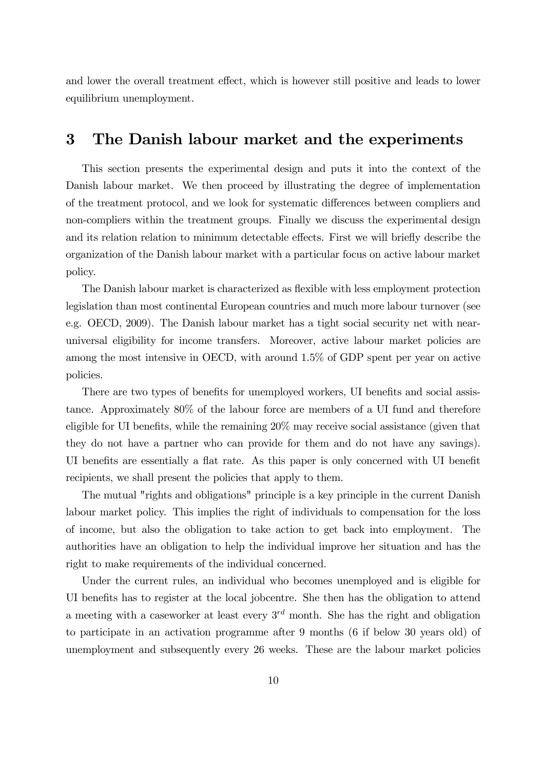and lower the overall treatment effect, which is however still positive and leads to lower equilibrium unemployment.

# 3 The Danish labour market and the experiments

This section presents the experimental design and puts it into the context of the Danish labour market. We then proceed by illustrating the degree of implementation of the treatment protocol, and we look for systematic differences between compliers and non-compliers within the treatment groups. Finally we discuss the experimental design and its relation relation to minimum detectable effects. First we will briefly describe the organization of the Danish labour market with a particular focus on active labour market policy.

The Danish labour market is characterized as flexible with less employment protection legislation than most continental European countries and much more labour turnover (see e.g. OECD, 2009). The Danish labour market has a tight social security net with near-universal eligibility for income transfers. Moreover, active labour market policies are among the most intensive in OECD, with around 1.5% of GDP spent per year on active policies.

There are two types of benefits for unemployed workers, UI benefits and social assistance. Approximately 80% of the labour force are members of a UI fund and therefore eligible for UI benefits, while the remaining 20% may receive social assistance (given that they do not have a partner who can provide for them and do not have any savings). UI benefits are essentially a flat rate. As this paper is only concerned with UI benefit recipients, we shall present the policies that apply to them.

The mutual "rights and obligations" principle is a key principle in the current Danish labour market policy. This implies the right of individuals to compensation for the loss of income, but also the obligation to take action to get back into employment. The authorities have an obligation to help the individual improve her situation and has the right to make requirements of the individual concerned.

Under the current rules, an individual who becomes unemployed and is eligible for UI benefits has to register at the local jobcentre. She then has the obligation to attend a meeting with a caseworker at least every $3^{rd}$ month. She has the right and obligation to participate in an activation programme after 9 months (6 if below 30 years old) of unemployment and subsequently every 26 weeks. These are the labour market policies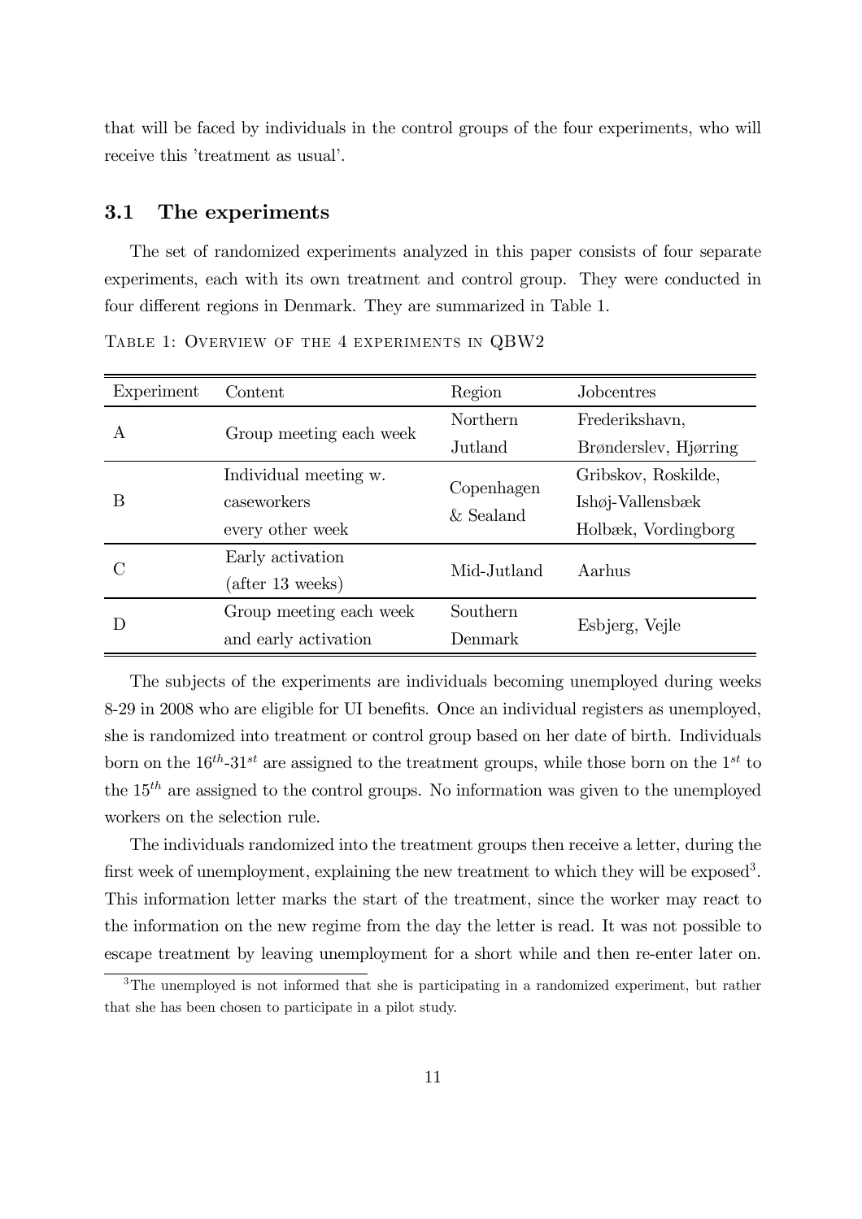that will be faced by individuals in the control groups of the four experiments, who will receive this 'treatment as usual'.

### 3.1 The experiments

The set of randomized experiments analyzed in this paper consists of four separate experiments, each with its own treatment and control group. They were conducted in four different regions in Denmark. They are summarized in Table 1.

TABLE 1: OVERVIEW OF THE 4 EXPERIMENTS IN QBW2

| Experiment | Content | Region | Jobcentres |
|---|---|---|---|
| A | Group meeting each week | Northern Jutland | Frederikshavn, Brønderslev, Hjørring |
| B | Individual meeting w. caseworkers every other week | Copenhagen & Sealand | Gribskov, Roskilde, Ishøj-Vallensbæk Holbæk, Vordingborg |
| C | Early activation (after 13 weeks) | Mid-Jutland | Aarhus |
| D | Group meeting each week and early activation | Southern Denmark | Esbjerg, Vejle |

The subjects of the experiments are individuals becoming unemployed during weeks 8-29 in 2008 who are eligible for UI benefits. Once an individual registers as unemployed, she is randomized into treatment or control group based on her date of birth. Individuals born on the $16^{th}$-$31^{st}$ are assigned to the treatment groups, while those born on the $1^{st}$ to the $15^{th}$ are assigned to the control groups. No information was given to the unemployed workers on the selection rule.

The individuals randomized into the treatment groups then receive a letter, during the first week of unemployment, explaining the new treatment to which they will be exposed[3]. This information letter marks the start of the treatment, since the worker may react to the information on the new regime from the day the letter is read. It was not possible to escape treatment by leaving unemployment for a short while and then re-enter later on.

[3]The unemployed is not informed that she is participating in a randomized experiment, but rather that she has been chosen to participate in a pilot study.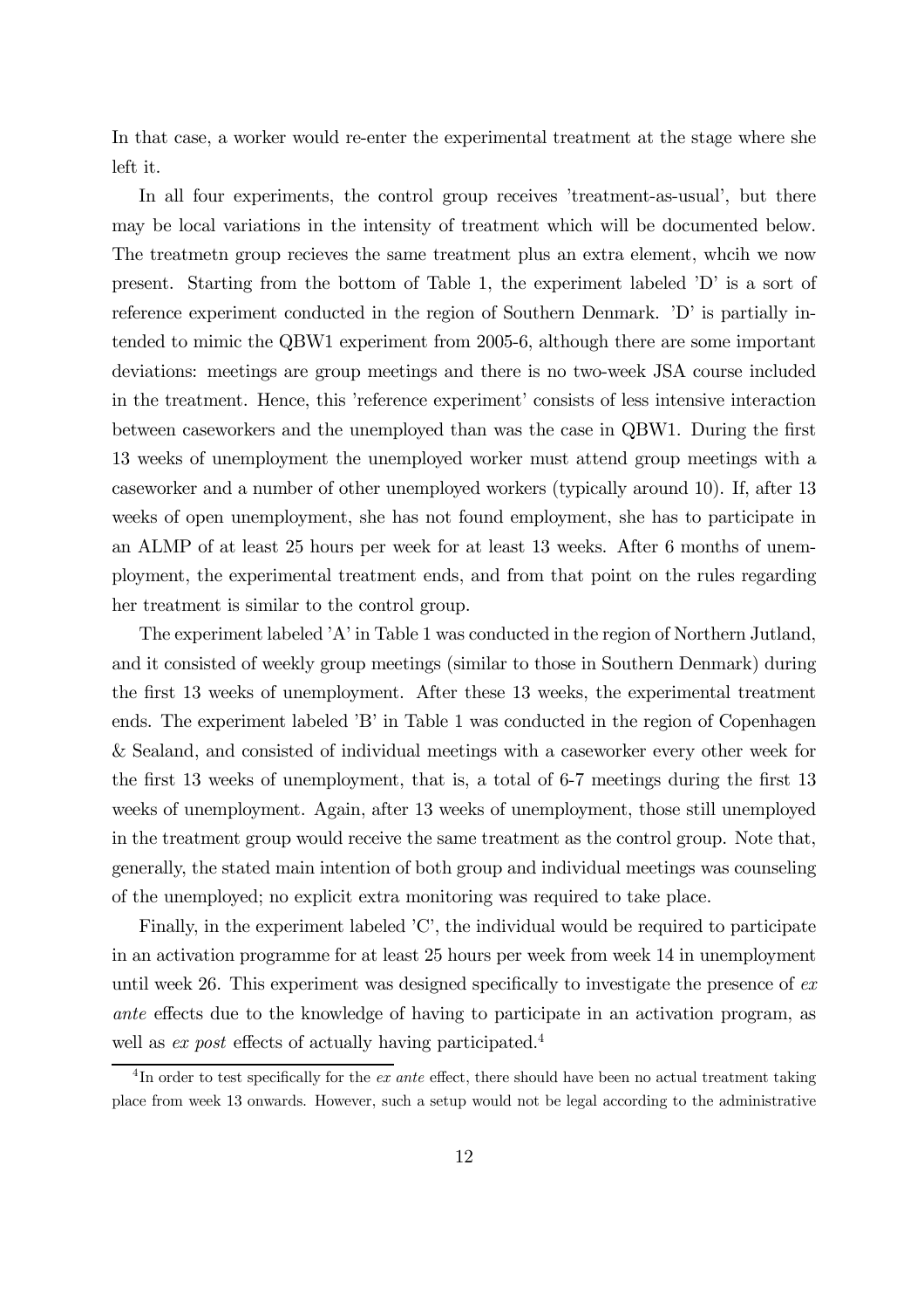In that case, a worker would re-enter the experimental treatment at the stage where she left it.

In all four experiments, the control group receives 'treatment-as-usual', but there may be local variations in the intensity of treatment which will be documented below. The treatmetn group recieves the same treatment plus an extra element, whcih we now present. Starting from the bottom of Table 1, the experiment labeled 'D' is a sort of reference experiment conducted in the region of Southern Denmark. 'D' is partially intended to mimic the QBW1 experiment from 2005-6, although there are some important deviations: meetings are group meetings and there is no two-week JSA course included in the treatment. Hence, this 'reference experiment' consists of less intensive interaction between caseworkers and the unemployed than was the case in QBW1. During the first 13 weeks of unemployment the unemployed worker must attend group meetings with a caseworker and a number of other unemployed workers (typically around 10). If, after 13 weeks of open unemployment, she has not found employment, she has to participate in an ALMP of at least 25 hours per week for at least 13 weeks. After 6 months of unemployment, the experimental treatment ends, and from that point on the rules regarding her treatment is similar to the control group.

The experiment labeled 'A' in Table 1 was conducted in the region of Northern Jutland, and it consisted of weekly group meetings (similar to those in Southern Denmark) during the first 13 weeks of unemployment. After these 13 weeks, the experimental treatment ends. The experiment labeled 'B' in Table 1 was conducted in the region of Copenhagen & Sealand, and consisted of individual meetings with a caseworker every other week for the first 13 weeks of unemployment, that is, a total of 6-7 meetings during the first 13 weeks of unemployment. Again, after 13 weeks of unemployment, those still unemployed in the treatment group would receive the same treatment as the control group. Note that, generally, the stated main intention of both group and individual meetings was counseling of the unemployed; no explicit extra monitoring was required to take place.

Finally, in the experiment labeled 'C', the individual would be required to participate in an activation programme for at least 25 hours per week from week 14 in unemployment until week 26. This experiment was designed specifically to investigate the presence of *ex ante* effects due to the knowledge of having to participate in an activation program, as well as *ex post* effects of actually having participated.[4]

[4] In order to test specifically for the *ex ante* effect, there should have been no actual treatment taking place from week 13 onwards. However, such a setup would not be legal according to the administrative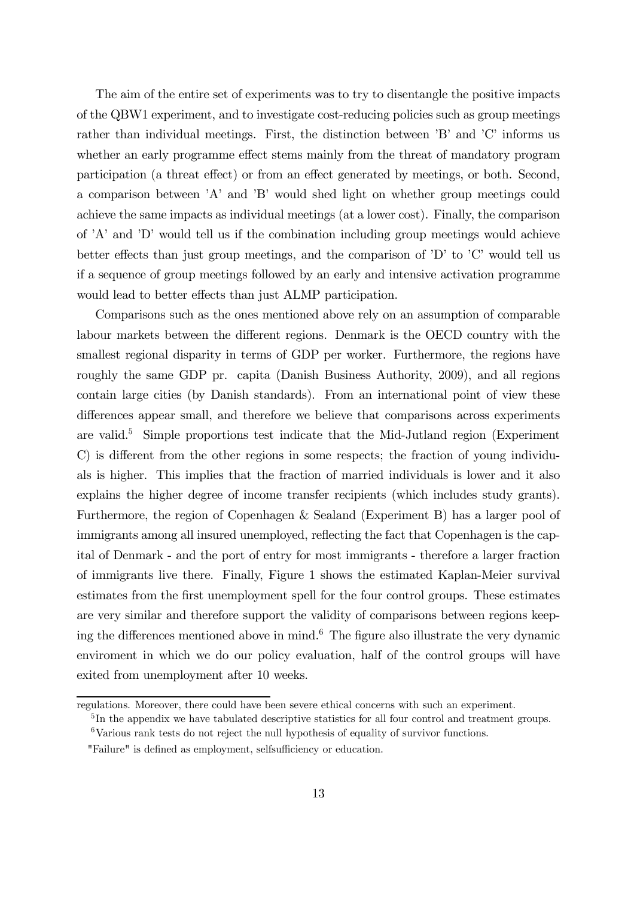The aim of the entire set of experiments was to try to disentangle the positive impacts of the QBW1 experiment, and to investigate cost-reducing policies such as group meetings rather than individual meetings. First, the distinction between 'B' and 'C' informs us whether an early programme effect stems mainly from the threat of mandatory program participation (a threat effect) or from an effect generated by meetings, or both. Second, a comparison between 'A' and 'B' would shed light on whether group meetings could achieve the same impacts as individual meetings (at a lower cost). Finally, the comparison of 'A' and 'D' would tell us if the combination including group meetings would achieve better effects than just group meetings, and the comparison of 'D' to 'C' would tell us if a sequence of group meetings followed by an early and intensive activation programme would lead to better effects than just ALMP participation.

Comparisons such as the ones mentioned above rely on an assumption of comparable labour markets between the different regions. Denmark is the OECD country with the smallest regional disparity in terms of GDP per worker. Furthermore, the regions have roughly the same GDP pr. capita (Danish Business Authority, 2009), and all regions contain large cities (by Danish standards). From an international point of view these differences appear small, and therefore we believe that comparisons across experiments are valid.[5] Simple proportions test indicate that the Mid-Jutland region (Experiment C) is different from the other regions in some respects; the fraction of young individuals is higher. This implies that the fraction of married individuals is lower and it also explains the higher degree of income transfer recipients (which includes study grants). Furthermore, the region of Copenhagen & Sealand (Experiment B) has a larger pool of immigrants among all insured unemployed, reflecting the fact that Copenhagen is the capital of Denmark - and the port of entry for most immigrants - therefore a larger fraction of immigrants live there. Finally, Figure 1 shows the estimated Kaplan-Meier survival estimates from the first unemployment spell for the four control groups. These estimates are very similar and therefore support the validity of comparisons between regions keeping the differences mentioned above in mind.[6] The figure also illustrate the very dynamic enviroment in which we do our policy evaluation, half of the control groups will have exited from unemployment after 10 weeks.

---

regulations. Moreover, there could have been severe ethical concerns with such an experiment.

[5] In the appendix we have tabulated descriptive statistics for all four control and treatment groups.

[6] Various rank tests do not reject the null hypothesis of equality of survivor functions.

"Failure" is defined as employment, selfsufficiency or education.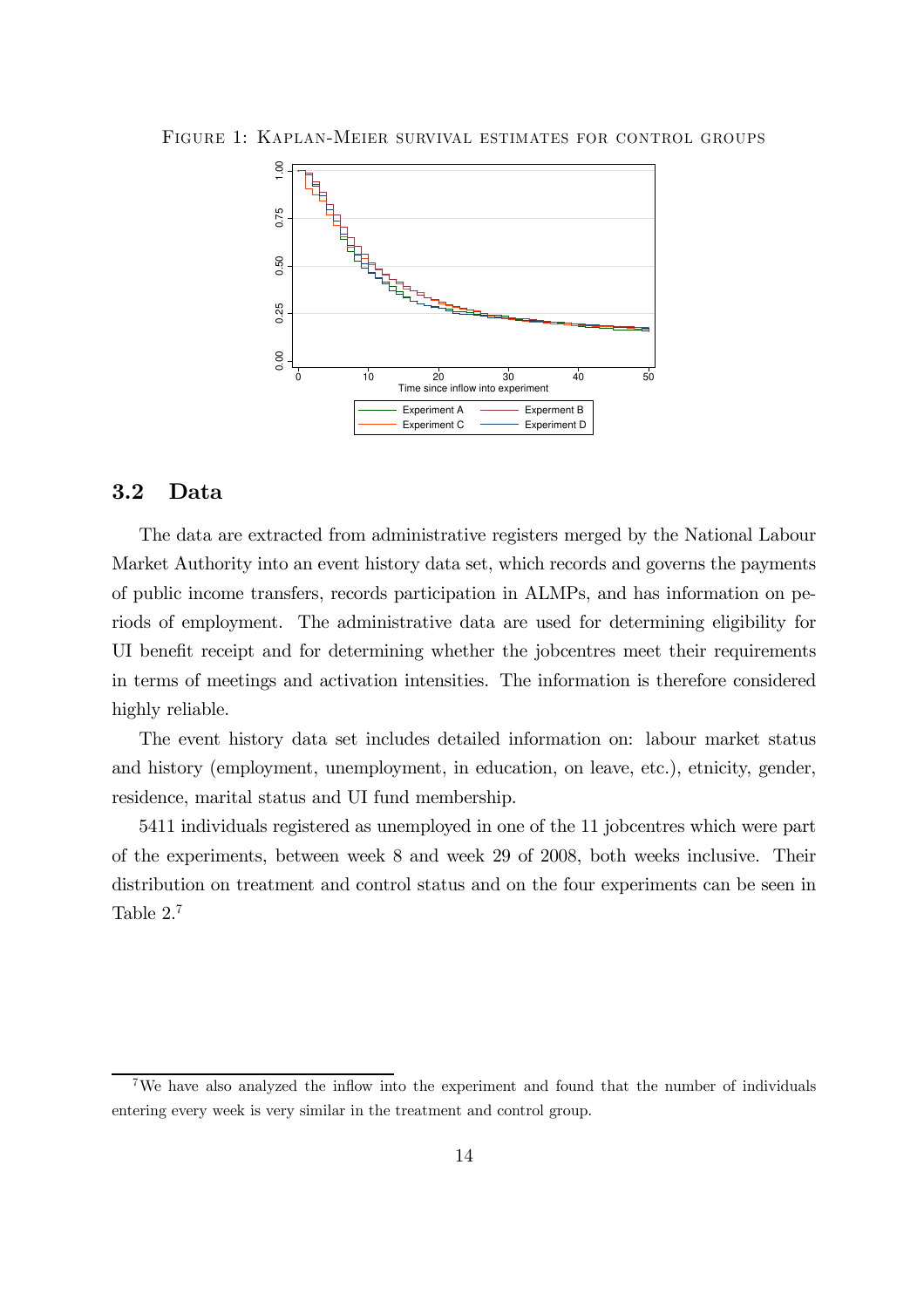Figure 1: Kaplan-Meier survival estimates for control groups

### 3.2 Data

The data are extracted from administrative registers merged by the National Labour Market Authority into an event history data set, which records and governs the payments of public income transfers, records participation in ALMPs, and has information on periods of employment. The administrative data are used for determining eligibility for UI benefit receipt and for determining whether the jobcentres meet their requirements in terms of meetings and activation intensities. The information is therefore considered highly reliable.

The event history data set includes detailed information on: labour market status and history (employment, unemployment, in education, on leave, etc.), etnicity, gender, residence, marital status and UI fund membership.

5411 individuals registered as unemployed in one of the 11 jobcentres which were part of the experiments, between week 8 and week 29 of 2008, both weeks inclusive. Their distribution on treatment and control status and on the four experiments can be seen in Table 2.[7]

[7]We have also analyzed the inflow into the experiment and found that the number of individuals entering every week is very similar in the treatment and control group.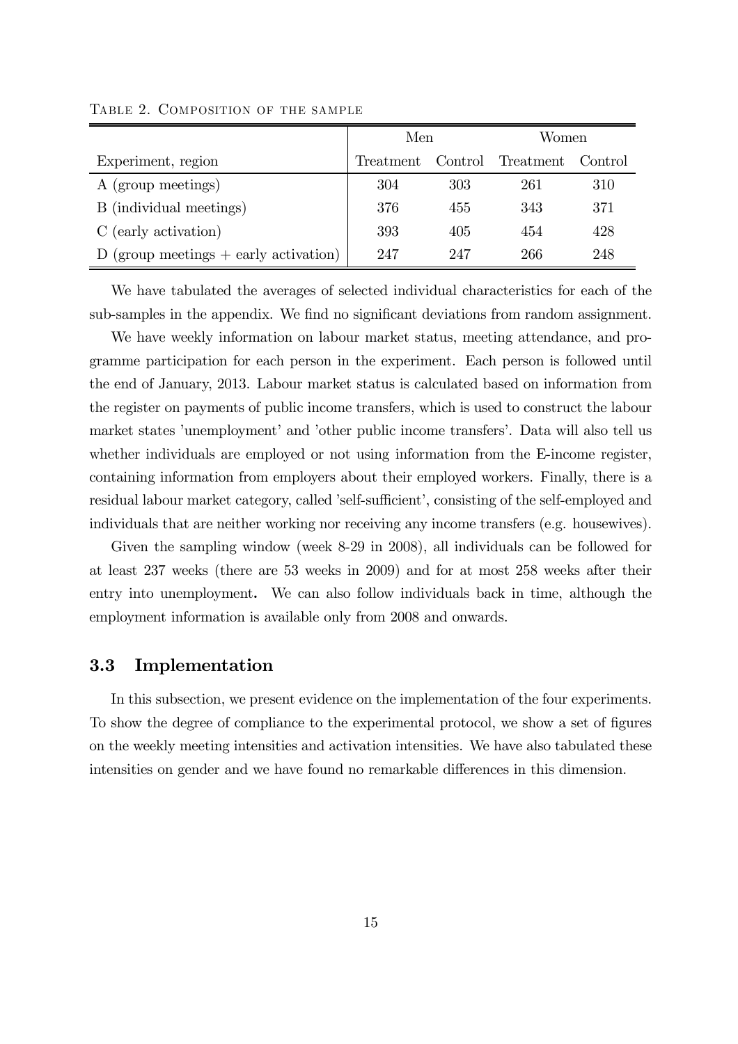Table 2. Composition of the sample

| | Men | | Women | |
|---|---|---|---|---|
| Experiment, region | Treatment | Control | Treatment | Control |
| A (group meetings) | 304 | 303 | 261 | 310 |
| B (individual meetings) | 376 | 455 | 343 | 371 |
| C (early activation) | 393 | 405 | 454 | 428 |
| D (group meetings + early activation) | 247 | 247 | 266 | 248 |

We have tabulated the averages of selected individual characteristics for each of the sub-samples in the appendix. We find no significant deviations from random assignment.

We have weekly information on labour market status, meeting attendance, and programme participation for each person in the experiment. Each person is followed until the end of January, 2013. Labour market status is calculated based on information from the register on payments of public income transfers, which is used to construct the labour market states 'unemployment' and 'other public income transfers'. Data will also tell us whether individuals are employed or not using information from the E-income register, containing information from employers about their employed workers. Finally, there is a residual labour market category, called 'self-sufficient', consisting of the self-employed and individuals that are neither working nor receiving any income transfers (e.g. housewives).

Given the sampling window (week 8-29 in 2008), all individuals can be followed for at least 237 weeks (there are 53 weeks in 2009) and for at most 258 weeks after their entry into unemployment**.** We can also follow individuals back in time, although the employment information is available only from 2008 and onwards.

### 3.3 Implementation

In this subsection, we present evidence on the implementation of the four experiments. To show the degree of compliance to the experimental protocol, we show a set of figures on the weekly meeting intensities and activation intensities. We have also tabulated these intensities on gender and we have found no remarkable differences in this dimension.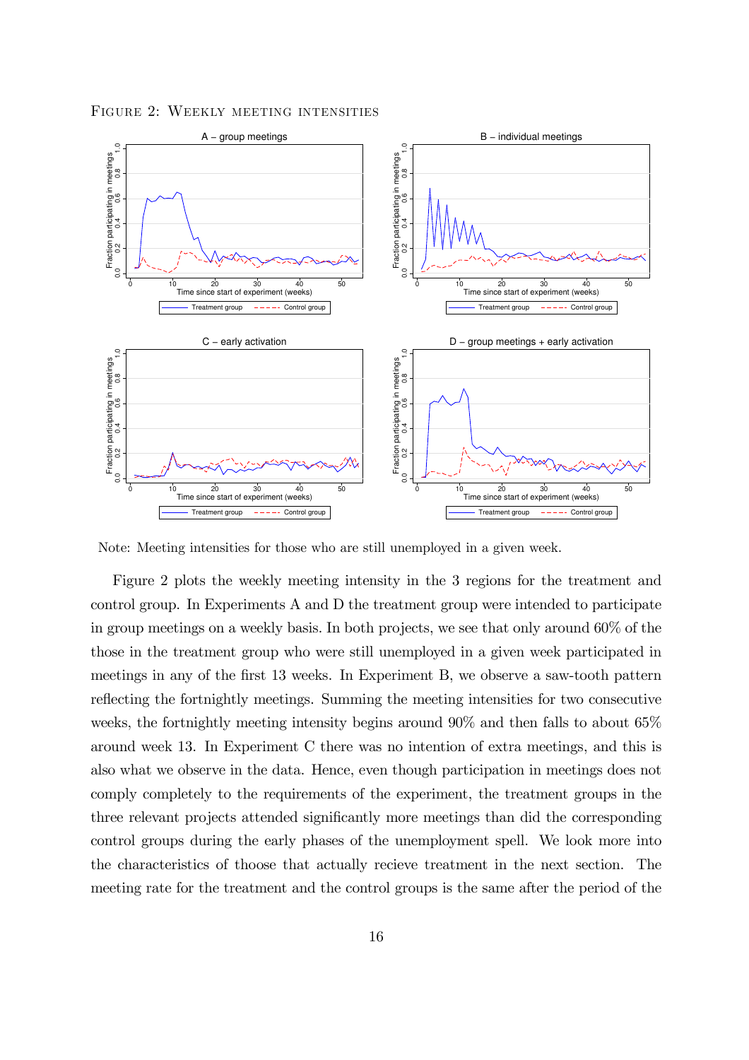Figure 2: Weekly meeting intensities

Note: Meeting intensities for those who are still unemployed in a given week.

Figure 2 plots the weekly meeting intensity in the 3 regions for the treatment and control group. In Experiments A and D the treatment group were intended to participate in group meetings on a weekly basis. In both projects, we see that only around 60% of the those in the treatment group who were still unemployed in a given week participated in meetings in any of the first 13 weeks. In Experiment B, we observe a saw-tooth pattern reflecting the fortnightly meetings. Summing the meeting intensities for two consecutive weeks, the fortnightly meeting intensity begins around 90% and then falls to about 65% around week 13. In Experiment C there was no intention of extra meetings, and this is also what we observe in the data. Hence, even though participation in meetings does not comply completely to the requirements of the experiment, the treatment groups in the three relevant projects attended significantly more meetings than did the corresponding control groups during the early phases of the unemployment spell. We look more into the characteristics of thoose that actually recieve treatment in the next section. The meeting rate for the treatment and the control groups is the same after the period of the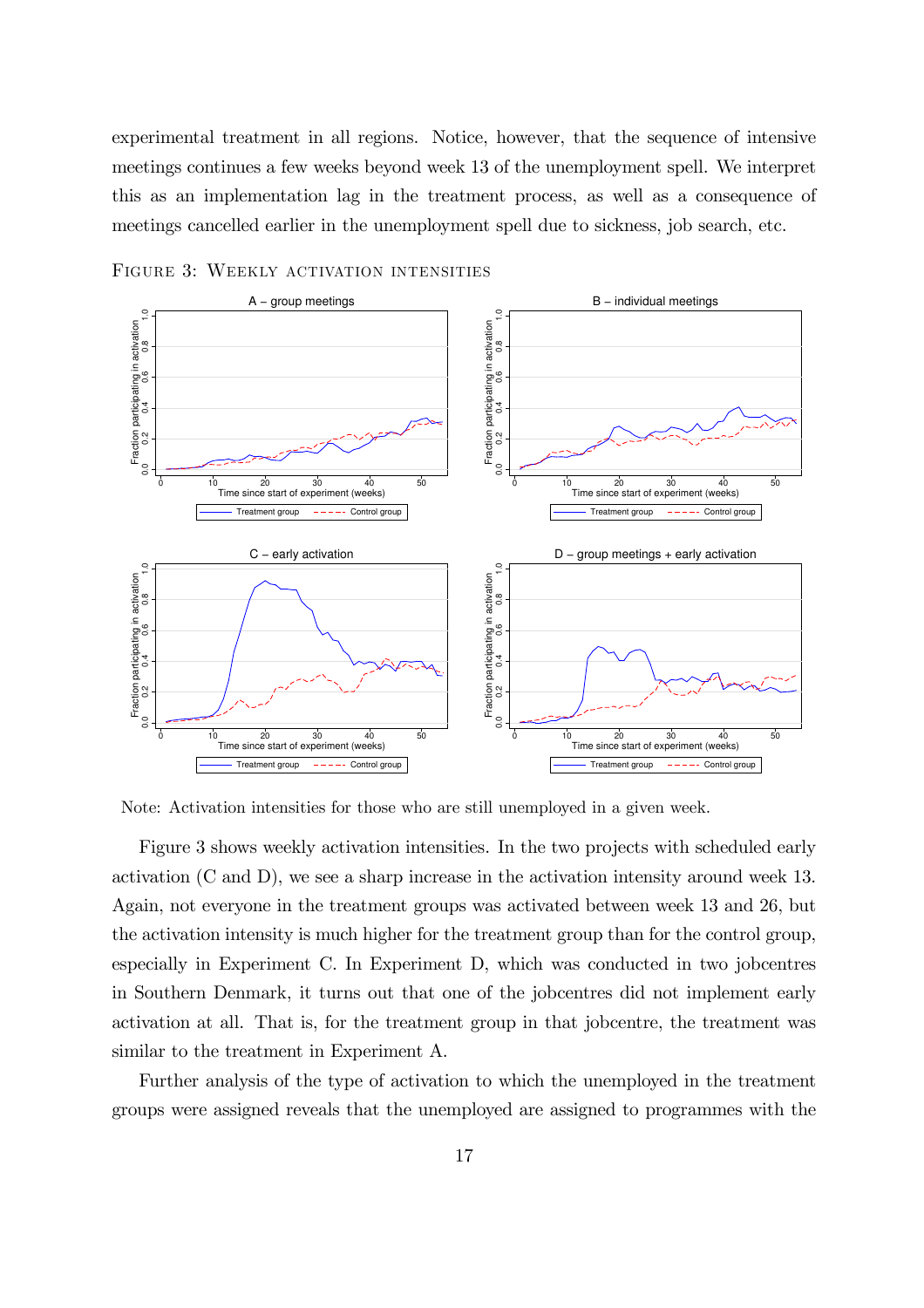experimental treatment in all regions. Notice, however, that the sequence of intensive meetings continues a few weeks beyond week 13 of the unemployment spell. We interpret this as an implementation lag in the treatment process, as well as a consequence of meetings cancelled earlier in the unemployment spell due to sickness, job search, etc.

FIGURE 3: WEEKLY ACTIVATION INTENSITIES

Note: Activation intensities for those who are still unemployed in a given week.

Figure 3 shows weekly activation intensities. In the two projects with scheduled early activation (C and D), we see a sharp increase in the activation intensity around week 13. Again, not everyone in the treatment groups was activated between week 13 and 26, but the activation intensity is much higher for the treatment group than for the control group, especially in Experiment C. In Experiment D, which was conducted in two jobcentres in Southern Denmark, it turns out that one of the jobcentres did not implement early activation at all. That is, for the treatment group in that jobcentre, the treatment was similar to the treatment in Experiment A.

Further analysis of the type of activation to which the unemployed in the treatment groups were assigned reveals that the unemployed are assigned to programmes with the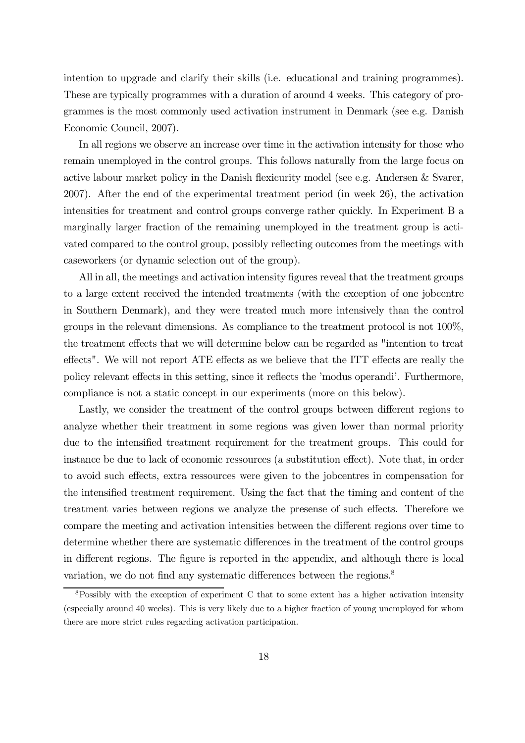intention to upgrade and clarify their skills (i.e. educational and training programmes). These are typically programmes with a duration of around 4 weeks. This category of programmes is the most commonly used activation instrument in Denmark (see e.g. Danish Economic Council, 2007).

In all regions we observe an increase over time in the activation intensity for those who remain unemployed in the control groups. This follows naturally from the large focus on active labour market policy in the Danish flexicurity model (see e.g. Andersen & Svarer, 2007). After the end of the experimental treatment period (in week 26), the activation intensities for treatment and control groups converge rather quickly. In Experiment B a marginally larger fraction of the remaining unemployed in the treatment group is activated compared to the control group, possibly reflecting outcomes from the meetings with caseworkers (or dynamic selection out of the group).

All in all, the meetings and activation intensity figures reveal that the treatment groups to a large extent received the intended treatments (with the exception of one jobcentre in Southern Denmark), and they were treated much more intensively than the control groups in the relevant dimensions. As compliance to the treatment protocol is not 100%, the treatment effects that we will determine below can be regarded as "intention to treat effects". We will not report ATE effects as we believe that the ITT effects are really the policy relevant effects in this setting, since it reflects the 'modus operandi'. Furthermore, compliance is not a static concept in our experiments (more on this below).

Lastly, we consider the treatment of the control groups between different regions to analyze whether their treatment in some regions was given lower than normal priority due to the intensified treatment requirement for the treatment groups. This could for instance be due to lack of economic ressources (a substitution effect). Note that, in order to avoid such effects, extra ressources were given to the jobcentres in compensation for the intensified treatment requirement. Using the fact that the timing and content of the treatment varies between regions we analyze the presense of such effects. Therefore we compare the meeting and activation intensities between the different regions over time to determine whether there are systematic differences in the treatment of the control groups in different regions. The figure is reported in the appendix, and although there is local variation, we do not find any systematic differences between the regions.[8]

[8]Possibly with the exception of experiment C that to some extent has a higher activation intensity (especially around 40 weeks). This is very likely due to a higher fraction of young unemployed for whom there are more strict rules regarding activation participation.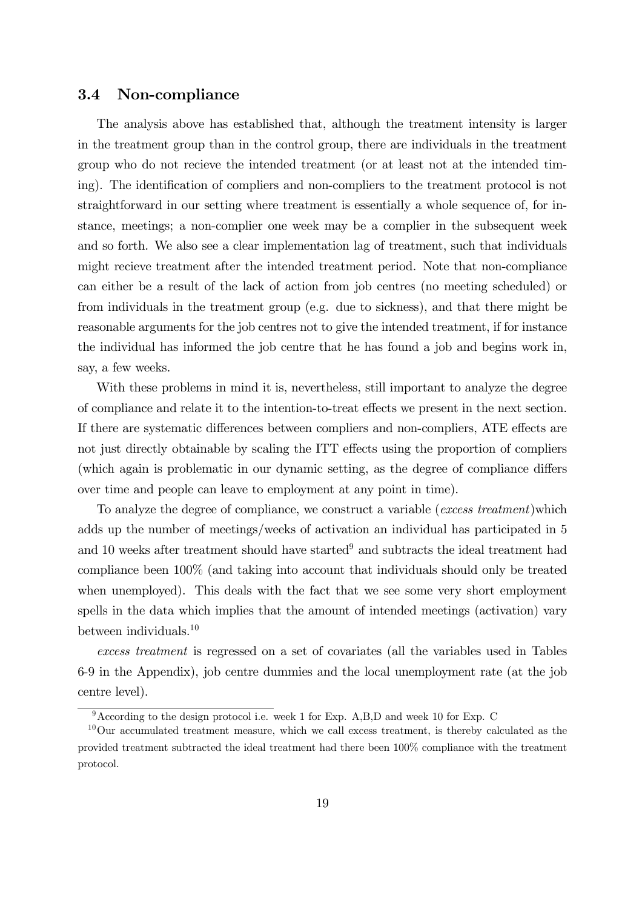### 3.4 Non-compliance

The analysis above has established that, although the treatment intensity is larger in the treatment group than in the control group, there are individuals in the treatment group who do not recieve the intended treatment (or at least not at the intended timing). The identification of compliers and non-compliers to the treatment protocol is not straightforward in our setting where treatment is essentially a whole sequence of, for instance, meetings; a non-complier one week may be a complier in the subsequent week and so forth. We also see a clear implementation lag of treatment, such that individuals might recieve treatment after the intended treatment period. Note that non-compliance can either be a result of the lack of action from job centres (no meeting scheduled) or from individuals in the treatment group (e.g. due to sickness), and that there might be reasonable arguments for the job centres not to give the intended treatment, if for instance the individual has informed the job centre that he has found a job and begins work in, say, a few weeks.

With these problems in mind it is, nevertheless, still important to analyze the degree of compliance and relate it to the intention-to-treat effects we present in the next section. If there are systematic differences between compliers and non-compliers, ATE effects are not just directly obtainable by scaling the ITT effects using the proportion of compliers (which again is problematic in our dynamic setting, as the degree of compliance differs over time and people can leave to employment at any point in time).

To analyze the degree of compliance, we construct a variable (*excess treatment*)which adds up the number of meetings/weeks of activation an individual has participated in 5 and 10 weeks after treatment should have started[9] and subtracts the ideal treatment had compliance been 100% (and taking into account that individuals should only be treated when unemployed). This deals with the fact that we see some very short employment spells in the data which implies that the amount of intended meetings (activation) vary between individuals.[10]

*excess treatment* is regressed on a set of covariates (all the variables used in Tables 6-9 in the Appendix), job centre dummies and the local unemployment rate (at the job centre level).

[9] According to the design protocol i.e. week 1 for Exp. A,B,D and week 10 for Exp. C

[10] Our accumulated treatment measure, which we call excess treatment, is thereby calculated as the provided treatment subtracted the ideal treatment had there been 100% compliance with the treatment protocol.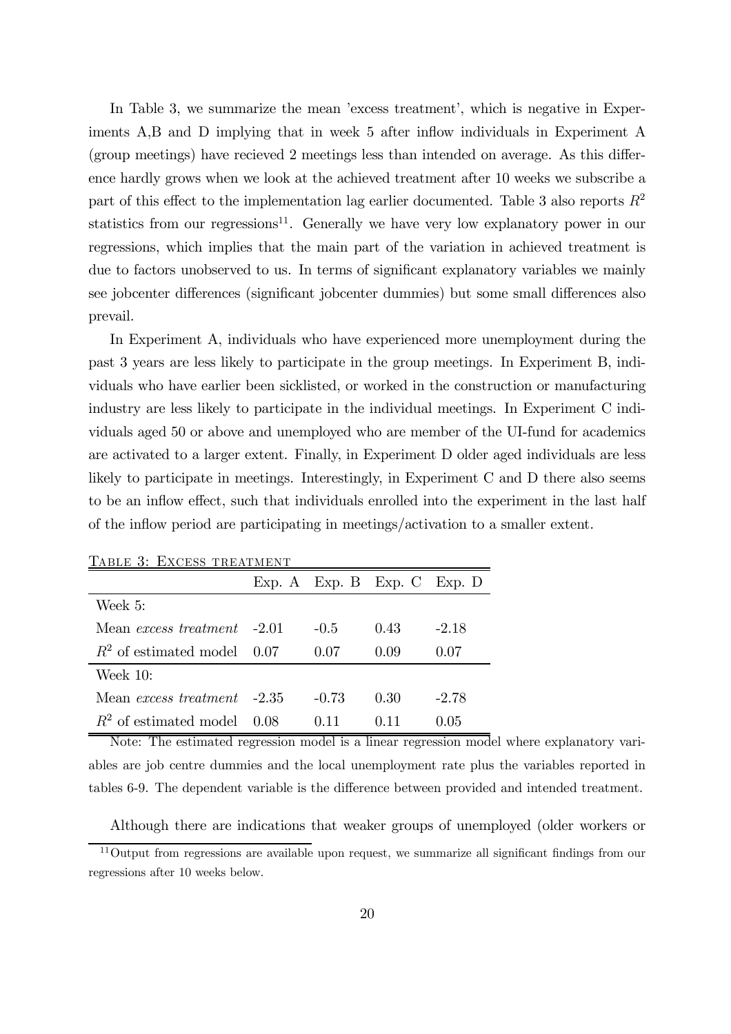In Table 3, we summarize the mean 'excess treatment', which is negative in Experiments A,B and D implying that in week 5 after inflow individuals in Experiment A (group meetings) have recieved 2 meetings less than intended on average. As this difference hardly grows when we look at the achieved treatment after 10 weeks we subscribe a part of this effect to the implementation lag earlier documented. Table 3 also reports $R^2$ statistics from our regressions[11]. Generally we have very low explanatory power in our regressions, which implies that the main part of the variation in achieved treatment is due to factors unobserved to us. In terms of significant explanatory variables we mainly see jobcenter differences (significant jobcenter dummies) but some small differences also prevail.

In Experiment A, individuals who have experienced more unemployment during the past 3 years are less likely to participate in the group meetings. In Experiment B, individuals who have earlier been sicklisted, or worked in the construction or manufacturing industry are less likely to participate in the individual meetings. In Experiment C individuals aged 50 or above and unemployed who are member of the UI-fund for academics are activated to a larger extent. Finally, in Experiment D older aged individuals are less likely to participate in meetings. Interestingly, in Experiment C and D there also seems to be an inflow effect, such that individuals enrolled into the experiment in the last half of the inflow period are participating in meetings/activation to a smaller extent.

Table 3: Excess treatment

| | Exp. A | Exp. B | Exp. C | Exp. D |
|---|---|---|---|---|
| Week 5: | | | | |
| Mean *excess treatment* | -2.01 | -0.5 | 0.43 | -2.18 |
| $R^2$ of estimated model | 0.07 | 0.07 | 0.09 | 0.07 |
| Week 10: | | | | |
| Mean *excess treatment* | -2.35 | -0.73 | 0.30 | -2.78 |
| $R^2$ of estimated model | 0.08 | 0.11 | 0.11 | 0.05 |

Note: The estimated regression model is a linear regression model where explanatory variables are job centre dummies and the local unemployment rate plus the variables reported in tables 6-9. The dependent variable is the difference between provided and intended treatment.

Although there are indications that weaker groups of unemployed (older workers or

[11] Output from regressions are available upon request, we summarize all significant findings from our regressions after 10 weeks below.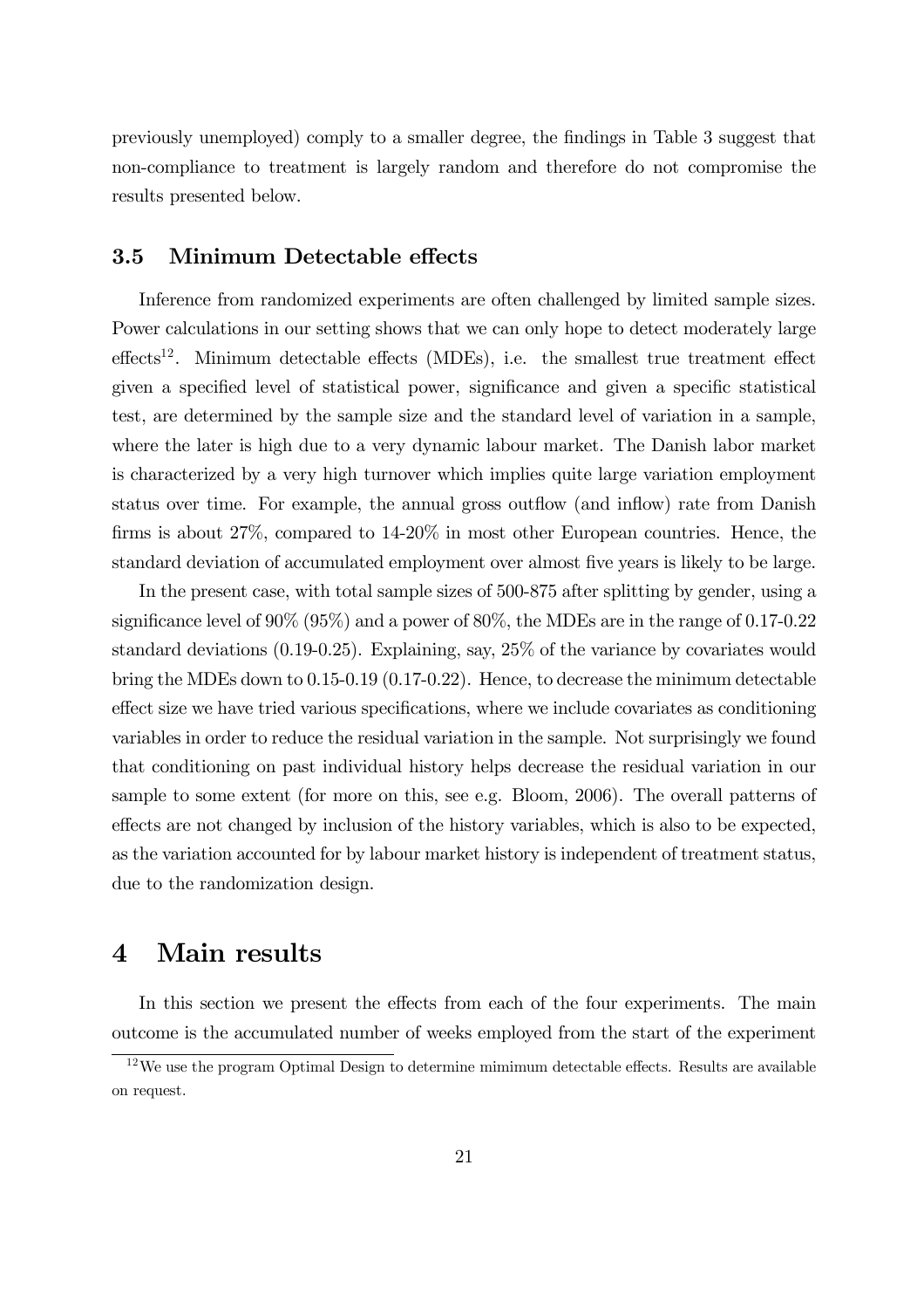previously unemployed) comply to a smaller degree, the findings in Table 3 suggest that non-compliance to treatment is largely random and therefore do not compromise the results presented below.

### 3.5 Minimum Detectable effects

Inference from randomized experiments are often challenged by limited sample sizes. Power calculations in our setting shows that we can only hope to detect moderately large effects[12]. Minimum detectable effects (MDEs), i.e. the smallest true treatment effect given a specified level of statistical power, significance and given a specific statistical test, are determined by the sample size and the standard level of variation in a sample, where the later is high due to a very dynamic labour market. The Danish labor market is characterized by a very high turnover which implies quite large variation employment status over time. For example, the annual gross outflow (and inflow) rate from Danish firms is about 27%, compared to 14-20% in most other European countries. Hence, the standard deviation of accumulated employment over almost five years is likely to be large.

In the present case, with total sample sizes of 500-875 after splitting by gender, using a significance level of 90% (95%) and a power of 80%, the MDEs are in the range of 0.17-0.22 standard deviations (0.19-0.25). Explaining, say, 25% of the variance by covariates would bring the MDEs down to 0.15-0.19 (0.17-0.22). Hence, to decrease the minimum detectable effect size we have tried various specifications, where we include covariates as conditioning variables in order to reduce the residual variation in the sample. Not surprisingly we found that conditioning on past individual history helps decrease the residual variation in our sample to some extent (for more on this, see e.g. Bloom, 2006). The overall patterns of effects are not changed by inclusion of the history variables, which is also to be expected, as the variation accounted for by labour market history is independent of treatment status, due to the randomization design.

# 4 Main results

In this section we present the effects from each of the four experiments. The main outcome is the accumulated number of weeks employed from the start of the experiment

[12] We use the program Optimal Design to determine mimimum detectable effects. Results are available on request.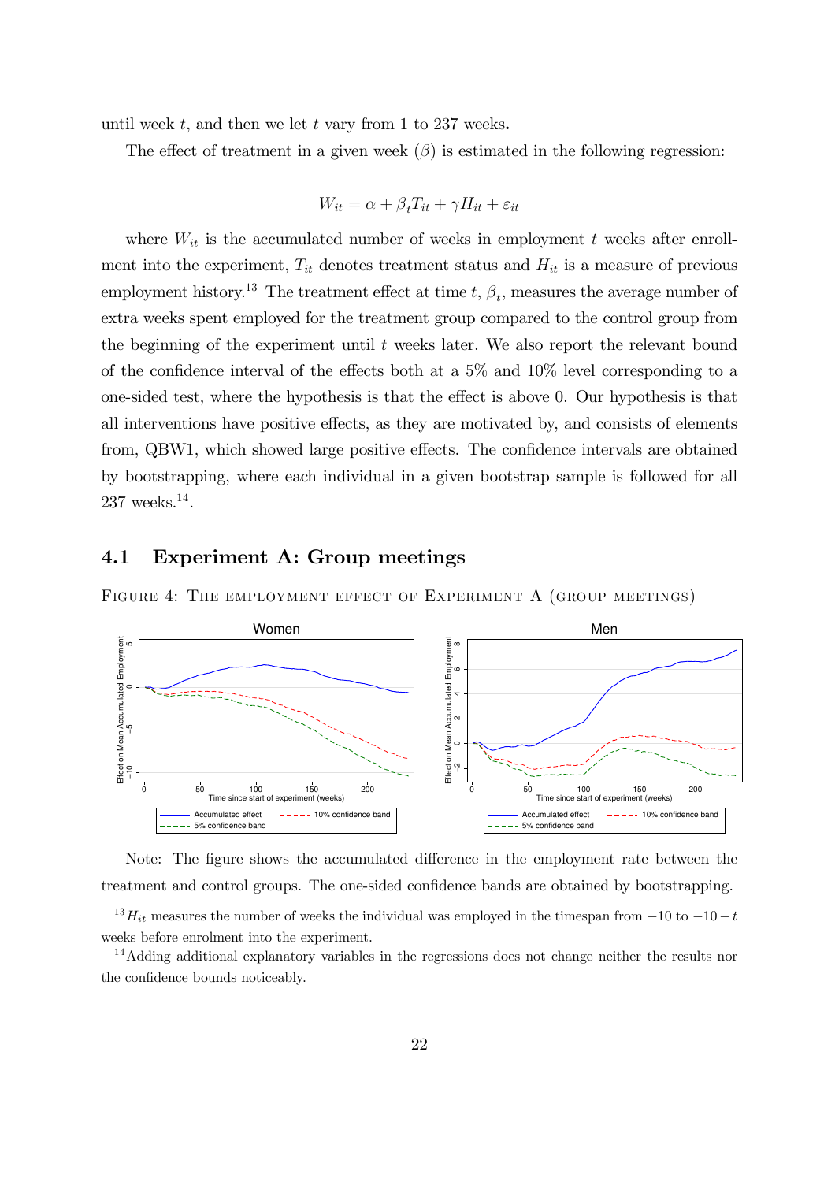until week $t$, and then we let $t$ vary from 1 to 237 weeks.

The effect of treatment in a given week ($\beta$) is estimated in the following regression:

$$W_{it} = \alpha + \beta_t T_{it} + \gamma H_{it} + \varepsilon_{it}$$

where $W_{it}$ is the accumulated number of weeks in employment $t$ weeks after enrollment into the experiment, $T_{it}$ denotes treatment status and $H_{it}$ is a measure of previous employment history.[13] The treatment effect at time $t$, $\beta_t$, measures the average number of extra weeks spent employed for the treatment group compared to the control group from the beginning of the experiment until $t$ weeks later. We also report the relevant bound of the confidence interval of the effects both at a 5% and 10% level corresponding to a one-sided test, where the hypothesis is that the effect is above 0. Our hypothesis is that all interventions have positive effects, as they are motivated by, and consists of elements from, QBW1, which showed large positive effects. The confidence intervals are obtained by bootstrapping, where each individual in a given bootstrap sample is followed for all 237 weeks.[14].

## 4.1 Experiment A: Group meetings

FIGURE 4: THE EMPLOYMENT EFFECT OF EXPERIMENT A (GROUP MEETINGS)

Note: The figure shows the accumulated difference in the employment rate between the treatment and control groups. The one-sided confidence bands are obtained by bootstrapping.

[13] $H_{it}$ measures the number of weeks the individual was employed in the timespan from $-10$ to $-10-t$ weeks before enrolment into the experiment.

[14] Adding additional explanatory variables in the regressions does not change neither the results nor the confidence bounds noticeably.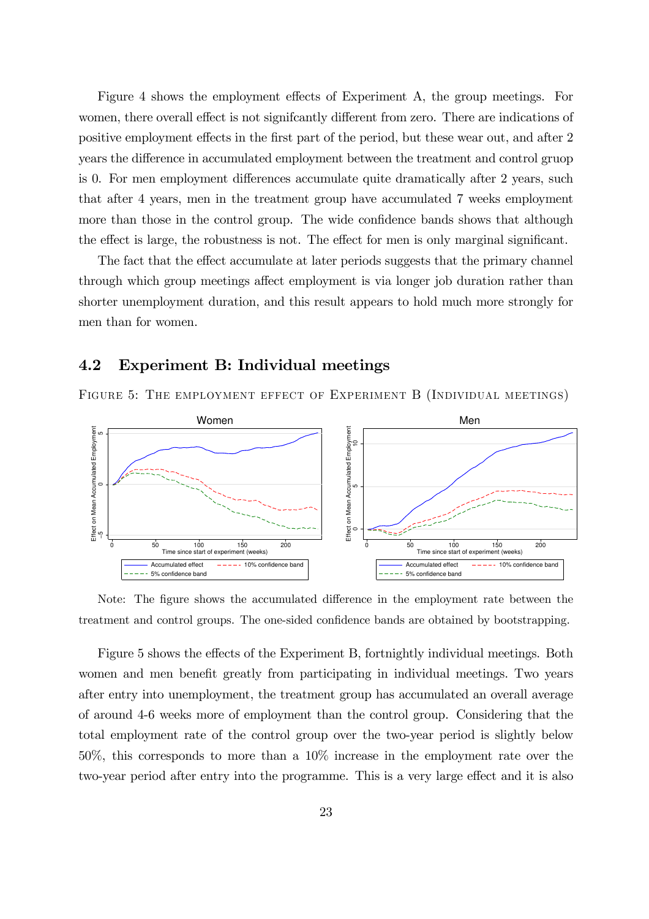Figure 4 shows the employment effects of Experiment A, the group meetings. For women, there overall effect is not signifcantly different from zero. There are indications of positive employment effects in the first part of the period, but these wear out, and after 2 years the difference in accumulated employment between the treatment and control gruop is 0. For men employment differences accumulate quite dramatically after 2 years, such that after 4 years, men in the treatment group have accumulated 7 weeks employment more than those in the control group. The wide confidence bands shows that although the effect is large, the robustness is not. The effect for men is only marginal significant.

The fact that the effect accumulate at later periods suggests that the primary channel through which group meetings affect employment is via longer job duration rather than shorter unemployment duration, and this result appears to hold much more strongly for men than for women.

## 4.2 Experiment B: Individual meetings

FIGURE 5: THE EMPLOYMENT EFFECT OF EXPERIMENT B (INDIVIDUAL MEETINGS)

Note: The figure shows the accumulated difference in the employment rate between the treatment and control groups. The one-sided confidence bands are obtained by bootstrapping.

Figure 5 shows the effects of the Experiment B, fortnightly individual meetings. Both women and men benefit greatly from participating in individual meetings. Two years after entry into unemployment, the treatment group has accumulated an overall average of around 4-6 weeks more of employment than the control group. Considering that the total employment rate of the control group over the two-year period is slightly below 50%, this corresponds to more than a 10% increase in the employment rate over the two-year period after entry into the programme. This is a very large effect and it is also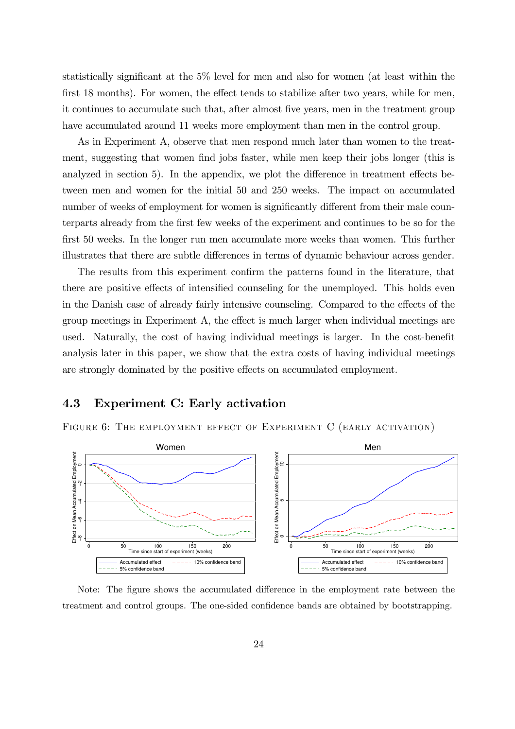statistically significant at the 5% level for men and also for women (at least within the first 18 months). For women, the effect tends to stabilize after two years, while for men, it continues to accumulate such that, after almost five years, men in the treatment group have accumulated around 11 weeks more employment than men in the control group.

As in Experiment A, observe that men respond much later than women to the treatment, suggesting that women find jobs faster, while men keep their jobs longer (this is analyzed in section 5). In the appendix, we plot the difference in treatment effects between men and women for the initial 50 and 250 weeks. The impact on accumulated number of weeks of employment for women is significantly different from their male counterparts already from the first few weeks of the experiment and continues to be so for the first 50 weeks. In the longer run men accumulate more weeks than women. This further illustrates that there are subtle differences in terms of dynamic behaviour across gender.

The results from this experiment confirm the patterns found in the literature, that there are positive effects of intensified counseling for the unemployed. This holds even in the Danish case of already fairly intensive counseling. Compared to the effects of the group meetings in Experiment A, the effect is much larger when individual meetings are used. Naturally, the cost of having individual meetings is larger. In the cost-benefit analysis later in this paper, we show that the extra costs of having individual meetings are strongly dominated by the positive effects on accumulated employment.

## 4.3 Experiment C: Early activation

Figure 6: The employment effect of Experiment C (early activation)

Note: The figure shows the accumulated difference in the employment rate between the treatment and control groups. The one-sided confidence bands are obtained by bootstrapping.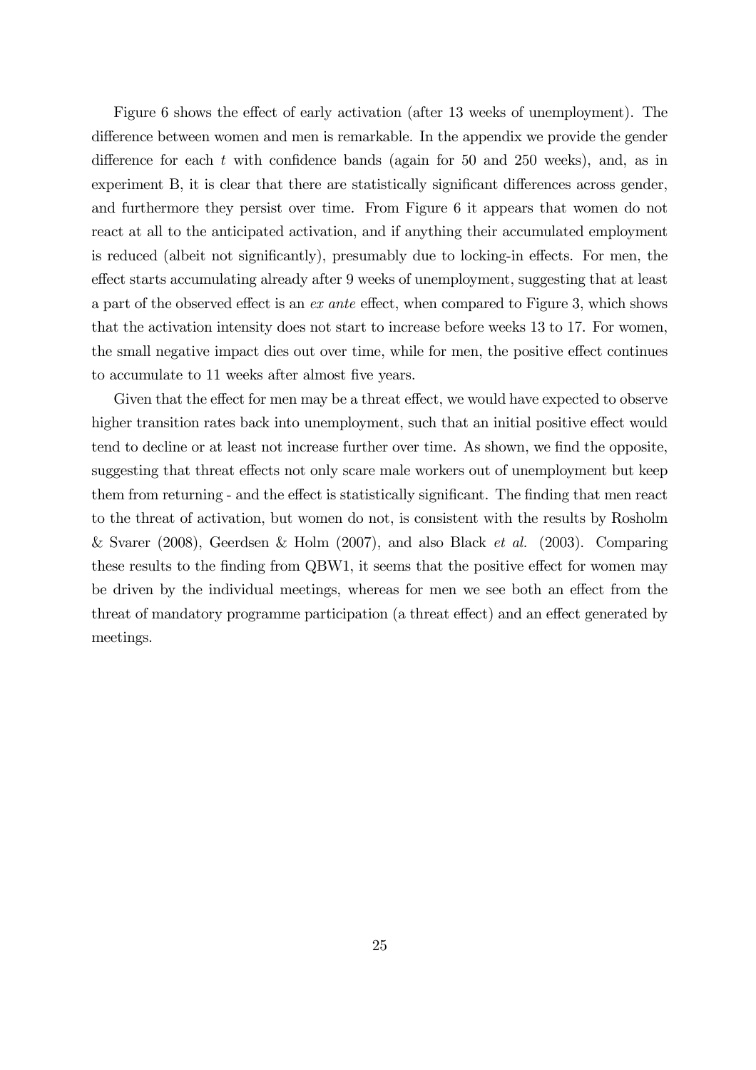Figure 6 shows the effect of early activation (after 13 weeks of unemployment). The difference between women and men is remarkable. In the appendix we provide the gender difference for each $t$ with confidence bands (again for 50 and 250 weeks), and, as in experiment B, it is clear that there are statistically significant differences across gender, and furthermore they persist over time. From Figure 6 it appears that women do not react at all to the anticipated activation, and if anything their accumulated employment is reduced (albeit not significantly), presumably due to locking-in effects. For men, the effect starts accumulating already after 9 weeks of unemployment, suggesting that at least a part of the observed effect is an *ex ante* effect, when compared to Figure 3, which shows that the activation intensity does not start to increase before weeks 13 to 17. For women, the small negative impact dies out over time, while for men, the positive effect continues to accumulate to 11 weeks after almost five years.

Given that the effect for men may be a threat effect, we would have expected to observe higher transition rates back into unemployment, such that an initial positive effect would tend to decline or at least not increase further over time. As shown, we find the opposite, suggesting that threat effects not only scare male workers out of unemployment but keep them from returning - and the effect is statistically significant. The finding that men react to the threat of activation, but women do not, is consistent with the results by Rosholm & Svarer (2008), Geerdsen & Holm (2007), and also Black *et al.* (2003). Comparing these results to the finding from QBW1, it seems that the positive effect for women may be driven by the individual meetings, whereas for men we see both an effect from the threat of mandatory programme participation (a threat effect) and an effect generated by meetings.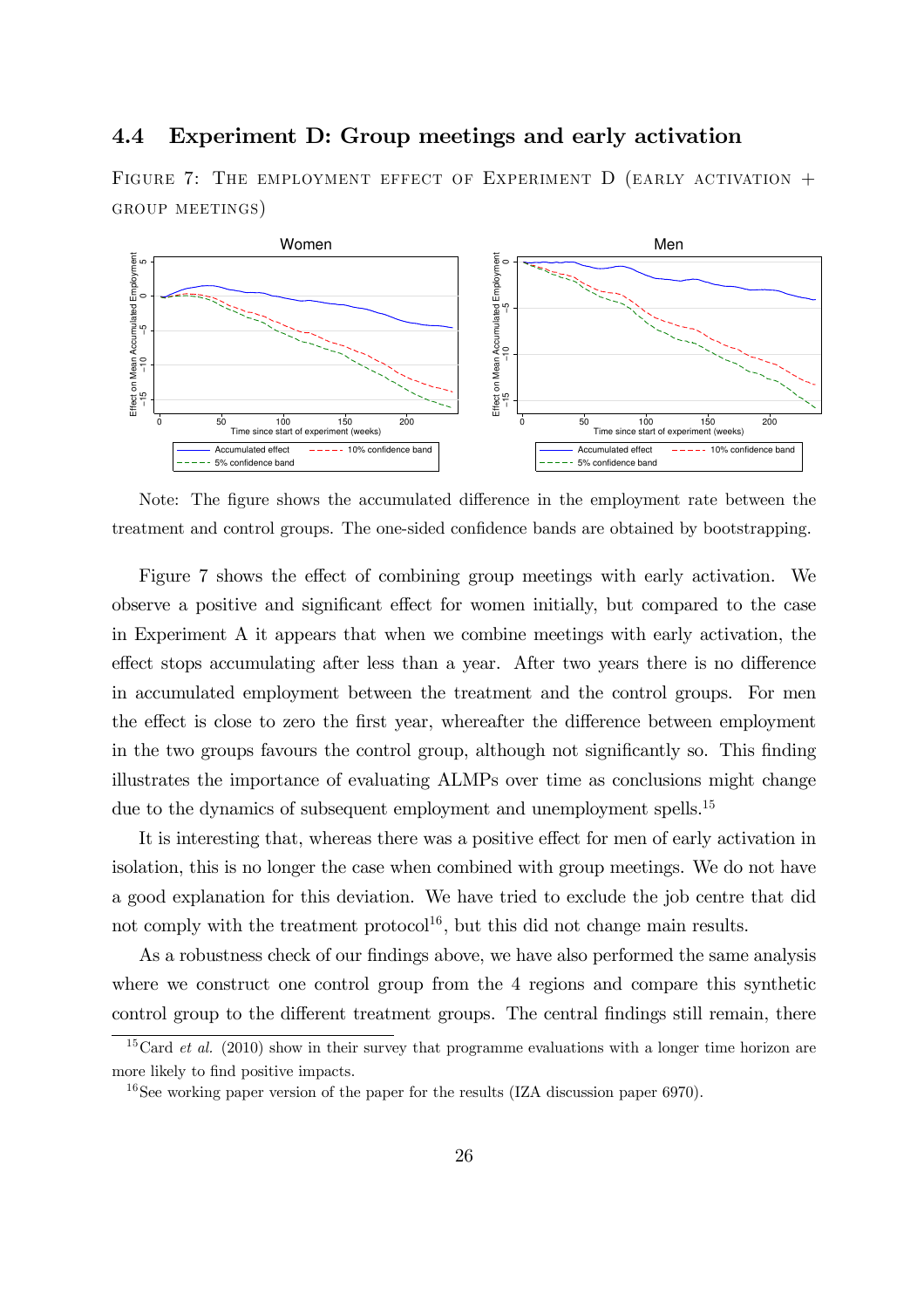## 4.4 Experiment D: Group meetings and early activation

FIGURE 7: THE EMPLOYMENT EFFECT OF EXPERIMENT D (EARLY ACTIVATION + GROUP MEETINGS)

Note: The figure shows the accumulated difference in the employment rate between the treatment and control groups. The one-sided confidence bands are obtained by bootstrapping.

Figure 7 shows the effect of combining group meetings with early activation. We observe a positive and significant effect for women initially, but compared to the case in Experiment A it appears that when we combine meetings with early activation, the effect stops accumulating after less than a year. After two years there is no difference in accumulated employment between the treatment and the control groups. For men the effect is close to zero the first year, whereafter the difference between employment in the two groups favours the control group, although not significantly so. This finding illustrates the importance of evaluating ALMPs over time as conclusions might change due to the dynamics of subsequent employment and unemployment spells.[15]

It is interesting that, whereas there was a positive effect for men of early activation in isolation, this is no longer the case when combined with group meetings. We do not have a good explanation for this deviation. We have tried to exclude the job centre that did not comply with the treatment protocol[16], but this did not change main results.

As a robustness check of our findings above, we have also performed the same analysis where we construct one control group from the 4 regions and compare this synthetic control group to the different treatment groups. The central findings still remain, there

[15] Card *et al.* (2010) show in their survey that programme evaluations with a longer time horizon are more likely to find positive impacts.

[16] See working paper version of the paper for the results (IZA discussion paper 6970).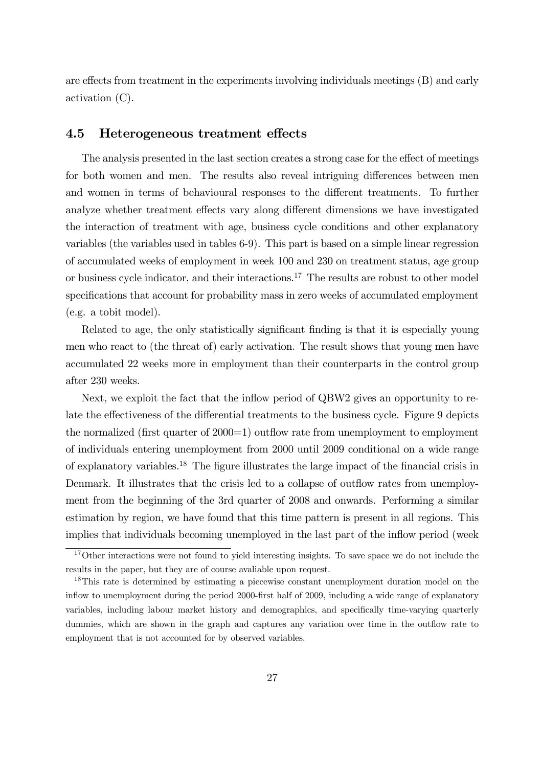are effects from treatment in the experiments involving individuals meetings (B) and early activation (C).

### 4.5 Heterogeneous treatment effects

The analysis presented in the last section creates a strong case for the effect of meetings for both women and men. The results also reveal intriguing differences between men and women in terms of behavioural responses to the different treatments. To further analyze whether treatment effects vary along different dimensions we have investigated the interaction of treatment with age, business cycle conditions and other explanatory variables (the variables used in tables 6-9). This part is based on a simple linear regression of accumulated weeks of employment in week 100 and 230 on treatment status, age group or business cycle indicator, and their interactions.[17] The results are robust to other model specifications that account for probability mass in zero weeks of accumulated employment (e.g. a tobit model).

Related to age, the only statistically significant finding is that it is especially young men who react to (the threat of) early activation. The result shows that young men have accumulated 22 weeks more in employment than their counterparts in the control group after 230 weeks.

Next, we exploit the fact that the inflow period of QBW2 gives an opportunity to relate the effectiveness of the differential treatments to the business cycle. Figure 9 depicts the normalized (first quarter of 2000=1) outflow rate from unemployment to employment of individuals entering unemployment from 2000 until 2009 conditional on a wide range of explanatory variables.[18] The figure illustrates the large impact of the financial crisis in Denmark. It illustrates that the crisis led to a collapse of outflow rates from unemployment from the beginning of the 3rd quarter of 2008 and onwards. Performing a similar estimation by region, we have found that this time pattern is present in all regions. This implies that individuals becoming unemployed in the last part of the inflow period (week

[17] Other interactions were not found to yield interesting insights. To save space we do not include the results in the paper, but they are of course avaliable upon request.

[18] This rate is determined by estimating a piecewise constant unemployment duration model on the inflow to unemployment during the period 2000-first half of 2009, including a wide range of explanatory variables, including labour market history and demographics, and specifically time-varying quarterly dummies, which are shown in the graph and captures any variation over time in the outflow rate to employment that is not accounted for by observed variables.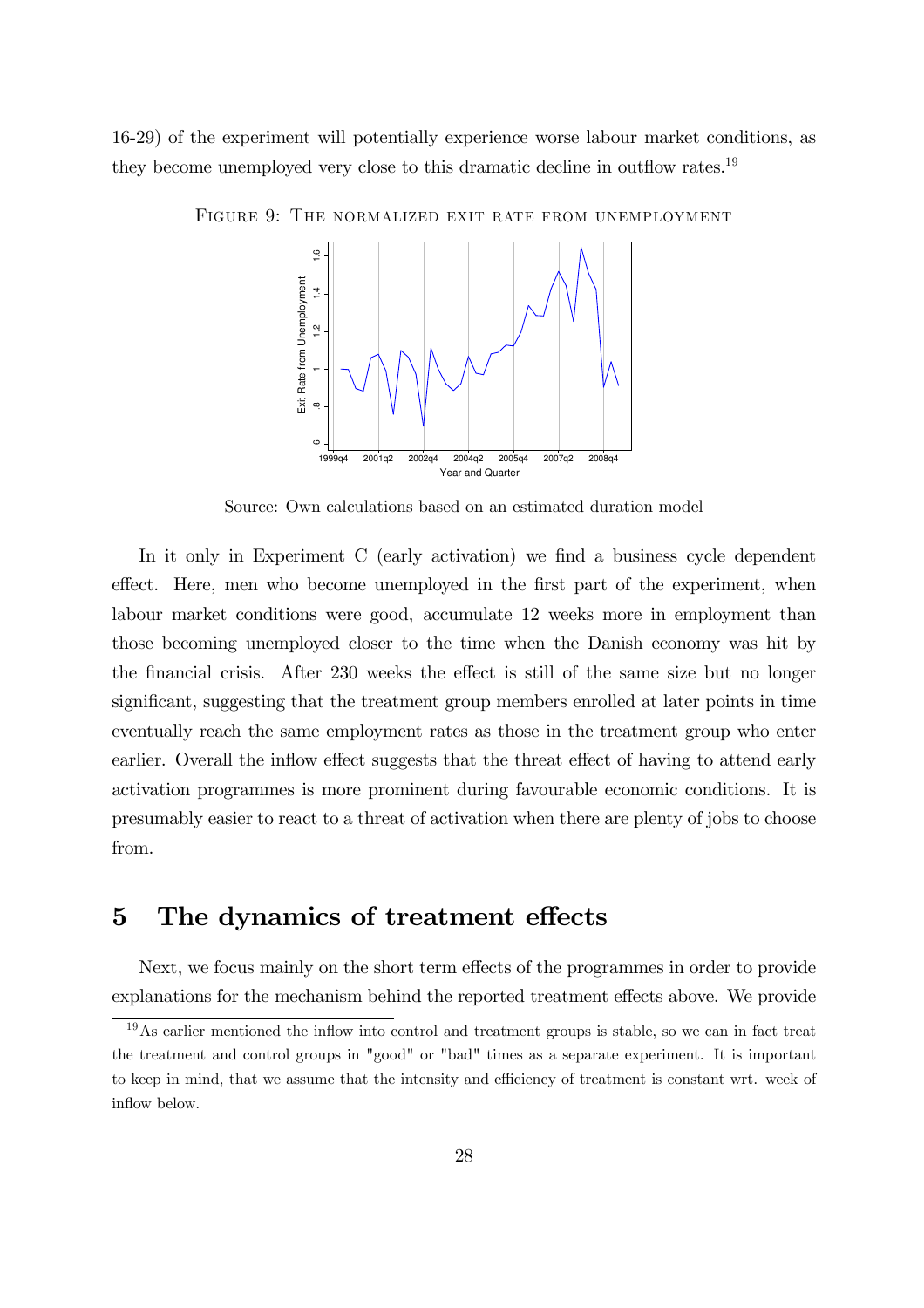16-29) of the experiment will potentially experience worse labour market conditions, as they become unemployed very close to this dramatic decline in outflow rates.[19]

FIGURE 9: THE NORMALIZED EXIT RATE FROM UNEMPLOYMENT

Source: Own calculations based on an estimated duration model

In it only in Experiment C (early activation) we find a business cycle dependent effect. Here, men who become unemployed in the first part of the experiment, when labour market conditions were good, accumulate 12 weeks more in employment than those becoming unemployed closer to the time when the Danish economy was hit by the financial crisis. After 230 weeks the effect is still of the same size but no longer significant, suggesting that the treatment group members enrolled at later points in time eventually reach the same employment rates as those in the treatment group who enter earlier. Overall the inflow effect suggests that the threat effect of having to attend early activation programmes is more prominent during favourable economic conditions. It is presumably easier to react to a threat of activation when there are plenty of jobs to choose from.

# 5 The dynamics of treatment effects

Next, we focus mainly on the short term effects of the programmes in order to provide explanations for the mechanism behind the reported treatment effects above. We provide

[19] As earlier mentioned the inflow into control and treatment groups is stable, so we can in fact treat the treatment and control groups in "good" or "bad" times as a separate experiment. It is important to keep in mind, that we assume that the intensity and efficiency of treatment is constant wrt. week of inflow below.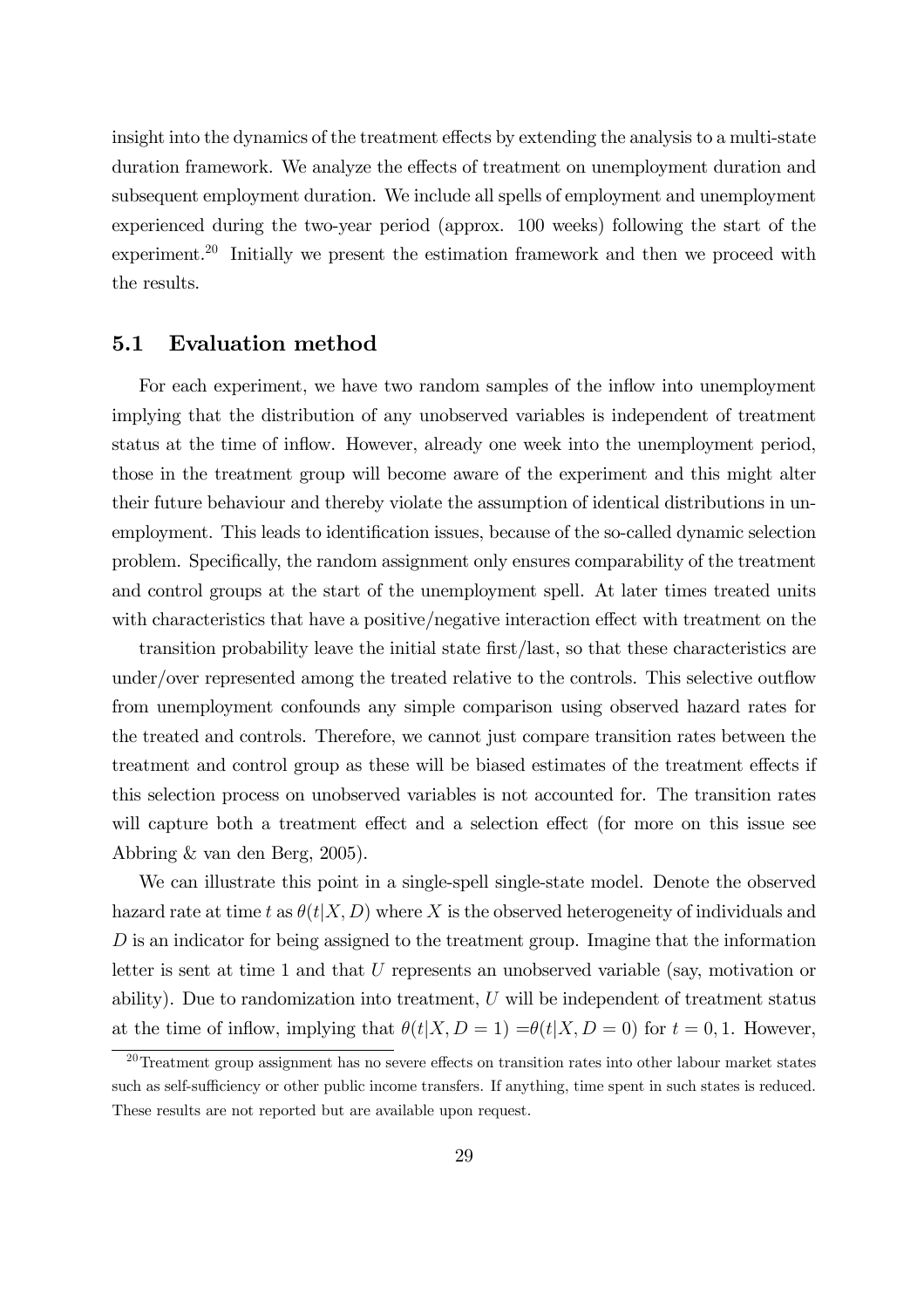insight into the dynamics of the treatment effects by extending the analysis to a multi-state duration framework. We analyze the effects of treatment on unemployment duration and subsequent employment duration. We include all spells of employment and unemployment experienced during the two-year period (approx. 100 weeks) following the start of the experiment.[20] Initially we present the estimation framework and then we proceed with the results.

## 5.1 Evaluation method

For each experiment, we have two random samples of the inflow into unemployment implying that the distribution of any unobserved variables is independent of treatment status at the time of inflow. However, already one week into the unemployment period, those in the treatment group will become aware of the experiment and this might alter their future behaviour and thereby violate the assumption of identical distributions in unemployment. This leads to identification issues, because of the so-called dynamic selection problem. Specifically, the random assignment only ensures comparability of the treatment and control groups at the start of the unemployment spell. At later times treated units with characteristics that have a positive/negative interaction effect with treatment on the transition probability leave the initial state first/last, so that these characteristics are under/over represented among the treated relative to the controls. This selective outflow from unemployment confounds any simple comparison using observed hazard rates for the treated and controls. Therefore, we cannot just compare transition rates between the treatment and control group as these will be biased estimates of the treatment effects if this selection process on unobserved variables is not accounted for. The transition rates will capture both a treatment effect and a selection effect (for more on this issue see Abbring & van den Berg, 2005).

We can illustrate this point in a single-spell single-state model. Denote the observed hazard rate at time $t$ as $\theta(t|X, D)$ where $X$ is the observed heterogeneity of individuals and $D$ is an indicator for being assigned to the treatment group. Imagine that the information letter is sent at time 1 and that $U$ represents an unobserved variable (say, motivation or ability). Due to randomization into treatment, $U$ will be independent of treatment status at the time of inflow, implying that $\theta(t|X, D = 1) = \theta(t|X, D = 0)$ for $t = 0, 1$. However,

[20] Treatment group assignment has no severe effects on transition rates into other labour market states such as self-sufficiency or other public income transfers. If anything, time spent in such states is reduced. These results are not reported but are available upon request.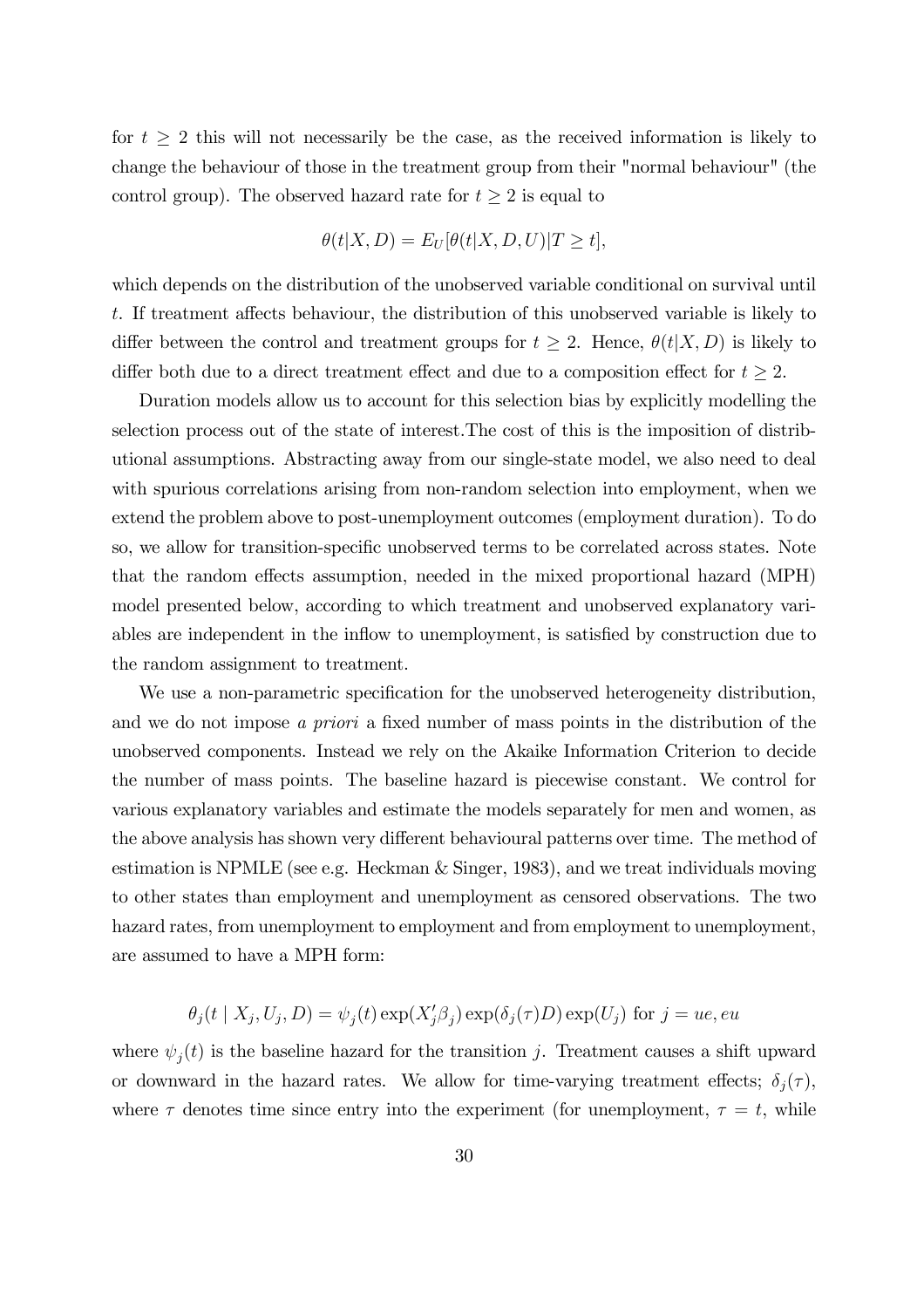for $t \geq 2$ this will not necessarily be the case, as the received information is likely to change the behaviour of those in the treatment group from their "normal behaviour" (the control group). The observed hazard rate for $t \geq 2$ is equal to

$$\theta(t|X, D) = E_U[\theta(t|X, D, U)|T \geq t],$$

which depends on the distribution of the unobserved variable conditional on survival until $t$. If treatment affects behaviour, the distribution of this unobserved variable is likely to differ between the control and treatment groups for $t \geq 2$. Hence, $\theta(t|X, D)$ is likely to differ both due to a direct treatment effect and due to a composition effect for $t \geq 2$.

Duration models allow us to account for this selection bias by explicitly modelling the selection process out of the state of interest.The cost of this is the imposition of distributional assumptions. Abstracting away from our single-state model, we also need to deal with spurious correlations arising from non-random selection into employment, when we extend the problem above to post-unemployment outcomes (employment duration). To do so, we allow for transition-specific unobserved terms to be correlated across states. Note that the random effects assumption, needed in the mixed proportional hazard (MPH) model presented below, according to which treatment and unobserved explanatory variables are independent in the inflow to unemployment, is satisfied by construction due to the random assignment to treatment.

We use a non-parametric specification for the unobserved heterogeneity distribution, and we do not impose *a priori* a fixed number of mass points in the distribution of the unobserved components. Instead we rely on the Akaike Information Criterion to decide the number of mass points. The baseline hazard is piecewise constant. We control for various explanatory variables and estimate the models separately for men and women, as the above analysis has shown very different behavioural patterns over time. The method of estimation is NPMLE (see e.g. Heckman & Singer, 1983), and we treat individuals moving to other states than employment and unemployment as censored observations. The two hazard rates, from unemployment to employment and from employment to unemployment, are assumed to have a MPH form:

$$\theta_j(t \mid X_j, U_j, D) = \psi_j(t) \exp(X_j'\beta_j) \exp(\delta_j(\tau)D) \exp(U_j) \text{ for } j = ue, eu$$

where $\psi_j(t)$ is the baseline hazard for the transition $j$. Treatment causes a shift upward or downward in the hazard rates. We allow for time-varying treatment effects; $\delta_j(\tau)$, where $\tau$ denotes time since entry into the experiment (for unemployment, $\tau = t$, while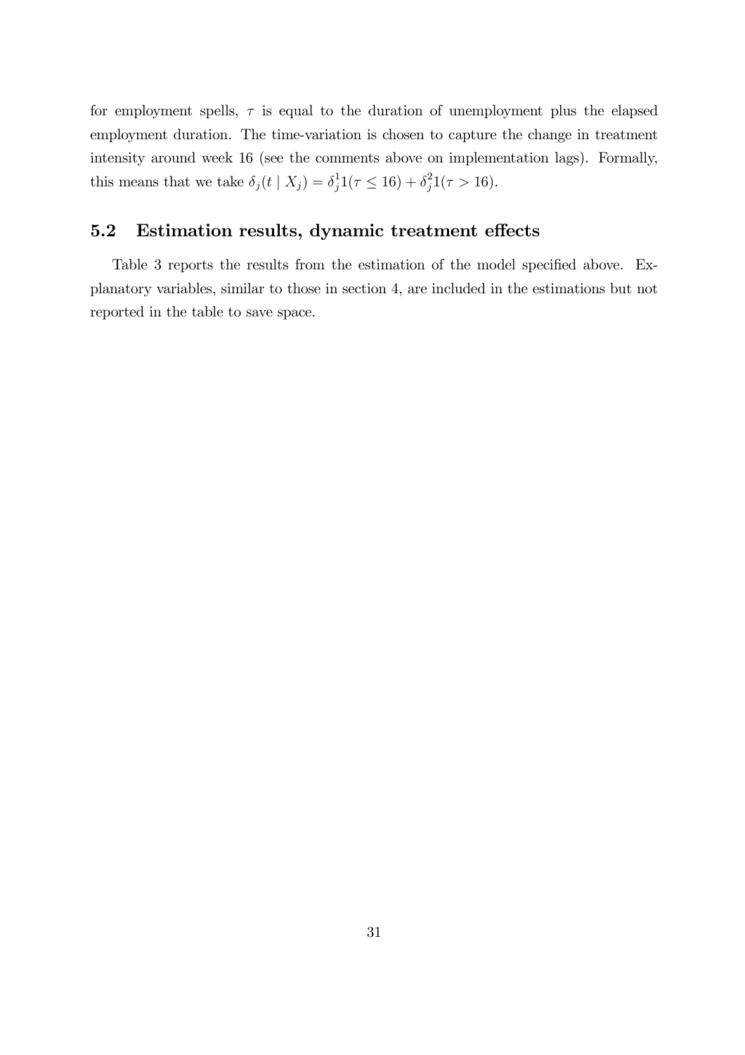for employment spells, $\tau$ is equal to the duration of unemployment plus the elapsed employment duration. The time-variation is chosen to capture the change in treatment intensity around week 16 (see the comments above on implementation lags). Formally, this means that we take $\delta_j(t \mid X_j) = \delta_j^1 1(\tau \leq 16) + \delta_j^2 1(\tau > 16)$.

## 5.2 Estimation results, dynamic treatment effects

Table 3 reports the results from the estimation of the model specified above. Explanatory variables, similar to those in section 4, are included in the estimations but not reported in the table to save space.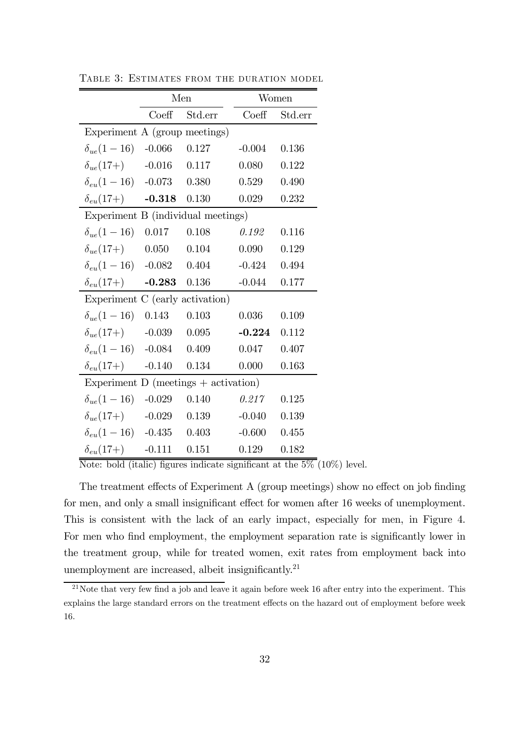Table 3: Estimates from the duration model

| | Men | | Women | |
|---|---|---|---|---|
| | Coeff | Std.err | Coeff | Std.err |
| Experiment A (group meetings) | | | | |
| $\delta_{ue}(1-16)$ | -0.066 | 0.127 | -0.004 | 0.136 |
| $\delta_{ue}(17+)$ | -0.016 | 0.117 | 0.080 | 0.122 |
| $\delta_{eu}(1-16)$ | -0.073 | 0.380 | 0.529 | 0.490 |
| $\delta_{eu}(17+)$ | **-0.318** | 0.130 | 0.029 | 0.232 |
| Experiment B (individual meetings) | | | | |
| $\delta_{ue}(1-16)$ | 0.017 | 0.108 | *0.192* | 0.116 |
| $\delta_{ue}(17+)$ | 0.050 | 0.104 | 0.090 | 0.129 |
| $\delta_{eu}(1-16)$ | -0.082 | 0.404 | -0.424 | 0.494 |
| $\delta_{eu}(17+)$ | **-0.283** | 0.136 | -0.044 | 0.177 |
| Experiment C (early activation) | | | | |
| $\delta_{ue}(1-16)$ | 0.143 | 0.103 | 0.036 | 0.109 |
| $\delta_{ue}(17+)$ | -0.039 | 0.095 | **-0.224** | 0.112 |
| $\delta_{eu}(1-16)$ | -0.084 | 0.409 | 0.047 | 0.407 |
| $\delta_{eu}(17+)$ | -0.140 | 0.134 | 0.000 | 0.163 |
| Experiment D (meetings + activation) | | | | |
| $\delta_{ue}(1-16)$ | -0.029 | 0.140 | *0.217* | 0.125 |
| $\delta_{ue}(17+)$ | -0.029 | 0.139 | -0.040 | 0.139 |
| $\delta_{eu}(1-16)$ | -0.435 | 0.403 | -0.600 | 0.455 |
| $\delta_{eu}(17+)$ | -0.111 | 0.151 | 0.129 | 0.182 |

Note: bold (italic) figures indicate significant at the 5% (10%) level.

The treatment effects of Experiment A (group meetings) show no effect on job finding for men, and only a small insignificant effect for women after 16 weeks of unemployment. This is consistent with the lack of an early impact, especially for men, in Figure 4. For men who find employment, the employment separation rate is significantly lower in the treatment group, while for treated women, exit rates from employment back into unemployment are increased, albeit insignificantly.[21]

[21] Note that very few find a job and leave it again before week 16 after entry into the experiment. This explains the large standard errors on the treatment effects on the hazard out of employment before week 16.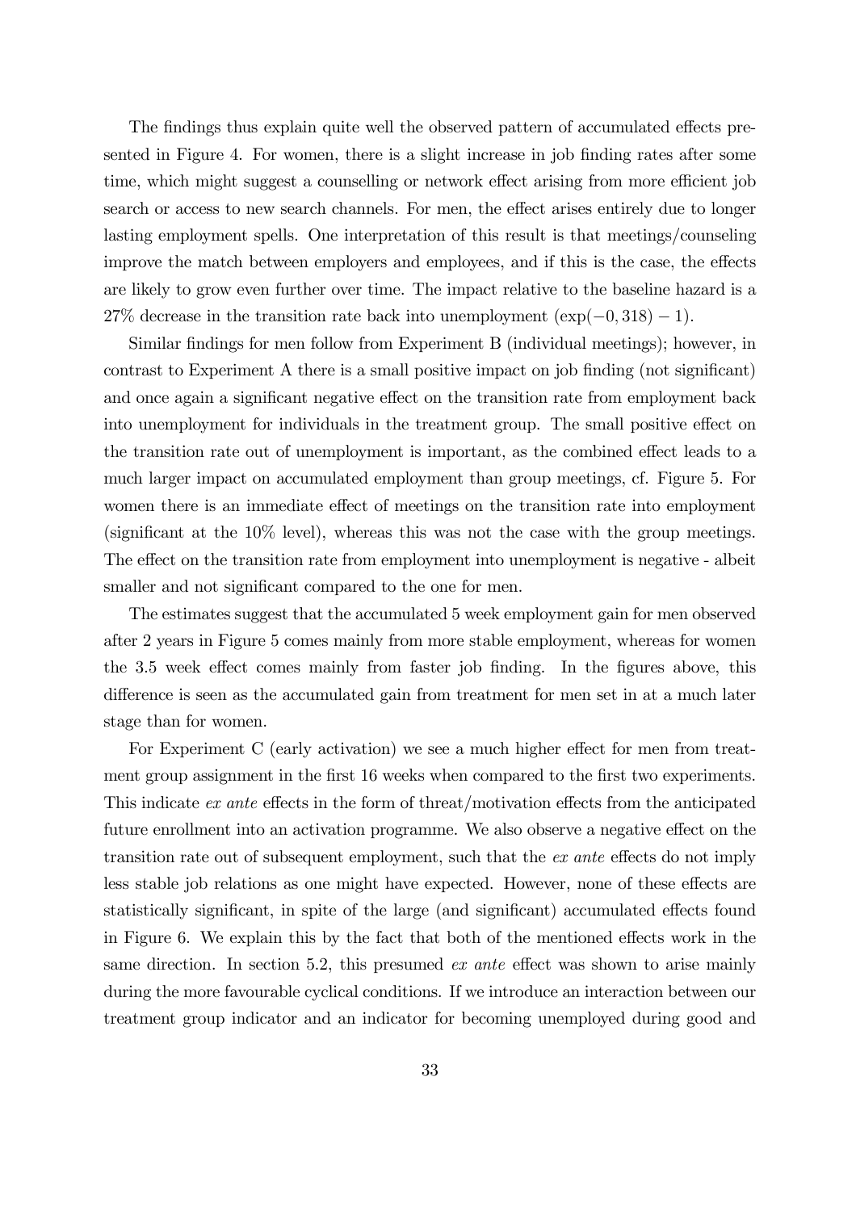The findings thus explain quite well the observed pattern of accumulated effects presented in Figure 4. For women, there is a slight increase in job finding rates after some time, which might suggest a counselling or network effect arising from more efficient job search or access to new search channels. For men, the effect arises entirely due to longer lasting employment spells. One interpretation of this result is that meetings/counseling improve the match between employers and employees, and if this is the case, the effects are likely to grow even further over time. The impact relative to the baseline hazard is a 27% decrease in the transition rate back into unemployment $(\exp(-0,318)-1)$.

Similar findings for men follow from Experiment B (individual meetings); however, in contrast to Experiment A there is a small positive impact on job finding (not significant) and once again a significant negative effect on the transition rate from employment back into unemployment for individuals in the treatment group. The small positive effect on the transition rate out of unemployment is important, as the combined effect leads to a much larger impact on accumulated employment than group meetings, cf. Figure 5. For women there is an immediate effect of meetings on the transition rate into employment (significant at the 10% level), whereas this was not the case with the group meetings. The effect on the transition rate from employment into unemployment is negative - albeit smaller and not significant compared to the one for men.

The estimates suggest that the accumulated 5 week employment gain for men observed after 2 years in Figure 5 comes mainly from more stable employment, whereas for women the 3.5 week effect comes mainly from faster job finding. In the figures above, this difference is seen as the accumulated gain from treatment for men set in at a much later stage than for women.

For Experiment C (early activation) we see a much higher effect for men from treatment group assignment in the first 16 weeks when compared to the first two experiments. This indicate *ex ante* effects in the form of threat/motivation effects from the anticipated future enrollment into an activation programme. We also observe a negative effect on the transition rate out of subsequent employment, such that the *ex ante* effects do not imply less stable job relations as one might have expected. However, none of these effects are statistically significant, in spite of the large (and significant) accumulated effects found in Figure 6. We explain this by the fact that both of the mentioned effects work in the same direction. In section 5.2, this presumed *ex ante* effect was shown to arise mainly during the more favourable cyclical conditions. If we introduce an interaction between our treatment group indicator and an indicator for becoming unemployed during good and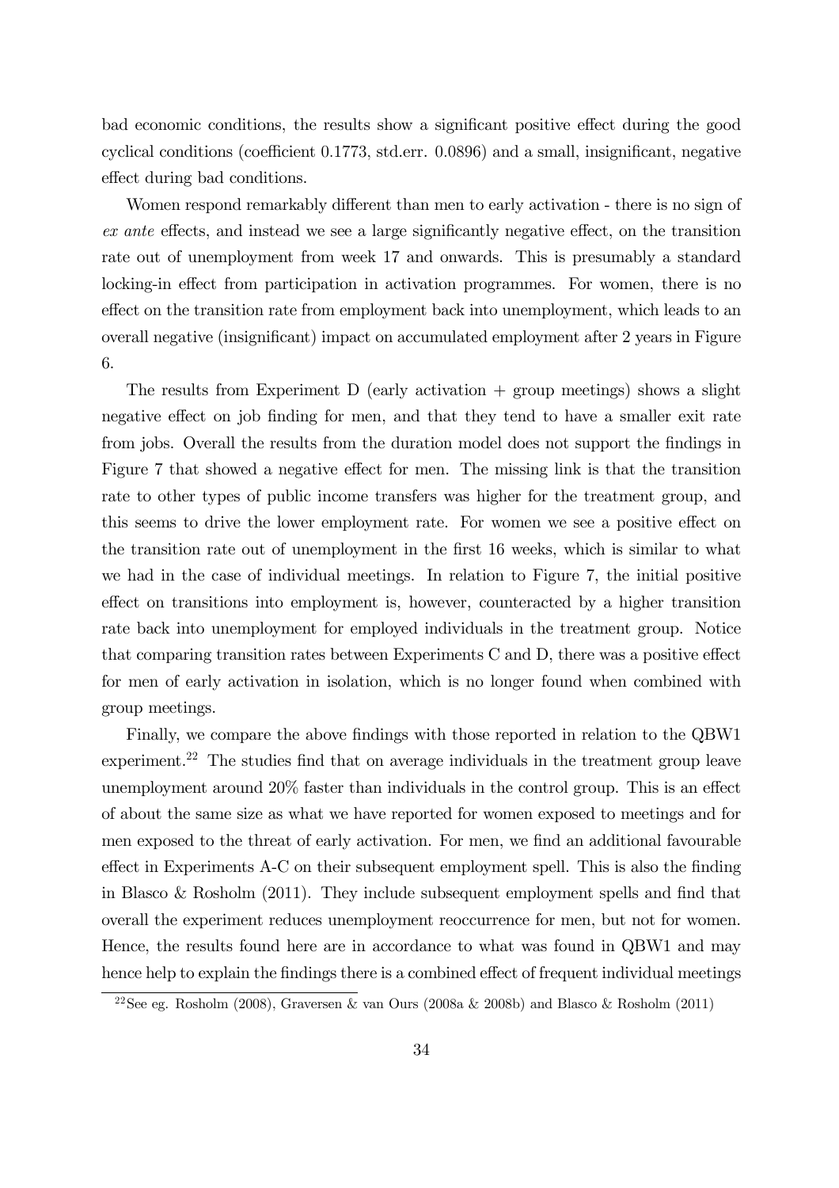bad economic conditions, the results show a significant positive effect during the good cyclical conditions (coefficient 0.1773, std.err. 0.0896) and a small, insignificant, negative effect during bad conditions.

Women respond remarkably different than men to early activation - there is no sign of *ex ante* effects, and instead we see a large significantly negative effect, on the transition rate out of unemployment from week 17 and onwards. This is presumably a standard locking-in effect from participation in activation programmes. For women, there is no effect on the transition rate from employment back into unemployment, which leads to an overall negative (insignificant) impact on accumulated employment after 2 years in Figure 6.

The results from Experiment D (early activation + group meetings) shows a slight negative effect on job finding for men, and that they tend to have a smaller exit rate from jobs. Overall the results from the duration model does not support the findings in Figure 7 that showed a negative effect for men. The missing link is that the transition rate to other types of public income transfers was higher for the treatment group, and this seems to drive the lower employment rate. For women we see a positive effect on the transition rate out of unemployment in the first 16 weeks, which is similar to what we had in the case of individual meetings. In relation to Figure 7, the initial positive effect on transitions into employment is, however, counteracted by a higher transition rate back into unemployment for employed individuals in the treatment group. Notice that comparing transition rates between Experiments C and D, there was a positive effect for men of early activation in isolation, which is no longer found when combined with group meetings.

Finally, we compare the above findings with those reported in relation to the QBW1 experiment.[22] The studies find that on average individuals in the treatment group leave unemployment around 20% faster than individuals in the control group. This is an effect of about the same size as what we have reported for women exposed to meetings and for men exposed to the threat of early activation. For men, we find an additional favourable effect in Experiments A-C on their subsequent employment spell. This is also the finding in Blasco & Rosholm (2011). They include subsequent employment spells and find that overall the experiment reduces unemployment reoccurrence for men, but not for women. Hence, the results found here are in accordance to what was found in QBW1 and may hence help to explain the findings there is a combined effect of frequent individual meetings

[22] See eg. Rosholm (2008), Graversen & van Ours (2008a & 2008b) and Blasco & Rosholm (2011)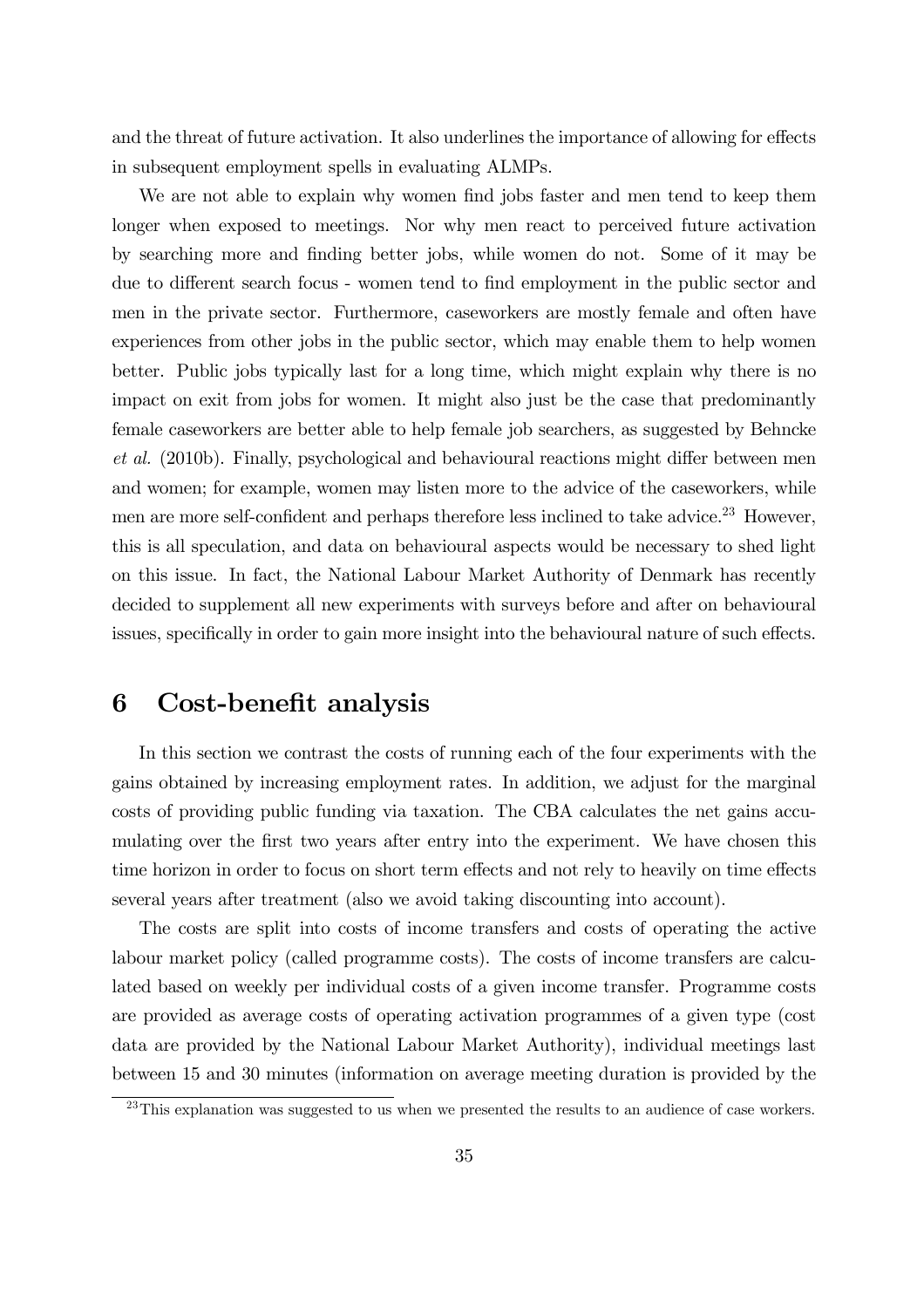and the threat of future activation. It also underlines the importance of allowing for effects in subsequent employment spells in evaluating ALMPs.

We are not able to explain why women find jobs faster and men tend to keep them longer when exposed to meetings. Nor why men react to perceived future activation by searching more and finding better jobs, while women do not. Some of it may be due to different search focus - women tend to find employment in the public sector and men in the private sector. Furthermore, caseworkers are mostly female and often have experiences from other jobs in the public sector, which may enable them to help women better. Public jobs typically last for a long time, which might explain why there is no impact on exit from jobs for women. It might also just be the case that predominantly female caseworkers are better able to help female job searchers, as suggested by Behncke *et al.* (2010b). Finally, psychological and behavioural reactions might differ between men and women; for example, women may listen more to the advice of the caseworkers, while men are more self-confident and perhaps therefore less inclined to take advice.[23] However, this is all speculation, and data on behavioural aspects would be necessary to shed light on this issue. In fact, the National Labour Market Authority of Denmark has recently decided to supplement all new experiments with surveys before and after on behavioural issues, specifically in order to gain more insight into the behavioural nature of such effects.

# 6 Cost-benefit analysis

In this section we contrast the costs of running each of the four experiments with the gains obtained by increasing employment rates. In addition, we adjust for the marginal costs of providing public funding via taxation. The CBA calculates the net gains accumulating over the first two years after entry into the experiment. We have chosen this time horizon in order to focus on short term effects and not rely to heavily on time effects several years after treatment (also we avoid taking discounting into account).

The costs are split into costs of income transfers and costs of operating the active labour market policy (called programme costs). The costs of income transfers are calculated based on weekly per individual costs of a given income transfer. Programme costs are provided as average costs of operating activation programmes of a given type (cost data are provided by the National Labour Market Authority), individual meetings last between 15 and 30 minutes (information on average meeting duration is provided by the

[23] This explanation was suggested to us when we presented the results to an audience of case workers.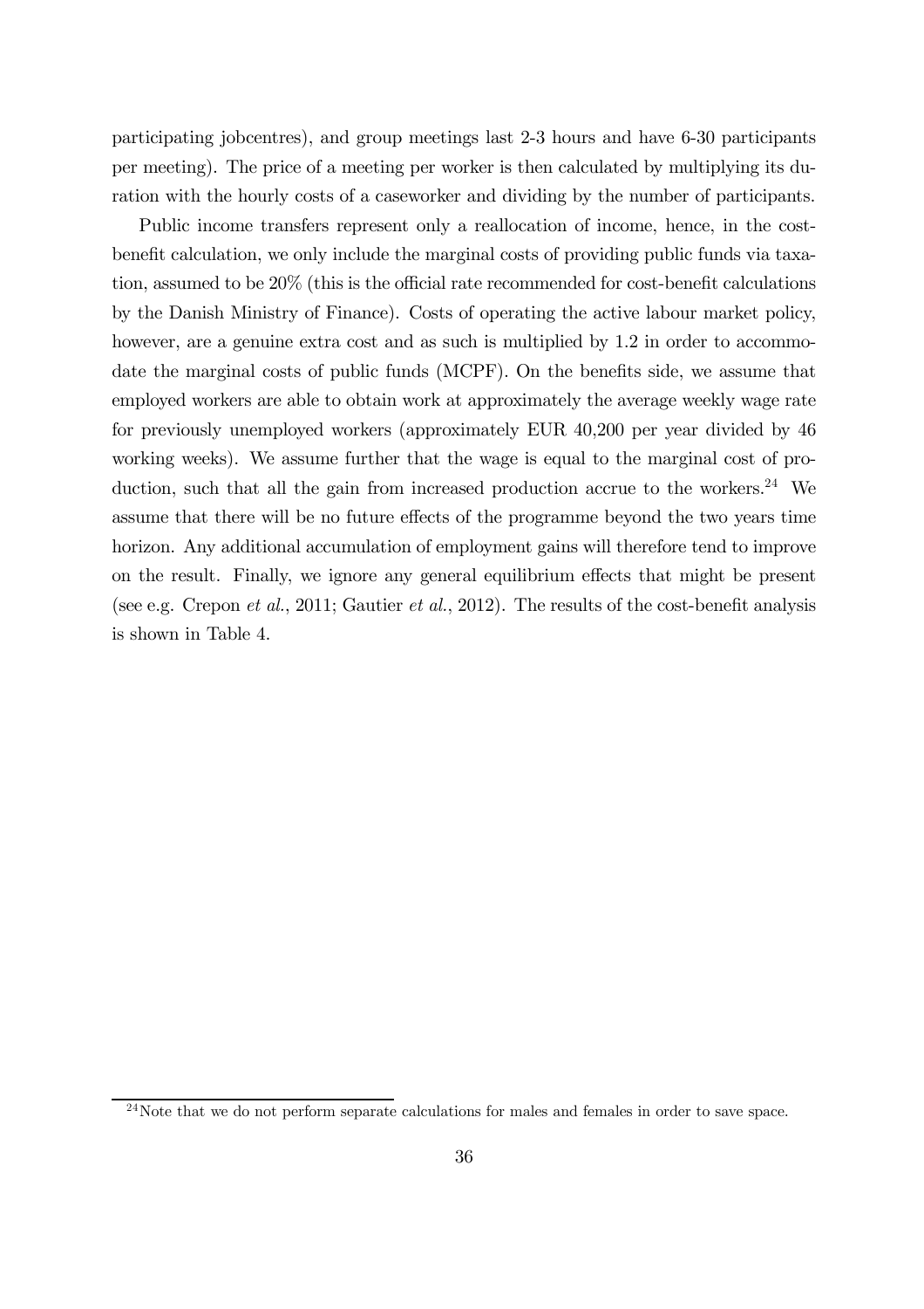participating jobcentres), and group meetings last 2-3 hours and have 6-30 participants per meeting). The price of a meeting per worker is then calculated by multiplying its duration with the hourly costs of a caseworker and dividing by the number of participants.

Public income transfers represent only a reallocation of income, hence, in the cost-benefit calculation, we only include the marginal costs of providing public funds via taxation, assumed to be 20% (this is the official rate recommended for cost-benefit calculations by the Danish Ministry of Finance). Costs of operating the active labour market policy, however, are a genuine extra cost and as such is multiplied by 1.2 in order to accommodate the marginal costs of public funds (MCPF). On the benefits side, we assume that employed workers are able to obtain work at approximately the average weekly wage rate for previously unemployed workers (approximately EUR 40,200 per year divided by 46 working weeks). We assume further that the wage is equal to the marginal cost of production, such that all the gain from increased production accrue to the workers.[24] We assume that there will be no future effects of the programme beyond the two years time horizon. Any additional accumulation of employment gains will therefore tend to improve on the result. Finally, we ignore any general equilibrium effects that might be present (see e.g. Crepon *et al.*, 2011; Gautier *et al.*, 2012). The results of the cost-benefit analysis is shown in Table 4.

[24] Note that we do not perform separate calculations for males and females in order to save space.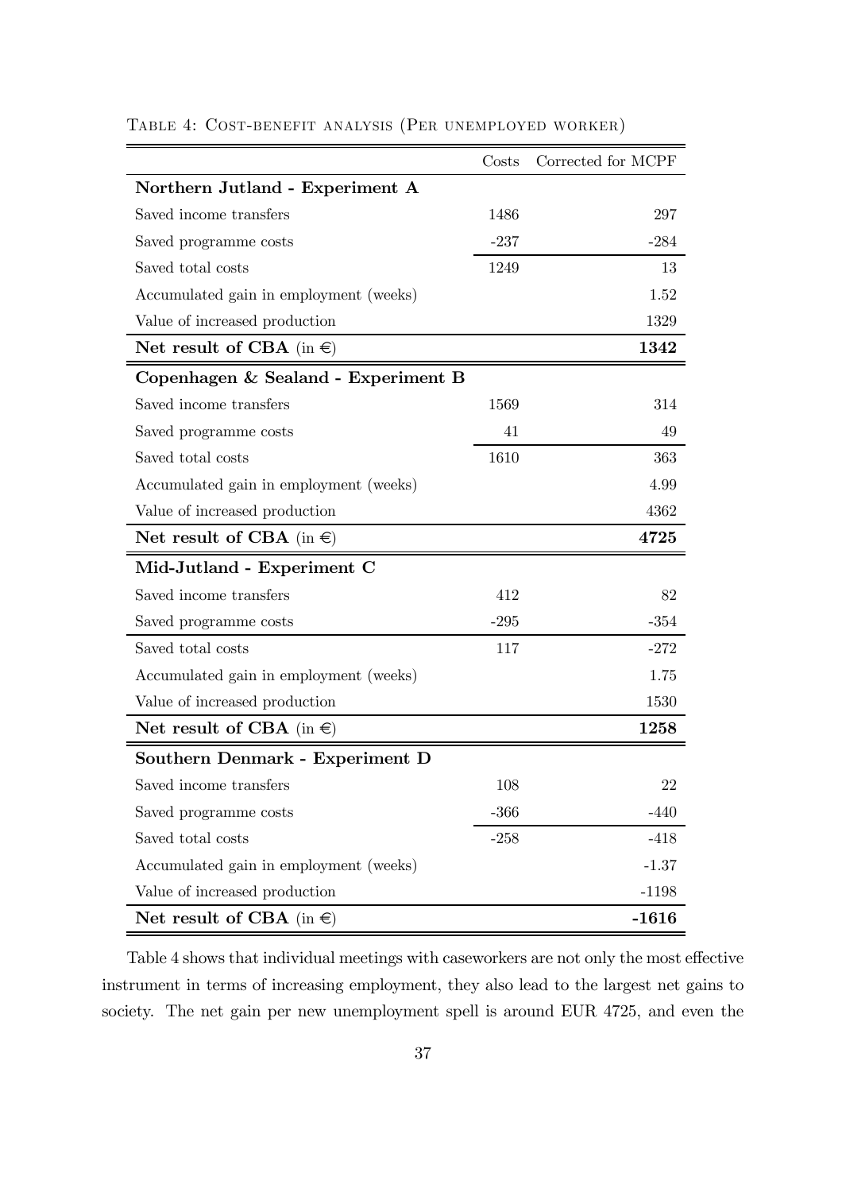Table 4: Cost-benefit analysis (Per unemployed worker)

| | Costs | Corrected for MCPF |
|---|---|---|
| **Northern Jutland - Experiment A** | | |
| Saved income transfers | 1486 | 297 |
| Saved programme costs | -237 | -284 |
| Saved total costs | 1249 | 13 |
| Accumulated gain in employment (weeks) | | 1.52 |
| Value of increased production | | 1329 |
| **Net result of CBA** (in €) | | **1342** |
| **Copenhagen & Sealand - Experiment B** | | |
| Saved income transfers | 1569 | 314 |
| Saved programme costs | 41 | 49 |
| Saved total costs | 1610 | 363 |
| Accumulated gain in employment (weeks) | | 4.99 |
| Value of increased production | | 4362 |
| **Net result of CBA** (in €) | | **4725** |
| **Mid-Jutland - Experiment C** | | |
| Saved income transfers | 412 | 82 |
| Saved programme costs | -295 | -354 |
| Saved total costs | 117 | -272 |
| Accumulated gain in employment (weeks) | | 1.75 |
| Value of increased production | | 1530 |
| **Net result of CBA** (in €) | | **1258** |
| **Southern Denmark - Experiment D** | | |
| Saved income transfers | 108 | 22 |
| Saved programme costs | -366 | -440 |
| Saved total costs | -258 | -418 |
| Accumulated gain in employment (weeks) | | -1.37 |
| Value of increased production | | -1198 |
| **Net result of CBA** (in €) | | **-1616** |

Table 4 shows that individual meetings with caseworkers are not only the most effective instrument in terms of increasing employment, they also lead to the largest net gains to society. The net gain per new unemployment spell is around EUR 4725, and even the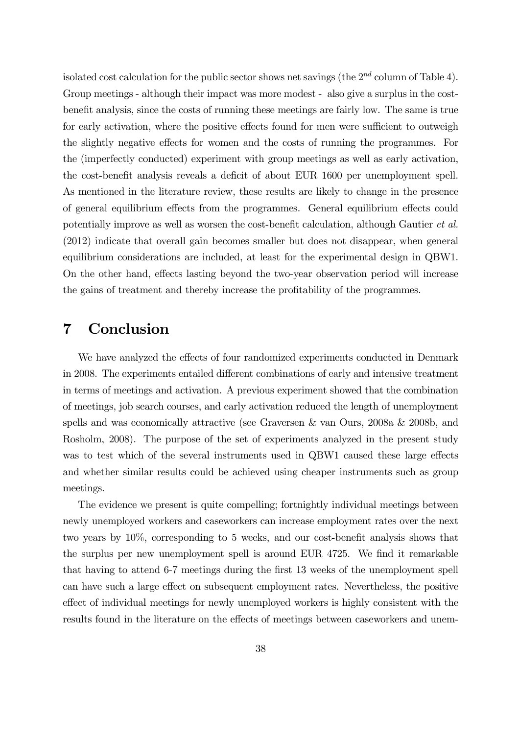isolated cost calculation for the public sector shows net savings (the $2^{nd}$ column of Table 4). Group meetings - although their impact was more modest - also give a surplus in the cost-benefit analysis, since the costs of running these meetings are fairly low. The same is true for early activation, where the positive effects found for men were sufficient to outweigh the slightly negative effects for women and the costs of running the programmes. For the (imperfectly conducted) experiment with group meetings as well as early activation, the cost-benefit analysis reveals a deficit of about EUR 1600 per unemployment spell. As mentioned in the literature review, these results are likely to change in the presence of general equilibrium effects from the programmes. General equilibrium effects could potentially improve as well as worsen the cost-benefit calculation, although Gautier *et al.* (2012) indicate that overall gain becomes smaller but does not disappear, when general equilibrium considerations are included, at least for the experimental design in QBW1. On the other hand, effects lasting beyond the two-year observation period will increase the gains of treatment and thereby increase the profitability of the programmes.

# 7 Conclusion

We have analyzed the effects of four randomized experiments conducted in Denmark in 2008. The experiments entailed different combinations of early and intensive treatment in terms of meetings and activation. A previous experiment showed that the combination of meetings, job search courses, and early activation reduced the length of unemployment spells and was economically attractive (see Graversen & van Ours, 2008a & 2008b, and Rosholm, 2008). The purpose of the set of experiments analyzed in the present study was to test which of the several instruments used in QBW1 caused these large effects and whether similar results could be achieved using cheaper instruments such as group meetings.

The evidence we present is quite compelling; fortnightly individual meetings between newly unemployed workers and caseworkers can increase employment rates over the next two years by 10%, corresponding to 5 weeks, and our cost-benefit analysis shows that the surplus per new unemployment spell is around EUR 4725. We find it remarkable that having to attend 6-7 meetings during the first 13 weeks of the unemployment spell can have such a large effect on subsequent employment rates. Nevertheless, the positive effect of individual meetings for newly unemployed workers is highly consistent with the results found in the literature on the effects of meetings between caseworkers and unem-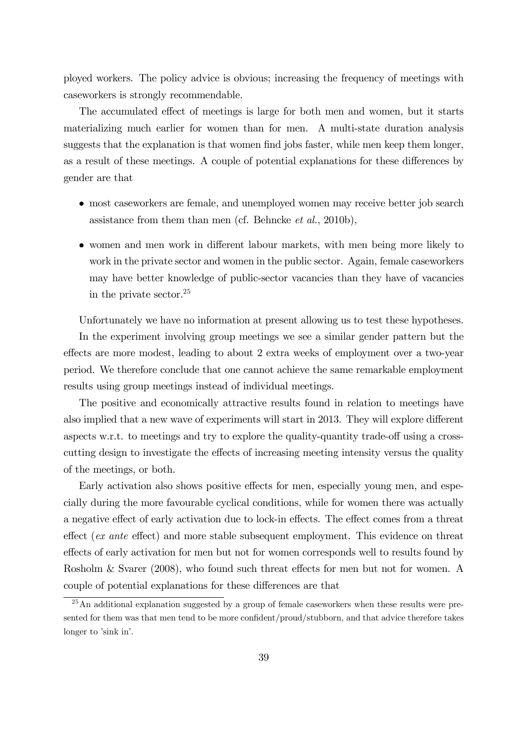ployed workers. The policy advice is obvious; increasing the frequency of meetings with caseworkers is strongly recommendable.

The accumulated effect of meetings is large for both men and women, but it starts materializing much earlier for women than for men. A multi-state duration analysis suggests that the explanation is that women find jobs faster, while men keep them longer, as a result of these meetings. A couple of potential explanations for these differences by gender are that

- most caseworkers are female, and unemployed women may receive better job search assistance from them than men (cf. Behncke *et al.*, 2010b),
- women and men work in different labour markets, with men being more likely to work in the private sector and women in the public sector. Again, female caseworkers may have better knowledge of public-sector vacancies than they have of vacancies in the private sector.[25]

Unfortunately we have no information at present allowing us to test these hypotheses.

In the experiment involving group meetings we see a similar gender pattern but the effects are more modest, leading to about 2 extra weeks of employment over a two-year period. We therefore conclude that one cannot achieve the same remarkable employment results using group meetings instead of individual meetings.

The positive and economically attractive results found in relation to meetings have also implied that a new wave of experiments will start in 2013. They will explore different aspects w.r.t. to meetings and try to explore the quality-quantity trade-off using a cross-cutting design to investigate the effects of increasing meeting intensity versus the quality of the meetings, or both.

Early activation also shows positive effects for men, especially young men, and especially during the more favourable cyclical conditions, while for women there was actually a negative effect of early activation due to lock-in effects. The effect comes from a threat effect (*ex ante* effect) and more stable subsequent employment. This evidence on threat effects of early activation for men but not for women corresponds well to results found by Rosholm & Svarer (2008), who found such threat effects for men but not for women. A couple of potential explanations for these differences are that

[25] An additional explanation suggested by a group of female caseworkers when these results were presented for them was that men tend to be more confident/proud/stubborn, and that advice therefore takes longer to 'sink in'.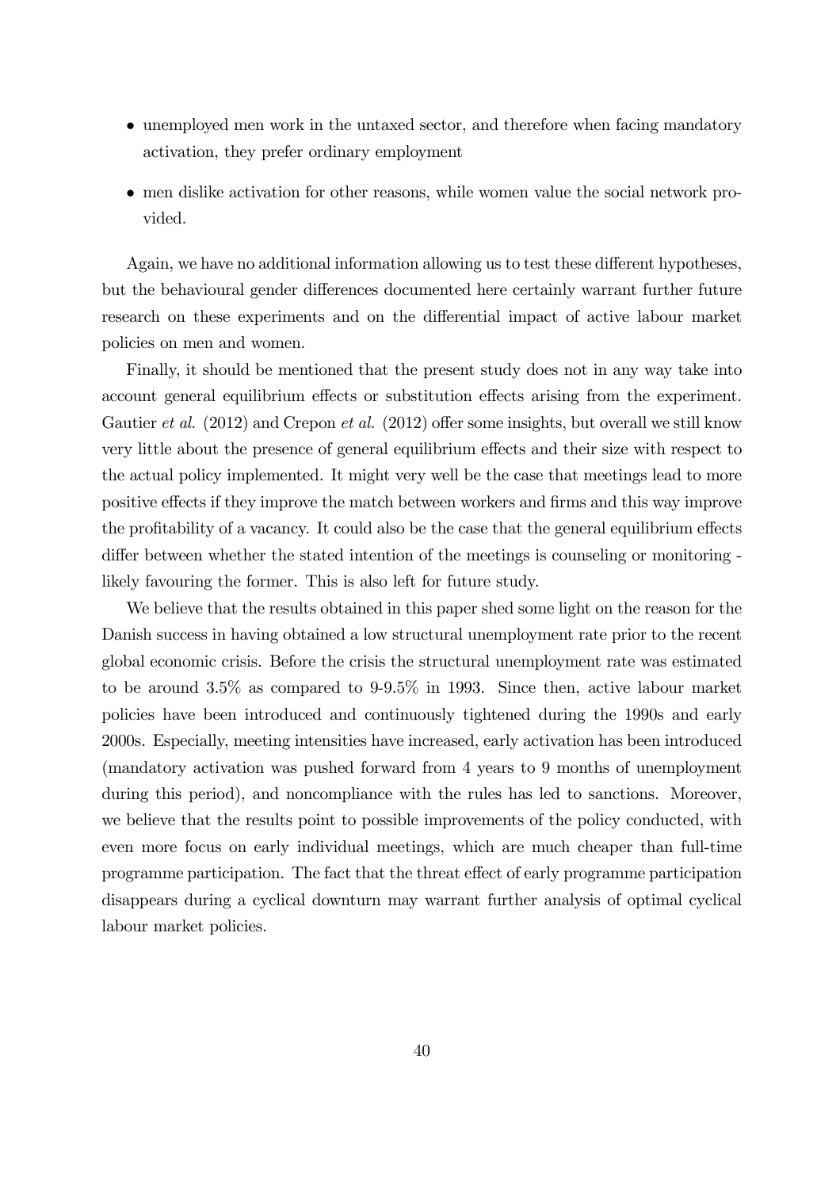- unemployed men work in the untaxed sector, and therefore when facing mandatory activation, they prefer ordinary employment
- men dislike activation for other reasons, while women value the social network provided.

Again, we have no additional information allowing us to test these different hypotheses, but the behavioural gender differences documented here certainly warrant further future research on these experiments and on the differential impact of active labour market policies on men and women.

Finally, it should be mentioned that the present study does not in any way take into account general equilibrium effects or substitution effects arising from the experiment. Gautier *et al.* (2012) and Crepon *et al.* (2012) offer some insights, but overall we still know very little about the presence of general equilibrium effects and their size with respect to the actual policy implemented. It might very well be the case that meetings lead to more positive effects if they improve the match between workers and firms and this way improve the profitability of a vacancy. It could also be the case that the general equilibrium effects differ between whether the stated intention of the meetings is counseling or monitoring - likely favouring the former. This is also left for future study.

We believe that the results obtained in this paper shed some light on the reason for the Danish success in having obtained a low structural unemployment rate prior to the recent global economic crisis. Before the crisis the structural unemployment rate was estimated to be around 3.5% as compared to 9-9.5% in 1993. Since then, active labour market policies have been introduced and continuously tightened during the 1990s and early 2000s. Especially, meeting intensities have increased, early activation has been introduced (mandatory activation was pushed forward from 4 years to 9 months of unemployment during this period), and noncompliance with the rules has led to sanctions. Moreover, we believe that the results point to possible improvements of the policy conducted, with even more focus on early individual meetings, which are much cheaper than full-time programme participation. The fact that the threat effect of early programme participation disappears during a cyclical downturn may warrant further analysis of optimal cyclical labour market policies.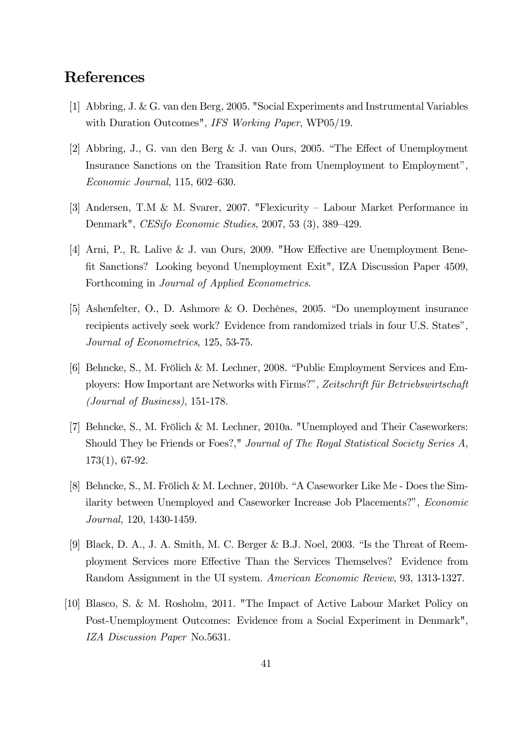## References

[1] Abbring, J. & G. van den Berg, 2005. "Social Experiments and Instrumental Variables with Duration Outcomes", *IFS Working Paper*, WP05/19.

[2] Abbring, J., G. van den Berg & J. van Ours, 2005. "The Effect of Unemployment Insurance Sanctions on the Transition Rate from Unemployment to Employment", *Economic Journal*, 115, 602–630.

[3] Andersen, T.M & M. Svarer, 2007. "Flexicurity – Labour Market Performance in Denmark", *CESifo Economic Studies*, 2007, 53 (3), 389–429.

[4] Arni, P., R. Lalive & J. van Ours, 2009. "How Effective are Unemployment Benefit Sanctions? Looking beyond Unemployment Exit", IZA Discussion Paper 4509, Forthcoming in *Journal of Applied Econometrics*.

[5] Ashenfelter, O., D. Ashmore & O. Dechênes, 2005. "Do unemployment insurance recipients actively seek work? Evidence from randomized trials in four U.S. States", *Journal of Econometrics*, 125, 53-75.

[6] Behncke, S., M. Frölich & M. Lechner, 2008. "Public Employment Services and Employers: How Important are Networks with Firms?", *Zeitschrift für Betriebswirtschaft (Journal of Business)*, 151-178.

[7] Behncke, S., M. Frölich & M. Lechner, 2010a. "Unemployed and Their Caseworkers: Should They be Friends or Foes?," *Journal of The Royal Statistical Society Series A*, 173(1), 67-92.

[8] Behncke, S., M. Frölich & M. Lechner, 2010b. "A Caseworker Like Me - Does the Similarity between Unemployed and Caseworker Increase Job Placements?", *Economic Journal,* 120, 1430-1459.

[9] Black, D. A., J. A. Smith, M. C. Berger & B.J. Noel, 2003. "Is the Threat of Reemployment Services more Effective Than the Services Themselves? Evidence from Random Assignment in the UI system. *American Economic Review*, 93, 1313-1327.

[10] Blasco, S. & M. Rosholm, 2011. "The Impact of Active Labour Market Policy on Post-Unemployment Outcomes: Evidence from a Social Experiment in Denmark", *IZA Discussion Paper* No.5631.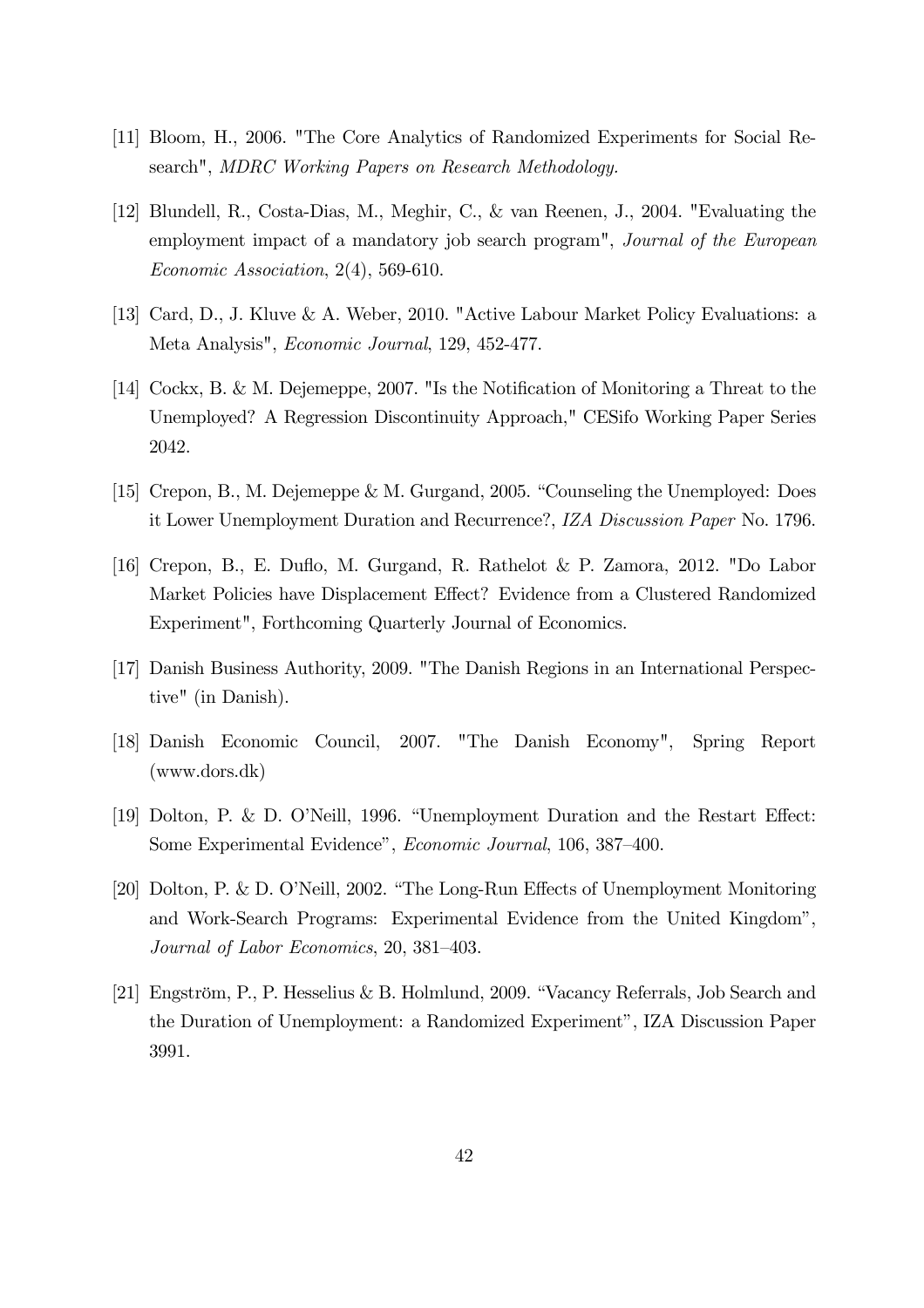[11] Bloom, H., 2006. "The Core Analytics of Randomized Experiments for Social Research", *MDRC Working Papers on Research Methodology*.

[12] Blundell, R., Costa-Dias, M., Meghir, C., & van Reenen, J., 2004. "Evaluating the employment impact of a mandatory job search program", *Journal of the European Economic Association*, 2(4), 569-610.

[13] Card, D., J. Kluve & A. Weber, 2010. "Active Labour Market Policy Evaluations: a Meta Analysis", *Economic Journal*, 129, 452-477.

[14] Cockx, B. & M. Dejemeppe, 2007. "Is the Notification of Monitoring a Threat to the Unemployed? A Regression Discontinuity Approach," CESifo Working Paper Series 2042.

[15] Crepon, B., M. Dejemeppe & M. Gurgand, 2005. "Counseling the Unemployed: Does it Lower Unemployment Duration and Recurrence?, *IZA Discussion Paper* No. 1796.

[16] Crepon, B., E. Duflo, M. Gurgand, R. Rathelot & P. Zamora, 2012. "Do Labor Market Policies have Displacement Effect? Evidence from a Clustered Randomized Experiment", Forthcoming Quarterly Journal of Economics.

[17] Danish Business Authority, 2009. "The Danish Regions in an International Perspective" (in Danish).

[18] Danish Economic Council, 2007. "The Danish Economy", Spring Report (www.dors.dk)

[19] Dolton, P. & D. O'Neill, 1996. "Unemployment Duration and the Restart Effect: Some Experimental Evidence", *Economic Journal*, 106, 387–400.

[20] Dolton, P. & D. O'Neill, 2002. "The Long-Run Effects of Unemployment Monitoring and Work-Search Programs: Experimental Evidence from the United Kingdom", *Journal of Labor Economics*, 20, 381–403.

[21] Engström, P., P. Hesselius & B. Holmlund, 2009. "Vacancy Referrals, Job Search and the Duration of Unemployment: a Randomized Experiment", IZA Discussion Paper 3991.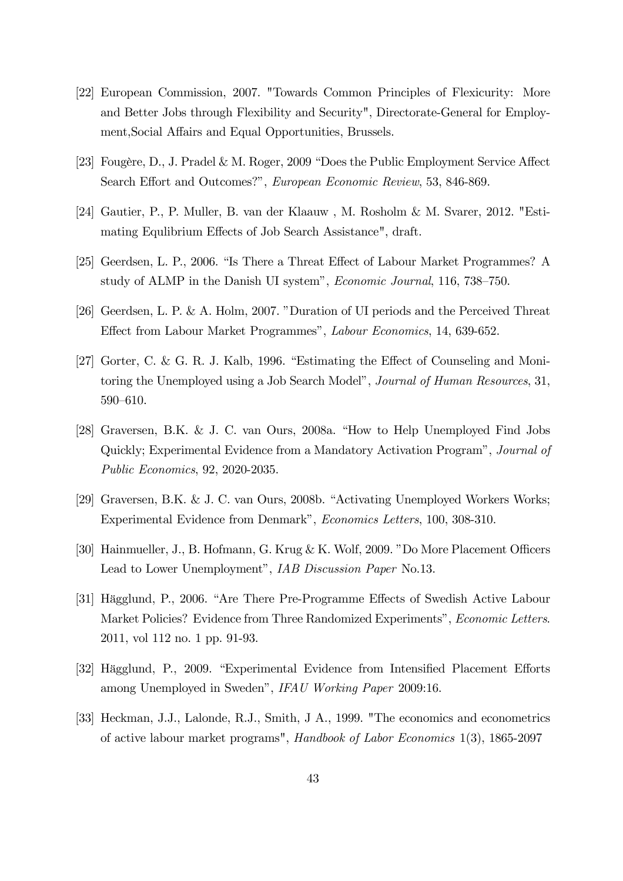[22] European Commission, 2007. "Towards Common Principles of Flexicurity: More and Better Jobs through Flexibility and Security", Directorate-General for Employment,Social Affairs and Equal Opportunities, Brussels.

[23] Fougère, D., J. Pradel & M. Roger, 2009 "Does the Public Employment Service Affect Search Effort and Outcomes?", *European Economic Review*, 53, 846-869.

[24] Gautier, P., P. Muller, B. van der Klaauw , M. Rosholm & M. Svarer, 2012. "Estimating Equlibrium Effects of Job Search Assistance", draft.

[25] Geerdsen, L. P., 2006. "Is There a Threat Effect of Labour Market Programmes? A study of ALMP in the Danish UI system", *Economic Journal*, 116, 738–750.

[26] Geerdsen, L. P. & A. Holm, 2007. "Duration of UI periods and the Perceived Threat Effect from Labour Market Programmes", *Labour Economics*, 14, 639-652.

[27] Gorter, C. & G. R. J. Kalb, 1996. "Estimating the Effect of Counseling and Monitoring the Unemployed using a Job Search Model", *Journal of Human Resources*, 31, 590–610.

[28] Graversen, B.K. & J. C. van Ours, 2008a. "How to Help Unemployed Find Jobs Quickly; Experimental Evidence from a Mandatory Activation Program", *Journal of Public Economics*, 92, 2020-2035.

[29] Graversen, B.K. & J. C. van Ours, 2008b. "Activating Unemployed Workers Works; Experimental Evidence from Denmark", *Economics Letters*, 100, 308-310.

[30] Hainmueller, J., B. Hofmann, G. Krug & K. Wolf, 2009. "Do More Placement Officers Lead to Lower Unemployment", *IAB Discussion Paper* No.13.

[31] Hägglund, P., 2006. "Are There Pre-Programme Effects of Swedish Active Labour Market Policies? Evidence from Three Randomized Experiments", *Economic Letters*. 2011, vol 112 no. 1 pp. 91-93.

[32] Hägglund, P., 2009. "Experimental Evidence from Intensified Placement Efforts among Unemployed in Sweden", *IFAU Working Paper* 2009:16.

[33] Heckman, J.J., Lalonde, R.J., Smith, J A., 1999. "The economics and econometrics of active labour market programs", *Handbook of Labor Economics* 1(3), 1865-2097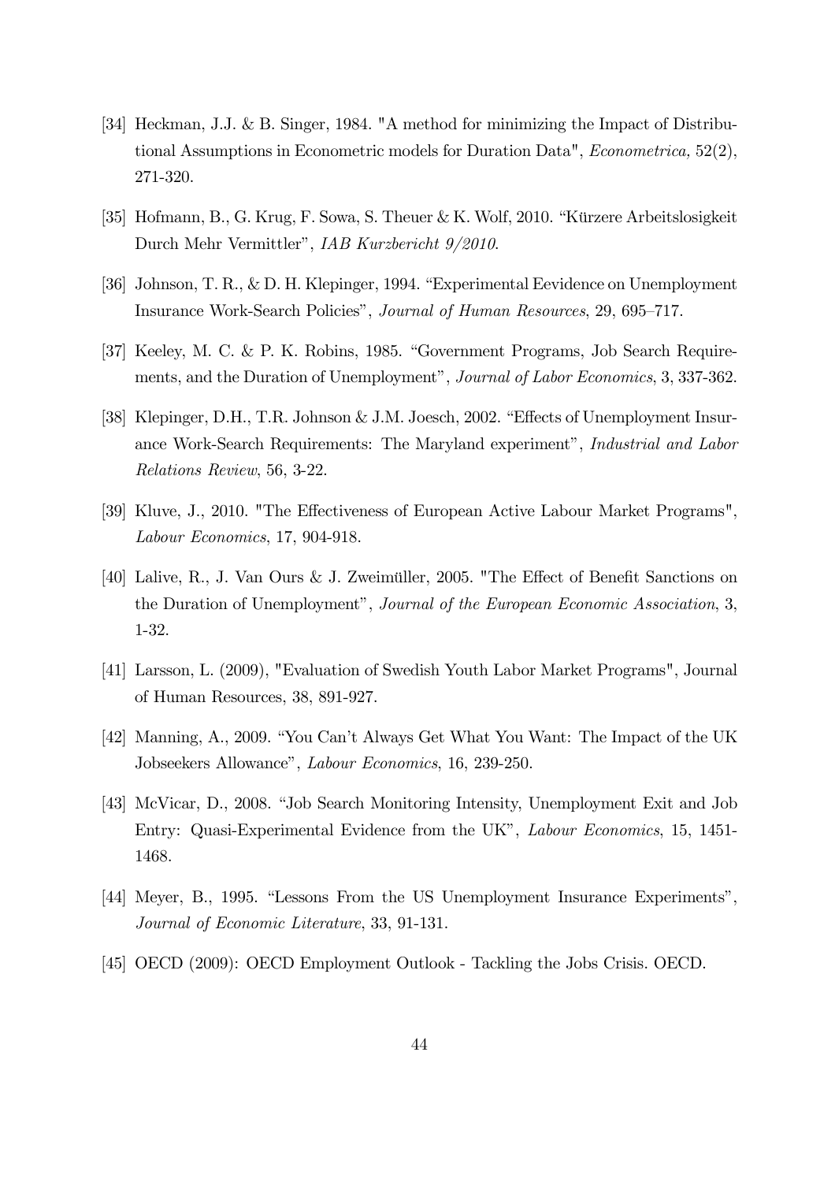[34] Heckman, J.J. & B. Singer, 1984. "A method for minimizing the Impact of Distributional Assumptions in Econometric models for Duration Data", *Econometrica,* 52(2), 271-320.

[35] Hofmann, B., G. Krug, F. Sowa, S. Theuer & K. Wolf, 2010. "Kürzere Arbeitslosigkeit Durch Mehr Vermittler", *IAB Kurzbericht 9/2010*.

[36] Johnson, T. R., & D. H. Klepinger, 1994. "Experimental Eevidence on Unemployment Insurance Work-Search Policies", *Journal of Human Resources*, 29, 695–717.

[37] Keeley, M. C. & P. K. Robins, 1985. "Government Programs, Job Search Requirements, and the Duration of Unemployment", *Journal of Labor Economics*, 3, 337-362.

[38] Klepinger, D.H., T.R. Johnson & J.M. Joesch, 2002. "Effects of Unemployment Insurance Work-Search Requirements: The Maryland experiment", *Industrial and Labor Relations Review*, 56, 3-22.

[39] Kluve, J., 2010. "The Effectiveness of European Active Labour Market Programs", *Labour Economics*, 17, 904-918.

[40] Lalive, R., J. Van Ours & J. Zweimüller, 2005. "The Effect of Benefit Sanctions on the Duration of Unemployment", *Journal of the European Economic Association*, 3, 1-32.

[41] Larsson, L. (2009), "Evaluation of Swedish Youth Labor Market Programs", Journal of Human Resources, 38, 891-927.

[42] Manning, A., 2009. "You Can't Always Get What You Want: The Impact of the UK Jobseekers Allowance", *Labour Economics*, 16, 239-250.

[43] McVicar, D., 2008. "Job Search Monitoring Intensity, Unemployment Exit and Job Entry: Quasi-Experimental Evidence from the UK", *Labour Economics*, 15, 1451-1468.

[44] Meyer, B., 1995. "Lessons From the US Unemployment Insurance Experiments", *Journal of Economic Literature*, 33, 91-131.

[45] OECD (2009): OECD Employment Outlook - Tackling the Jobs Crisis. OECD.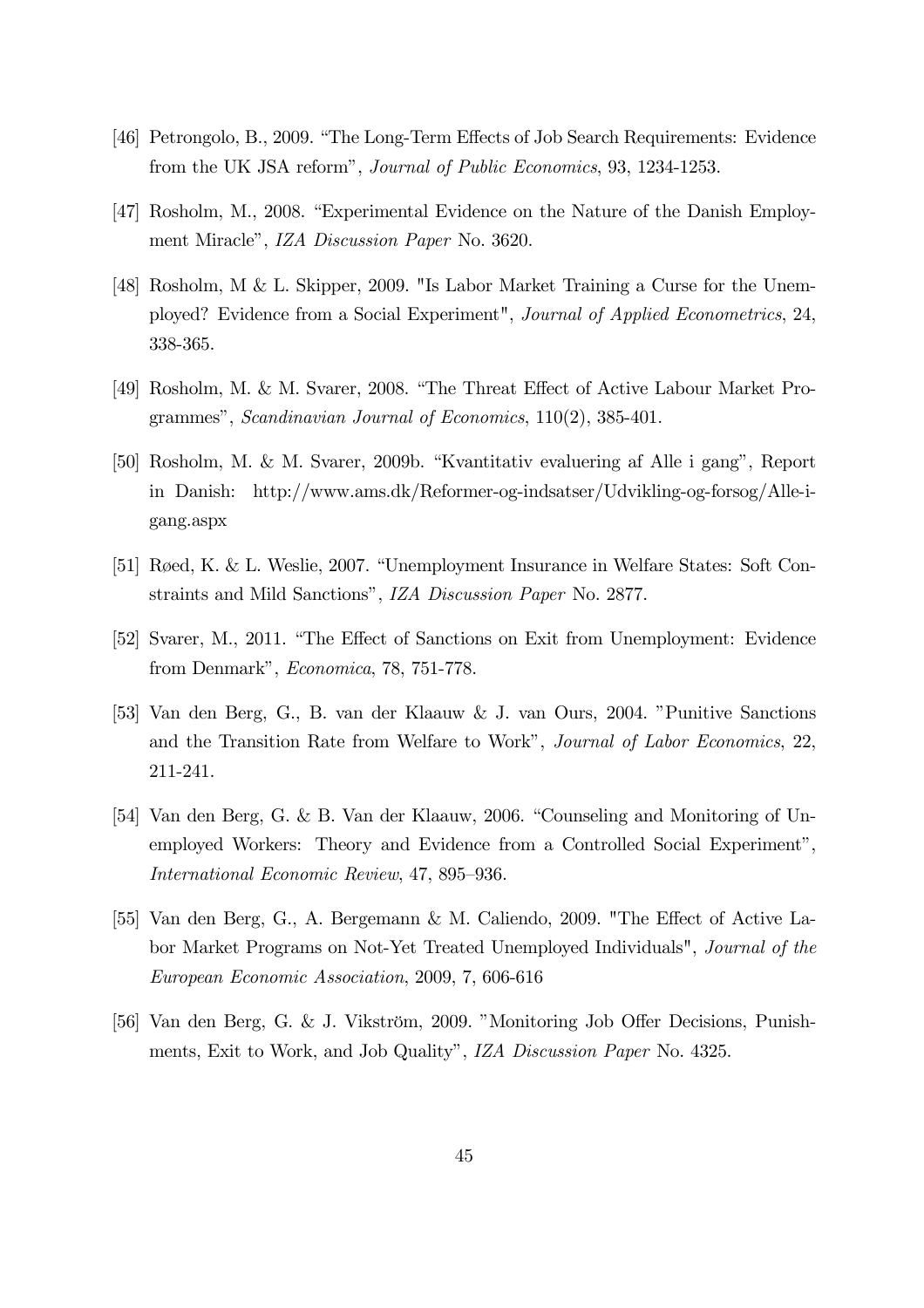[46] Petrongolo, B., 2009. "The Long-Term Effects of Job Search Requirements: Evidence from the UK JSA reform", *Journal of Public Economics*, 93, 1234-1253.

[47] Rosholm, M., 2008. "Experimental Evidence on the Nature of the Danish Employment Miracle", *IZA Discussion Paper* No. 3620.

[48] Rosholm, M & L. Skipper, 2009. "Is Labor Market Training a Curse for the Unemployed? Evidence from a Social Experiment", *Journal of Applied Econometrics*, 24, 338-365.

[49] Rosholm, M. & M. Svarer, 2008. "The Threat Effect of Active Labour Market Programmes", *Scandinavian Journal of Economics*, 110(2), 385-401.

[50] Rosholm, M. & M. Svarer, 2009b. "Kvantitativ evaluering af Alle i gang", Report in Danish: http://www.ams.dk/Reformer-og-indsatser/Udvikling-og-forsog/Alle-i-gang.aspx

[51] Røed, K. & L. Weslie, 2007. "Unemployment Insurance in Welfare States: Soft Constraints and Mild Sanctions", *IZA Discussion Paper* No. 2877.

[52] Svarer, M., 2011. "The Effect of Sanctions on Exit from Unemployment: Evidence from Denmark", *Economica*, 78, 751-778.

[53] Van den Berg, G., B. van der Klaauw & J. van Ours, 2004. "Punitive Sanctions and the Transition Rate from Welfare to Work", *Journal of Labor Economics*, 22, 211-241.

[54] Van den Berg, G. & B. Van der Klaauw, 2006. "Counseling and Monitoring of Unemployed Workers: Theory and Evidence from a Controlled Social Experiment", *International Economic Review*, 47, 895–936.

[55] Van den Berg, G., A. Bergemann & M. Caliendo, 2009. "The Effect of Active Labor Market Programs on Not-Yet Treated Unemployed Individuals", *Journal of the European Economic Association*, 2009, 7, 606-616

[56] Van den Berg, G. & J. Vikström, 2009. "Monitoring Job Offer Decisions, Punishments, Exit to Work, and Job Quality", *IZA Discussion Paper* No. 4325.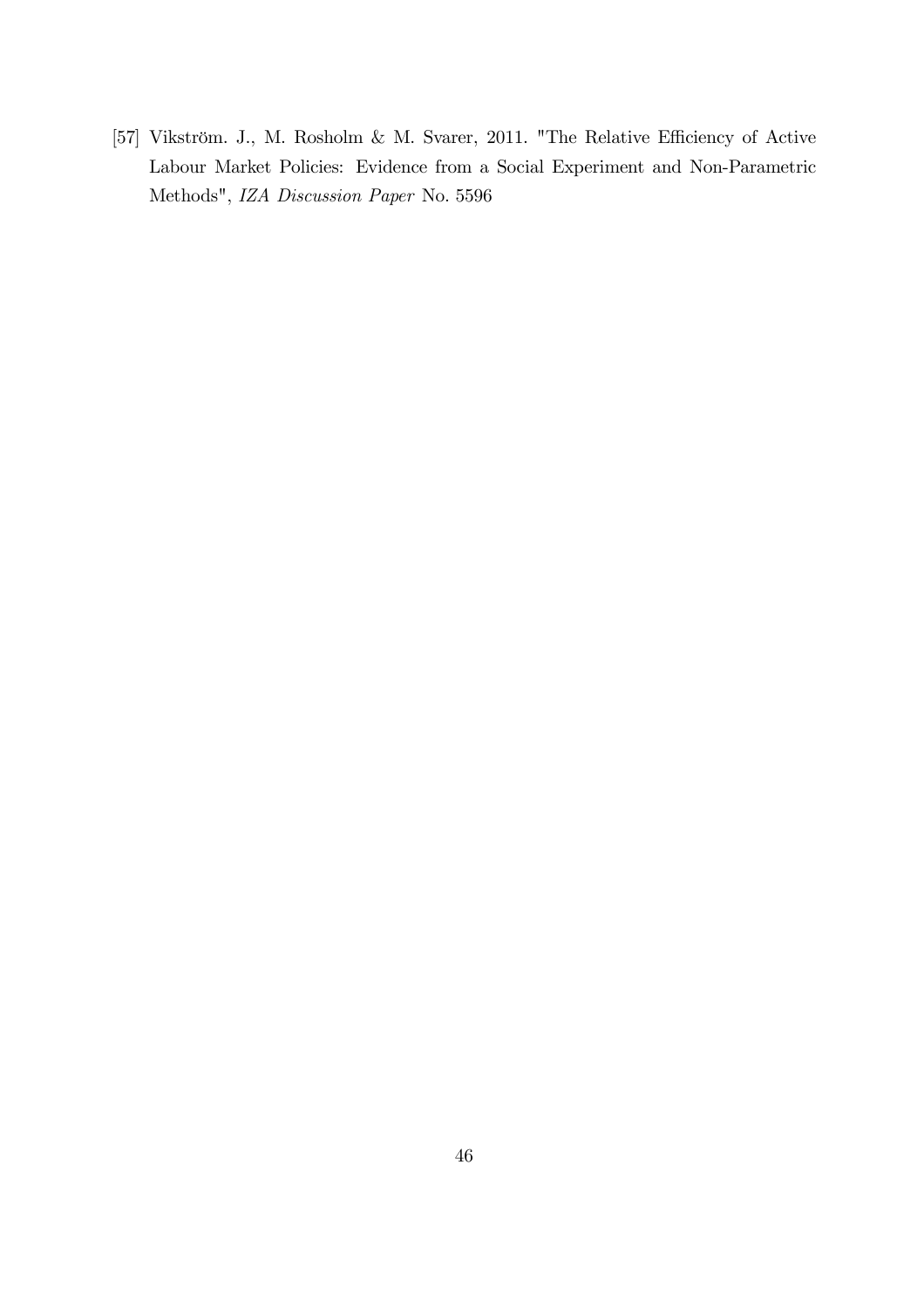[57] Vikström. J., M. Rosholm & M. Svarer, 2011. "The Relative Efficiency of Active Labour Market Policies: Evidence from a Social Experiment and Non-Parametric Methods", *IZA Discussion Paper* No. 5596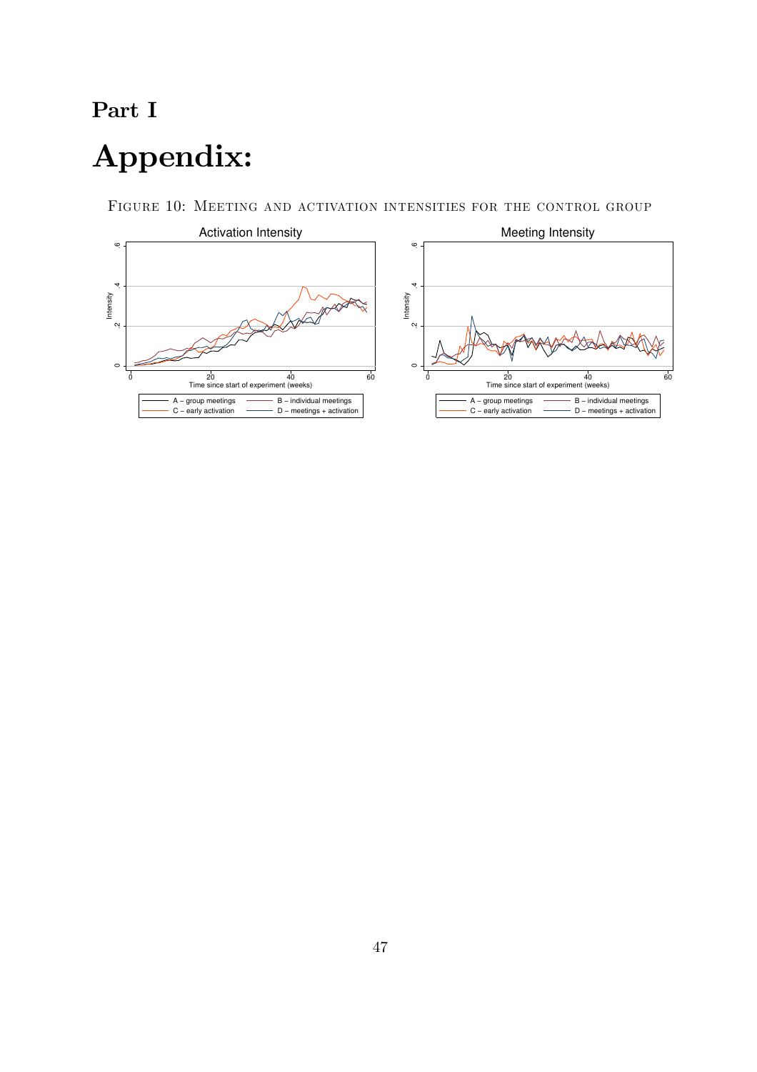# Part I

# Appendix:

Figure 10: Meeting and activation intensities for the control group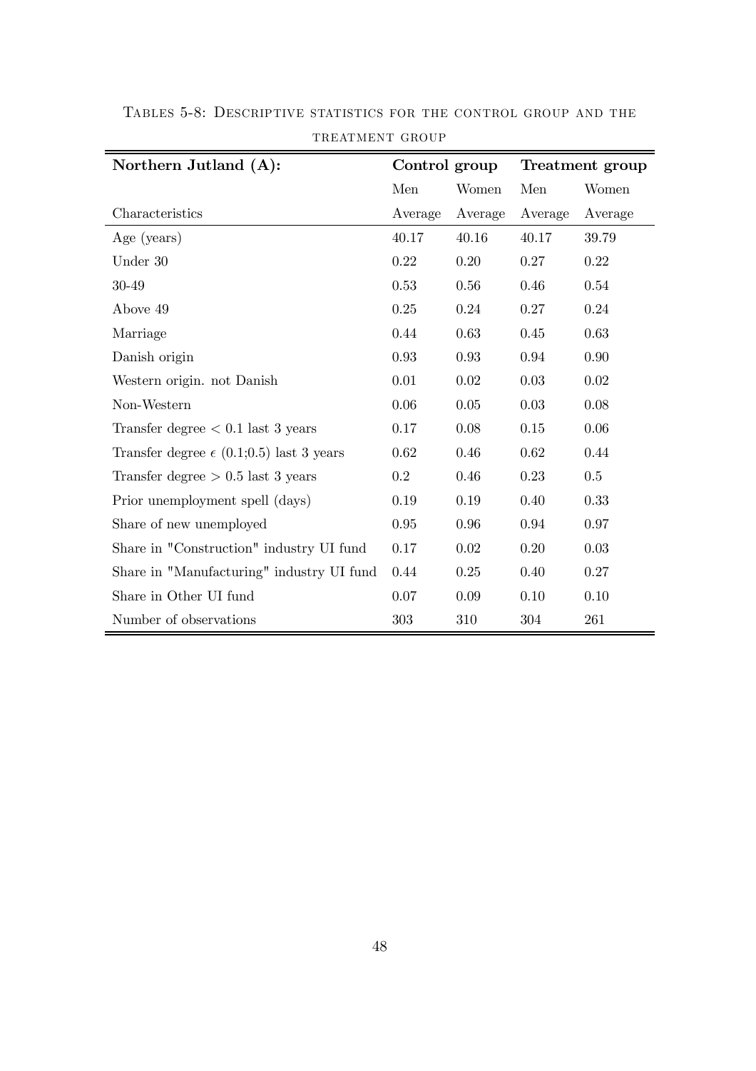Tables 5-8: Descriptive statistics for the control group and the treatment group

| **Northern Jutland (A):** | **Control group** | | **Treatment group** | |
|---|---|---|---|---|
| | Men | Women | Men | Women |
| Characteristics | Average | Average | Average | Average |
| Age (years) | 40.17 | 40.16 | 40.17 | 39.79 |
| Under 30 | 0.22 | 0.20 | 0.27 | 0.22 |
| 30-49 | 0.53 | 0.56 | 0.46 | 0.54 |
| Above 49 | 0.25 | 0.24 | 0.27 | 0.24 |
| Marriage | 0.44 | 0.63 | 0.45 | 0.63 |
| Danish origin | 0.93 | 0.93 | 0.94 | 0.90 |
| Western origin. not Danish | 0.01 | 0.02 | 0.03 | 0.02 |
| Non-Western | 0.06 | 0.05 | 0.03 | 0.08 |
| Transfer degree $< 0.1$ last 3 years | 0.17 | 0.08 | 0.15 | 0.06 |
| Transfer degree $\epsilon$ (0.1;0.5) last 3 years | 0.62 | 0.46 | 0.62 | 0.44 |
| Transfer degree $> 0.5$ last 3 years | 0.2 | 0.46 | 0.23 | 0.5 |
| Prior unemployment spell (days) | 0.19 | 0.19 | 0.40 | 0.33 |
| Share of new unemployed | 0.95 | 0.96 | 0.94 | 0.97 |
| Share in "Construction" industry UI fund | 0.17 | 0.02 | 0.20 | 0.03 |
| Share in "Manufacturing" industry UI fund | 0.44 | 0.25 | 0.40 | 0.27 |
| Share in Other UI fund | 0.07 | 0.09 | 0.10 | 0.10 |
| Number of observations | 303 | 310 | 304 | 261 |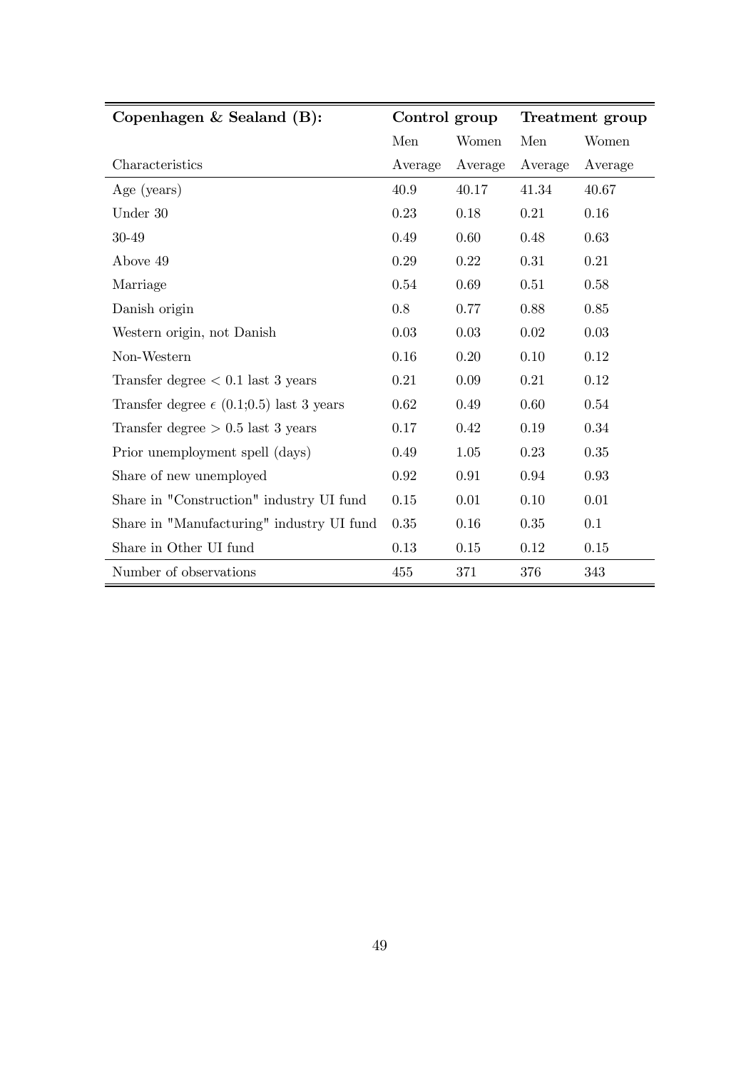| **Copenhagen & Sealand (B):** | **Control group** | | **Treatment group** | |
|---|---|---|---|---|
| | Men | Women | Men | Women |
| Characteristics | Average | Average | Average | Average |
| Age (years) | 40.9 | 40.17 | 41.34 | 40.67 |
| Under 30 | 0.23 | 0.18 | 0.21 | 0.16 |
| 30-49 | 0.49 | 0.60 | 0.48 | 0.63 |
| Above 49 | 0.29 | 0.22 | 0.31 | 0.21 |
| Marriage | 0.54 | 0.69 | 0.51 | 0.58 |
| Danish origin | 0.8 | 0.77 | 0.88 | 0.85 |
| Western origin, not Danish | 0.03 | 0.03 | 0.02 | 0.03 |
| Non-Western | 0.16 | 0.20 | 0.10 | 0.12 |
| Transfer degree $< 0.1$ last 3 years | 0.21 | 0.09 | 0.21 | 0.12 |
| Transfer degree $\epsilon$ (0.1;0.5) last 3 years | 0.62 | 0.49 | 0.60 | 0.54 |
| Transfer degree $> 0.5$ last 3 years | 0.17 | 0.42 | 0.19 | 0.34 |
| Prior unemployment spell (days) | 0.49 | 1.05 | 0.23 | 0.35 |
| Share of new unemployed | 0.92 | 0.91 | 0.94 | 0.93 |
| Share in "Construction" industry UI fund | 0.15 | 0.01 | 0.10 | 0.01 |
| Share in "Manufacturing" industry UI fund | 0.35 | 0.16 | 0.35 | 0.1 |
| Share in Other UI fund | 0.13 | 0.15 | 0.12 | 0.15 |
| Number of observations | 455 | 371 | 376 | 343 |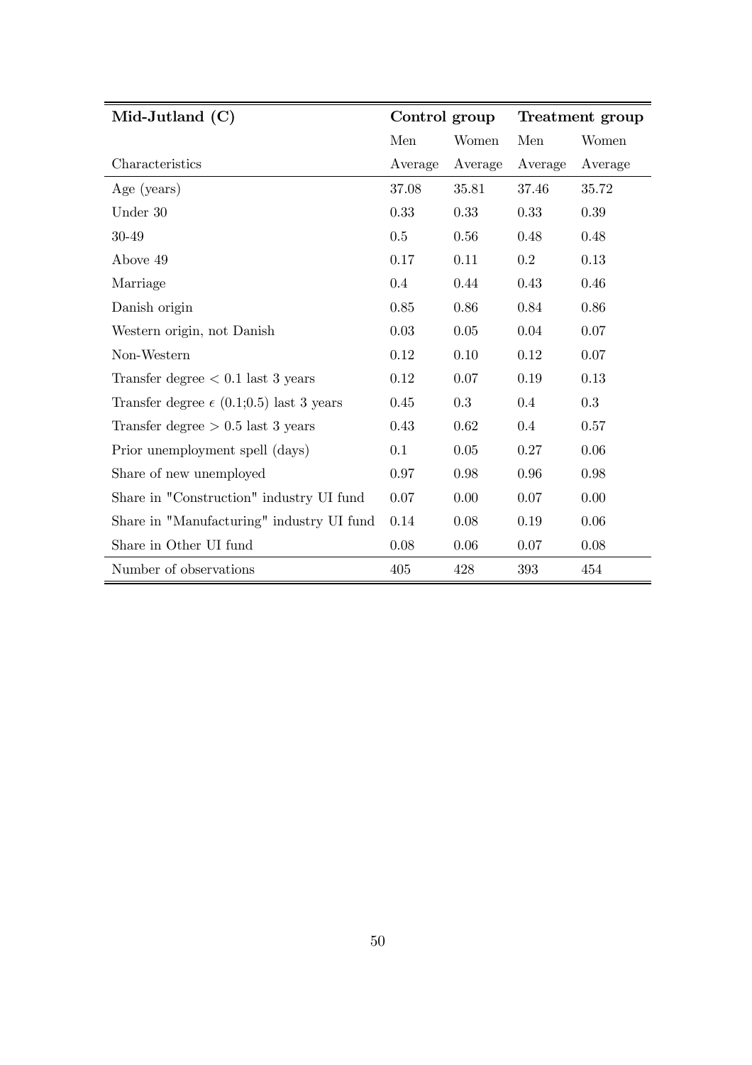| **Mid-Jutland (C)** | **Control group** | | **Treatment group** | |
|---|---|---|---|---|
| | Men | Women | Men | Women |
| Characteristics | Average | Average | Average | Average |
| Age (years) | 37.08 | 35.81 | 37.46 | 35.72 |
| Under 30 | 0.33 | 0.33 | 0.33 | 0.39 |
| 30-49 | 0.5 | 0.56 | 0.48 | 0.48 |
| Above 49 | 0.17 | 0.11 | 0.2 | 0.13 |
| Marriage | 0.4 | 0.44 | 0.43 | 0.46 |
| Danish origin | 0.85 | 0.86 | 0.84 | 0.86 |
| Western origin, not Danish | 0.03 | 0.05 | 0.04 | 0.07 |
| Non-Western | 0.12 | 0.10 | 0.12 | 0.07 |
| Transfer degree $< 0.1$ last 3 years | 0.12 | 0.07 | 0.19 | 0.13 |
| Transfer degree $\epsilon$ (0.1;0.5) last 3 years | 0.45 | 0.3 | 0.4 | 0.3 |
| Transfer degree $> 0.5$ last 3 years | 0.43 | 0.62 | 0.4 | 0.57 |
| Prior unemployment spell (days) | 0.1 | 0.05 | 0.27 | 0.06 |
| Share of new unemployed | 0.97 | 0.98 | 0.96 | 0.98 |
| Share in "Construction" industry UI fund | 0.07 | 0.00 | 0.07 | 0.00 |
| Share in "Manufacturing" industry UI fund | 0.14 | 0.08 | 0.19 | 0.06 |
| Share in Other UI fund | 0.08 | 0.06 | 0.07 | 0.08 |
| Number of observations | 405 | 428 | 393 | 454 |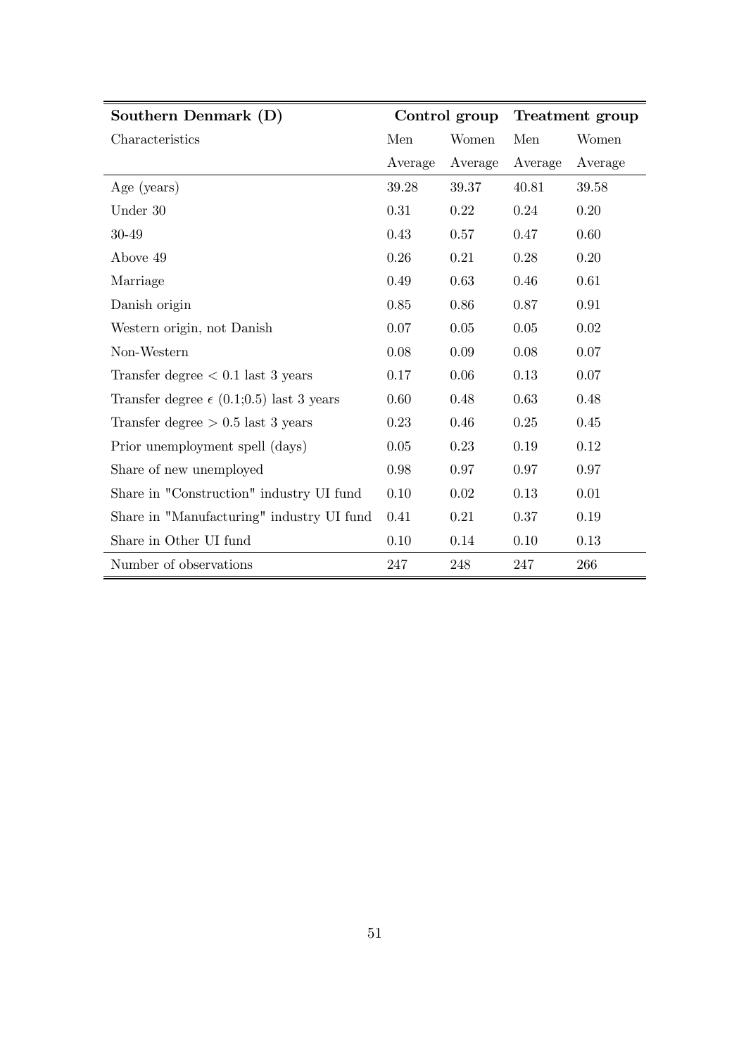| Southern Denmark (D) | Control group | | Treatment group | |
|---|---|---|---|---|
| Characteristics | Men | Women | Men | Women |
| | Average | Average | Average | Average |
| Age (years) | 39.28 | 39.37 | 40.81 | 39.58 |
| Under 30 | 0.31 | 0.22 | 0.24 | 0.20 |
| 30-49 | 0.43 | 0.57 | 0.47 | 0.60 |
| Above 49 | 0.26 | 0.21 | 0.28 | 0.20 |
| Marriage | 0.49 | 0.63 | 0.46 | 0.61 |
| Danish origin | 0.85 | 0.86 | 0.87 | 0.91 |
| Western origin, not Danish | 0.07 | 0.05 | 0.05 | 0.02 |
| Non-Western | 0.08 | 0.09 | 0.08 | 0.07 |
| Transfer degree $< 0.1$ last 3 years | 0.17 | 0.06 | 0.13 | 0.07 |
| Transfer degree $\epsilon$ (0.1;0.5) last 3 years | 0.60 | 0.48 | 0.63 | 0.48 |
| Transfer degree $> 0.5$ last 3 years | 0.23 | 0.46 | 0.25 | 0.45 |
| Prior unemployment spell (days) | 0.05 | 0.23 | 0.19 | 0.12 |
| Share of new unemployed | 0.98 | 0.97 | 0.97 | 0.97 |
| Share in "Construction" industry UI fund | 0.10 | 0.02 | 0.13 | 0.01 |
| Share in "Manufacturing" industry UI fund | 0.41 | 0.21 | 0.37 | 0.19 |
| Share in Other UI fund | 0.10 | 0.14 | 0.10 | 0.13 |
| Number of observations | 247 | 248 | 247 | 266 |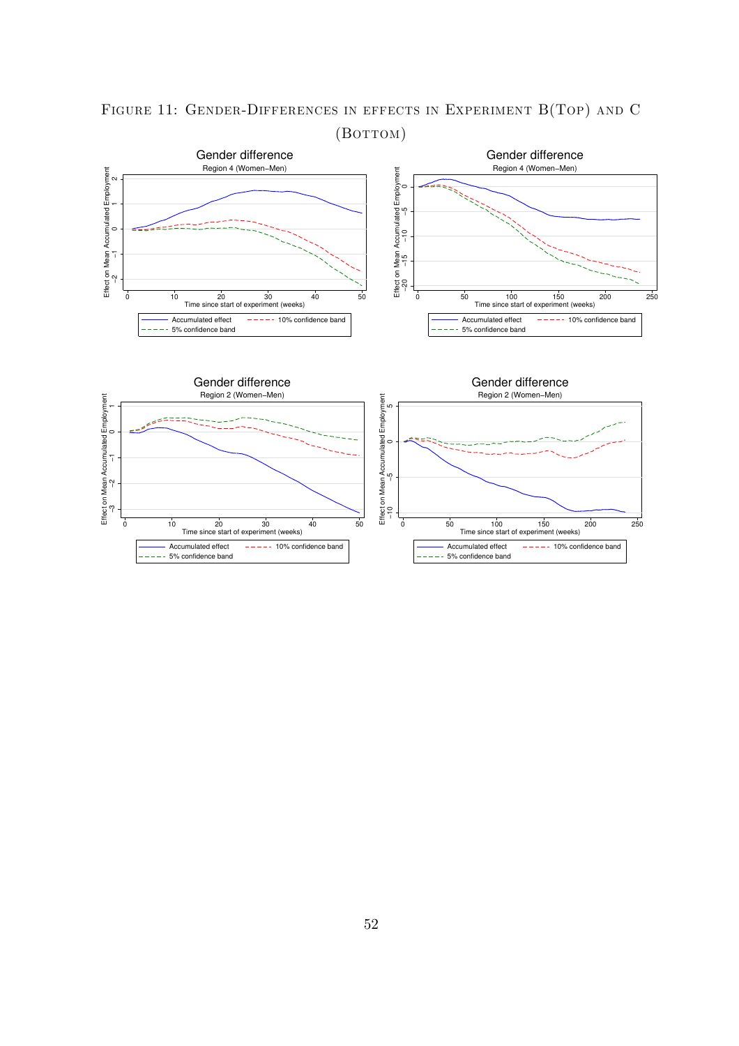Figure 11: Gender-Differences in effects in Experiment B(Top) and C (Bottom)

Gender difference

Region 4 (Women–Men)

Effect on Mean Accumulated Employment

-2 -1 0 1 2

0 10 20 30 40 50

Time since start of experiment (weeks)

Accumulated effect
10% confidence band
5% confidence band

Gender difference

Region 4 (Women–Men)

Effect on Mean Accumulated Employment

-20 -15 -10 -5 0

0 50 100 150 200 250

Time since start of experiment (weeks)

Accumulated effect
10% confidence band
5% confidence band

Gender difference

Region 2 (Women–Men)

Effect on Mean Accumulated Employment

-3 -2 -1 0 1

0 10 20 30 40 50

Time since start of experiment (weeks)

Accumulated effect
10% confidence band
5% confidence band

Gender difference

Region 2 (Women–Men)

Effect on Mean Accumulated Employment

-10 -5 0 5

0 50 100 150 200 250

Time since start of experiment (weeks)

Accumulated effect
10% confidence band
5% confidence band